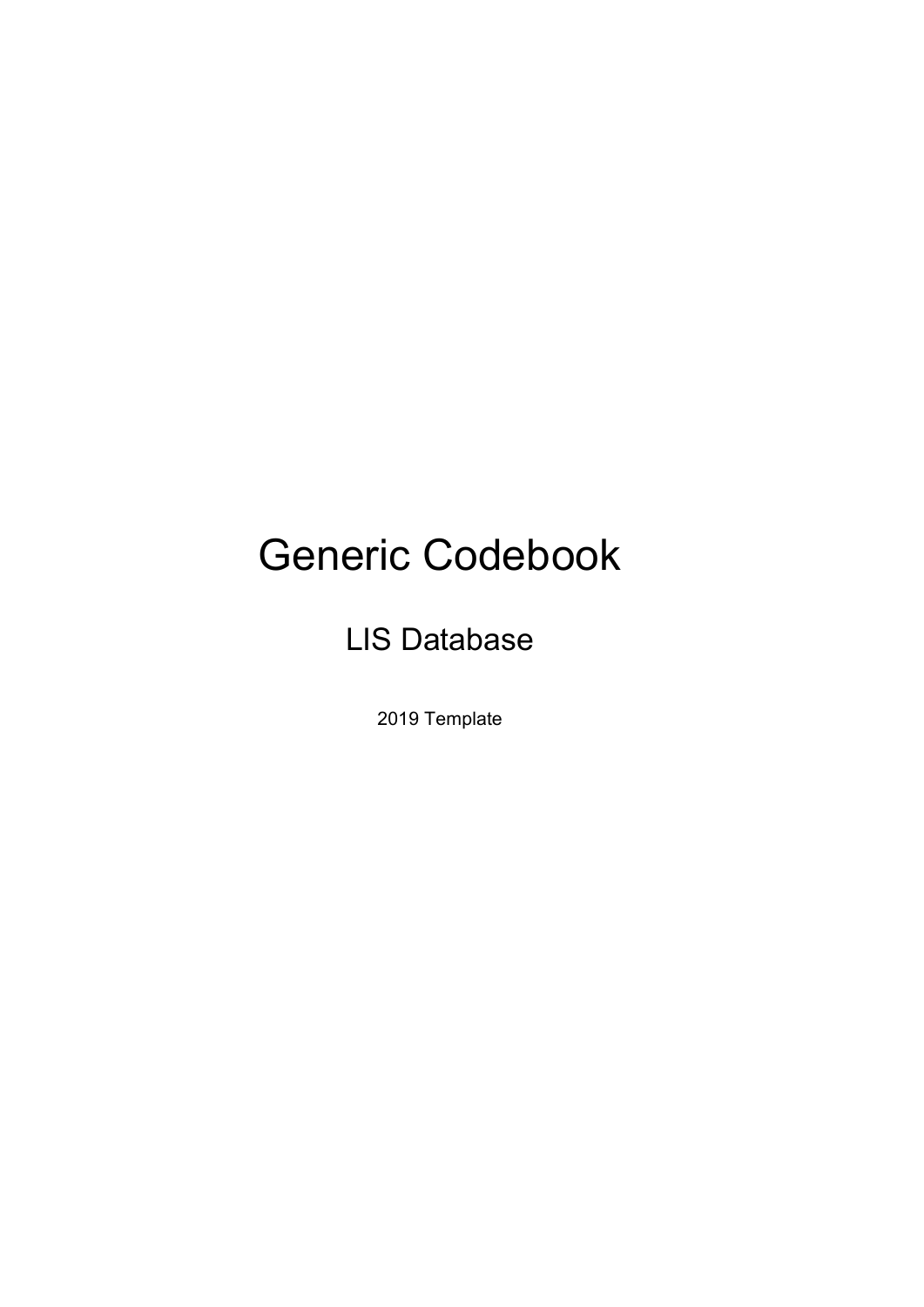# Generic Codebook

## LIS Database

2019 Template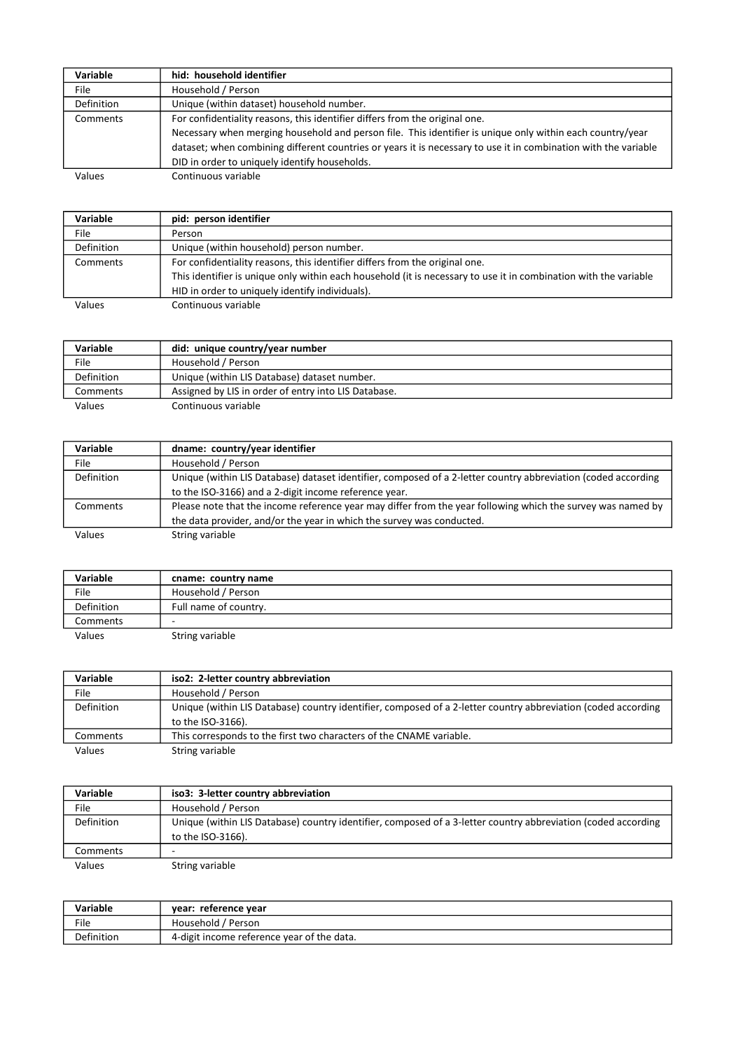| Variable | hid: household identifier |
|---|---|
| File | Household / Person |
| Definition | Unique (within dataset) household number. |
| Comments | For confidentiality reasons, this identifier differs from the original one. Necessary when merging household and person file. This identifier is unique only within each country/year dataset; when combining different countries or years it is necessary to use it in combination with the variable DID in order to uniquely identify households. |
| Values | Continuous variable |

| Variable | pid: person identifier |
|---|---|
| File | Person |
| Definition | Unique (within household) person number. |
| Comments | For confidentiality reasons, this identifier differs from the original one. This identifier is unique only within each household (it is necessary to use it in combination with the variable HID in order to uniquely identify individuals). |
| Values | Continuous variable |

| Variable | did: unique country/year number |
|---|---|
| File | Household / Person |
| Definition | Unique (within LIS Database) dataset number. |
| Comments | Assigned by LIS in order of entry into LIS Database. |
| Values | Continuous variable |

| Variable | dname: country/year identifier |
|---|---|
| File | Household / Person |
| Definition | Unique (within LIS Database) dataset identifier, composed of a 2-letter country abbreviation (coded according to the ISO-3166) and a 2-digit income reference year. |
| Comments | Please note that the income reference year may differ from the year following which the survey was named by the data provider, and/or the year in which the survey was conducted. |
| Values | String variable |

| Variable | cname: country name |
|---|---|
| File | Household / Person |
| Definition | Full name of country. |
| Comments | - |
| Values | String variable |

| Variable | iso2: 2-letter country abbreviation |
|---|---|
| File | Household / Person |
| Definition | Unique (within LIS Database) country identifier, composed of a 2-letter country abbreviation (coded according to the ISO-3166). |
| Comments | This corresponds to the first two characters of the CNAME variable. |
| Values | String variable |

| Variable | iso3: 3-letter country abbreviation |
|---|---|
| File | Household / Person |
| Definition | Unique (within LIS Database) country identifier, composed of a 3-letter country abbreviation (coded according to the ISO-3166). |
| Comments | - |
| Values | String variable |

| Variable | year: reference year |
|---|---|
| File | Household / Person |
| Definition | 4-digit income reference year of the data. |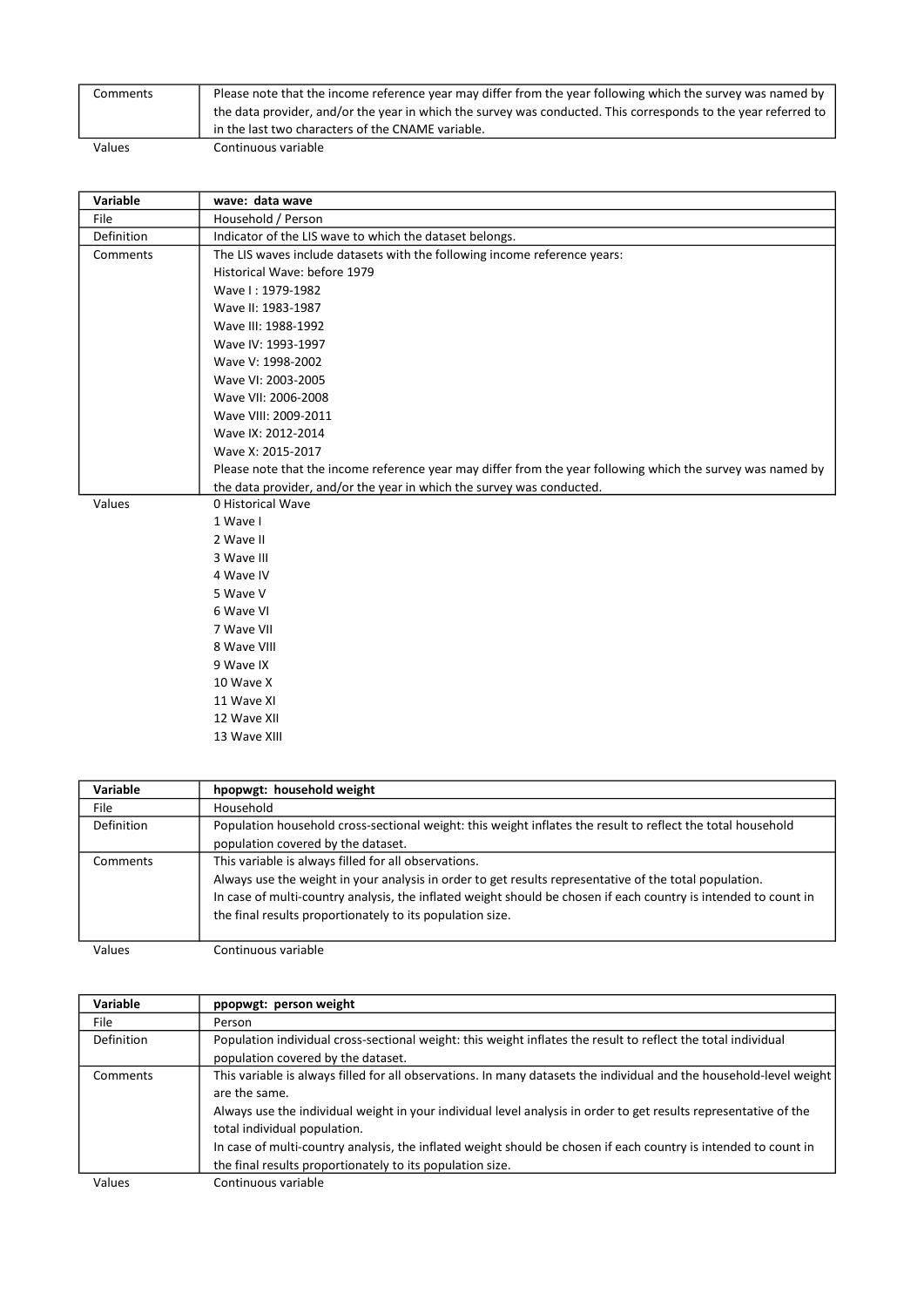| | |
|---|---|
| Comments | Please note that the income reference year may differ from the year following which the survey was named by the data provider, and/or the year in which the survey was conducted. This corresponds to the year referred to in the last two characters of the CNAME variable. |
| Values | Continuous variable |

| Variable | wave: data wave |
|---|---|
| File | Household / Person |
| Definition | Indicator of the LIS wave to which the dataset belongs. |
| Comments | The LIS waves include datasets with the following income reference years:<br>Historical Wave: before 1979<br>Wave I : 1979-1982<br>Wave II: 1983-1987<br>Wave III: 1988-1992<br>Wave IV: 1993-1997<br>Wave V: 1998-2002<br>Wave VI: 2003-2005<br>Wave VII: 2006-2008<br>Wave VIII: 2009-2011<br>Wave IX: 2012-2014<br>Wave X: 2015-2017<br>Please note that the income reference year may differ from the year following which the survey was named by the data provider, and/or the year in which the survey was conducted. |
| Values | 0 Historical Wave<br>1 Wave I<br>2 Wave II<br>3 Wave III<br>4 Wave IV<br>5 Wave V<br>6 Wave VI<br>7 Wave VII<br>8 Wave VIII<br>9 Wave IX<br>10 Wave X<br>11 Wave XI<br>12 Wave XII<br>13 Wave XIII |

| Variable | hpopwgt: household weight |
|---|---|
| File | Household |
| Definition | Population household cross-sectional weight: this weight inflates the result to reflect the total household population covered by the dataset. |
| Comments | This variable is always filled for all observations.<br>Always use the weight in your analysis in order to get results representative of the total population.<br>In case of multi-country analysis, the inflated weight should be chosen if each country is intended to count in the final results proportionately to its population size. |
| Values | Continuous variable |

| Variable | ppopwgt: person weight |
|---|---|
| File | Person |
| Definition | Population individual cross-sectional weight: this weight inflates the result to reflect the total individual population covered by the dataset. |
| Comments | This variable is always filled for all observations. In many datasets the individual and the household-level weight are the same.<br>Always use the individual weight in your individual level analysis in order to get results representative of the total individual population.<br>In case of multi-country analysis, the inflated weight should be chosen if each country is intended to count in the final results proportionately to its population size. |
| Values | Continuous variable |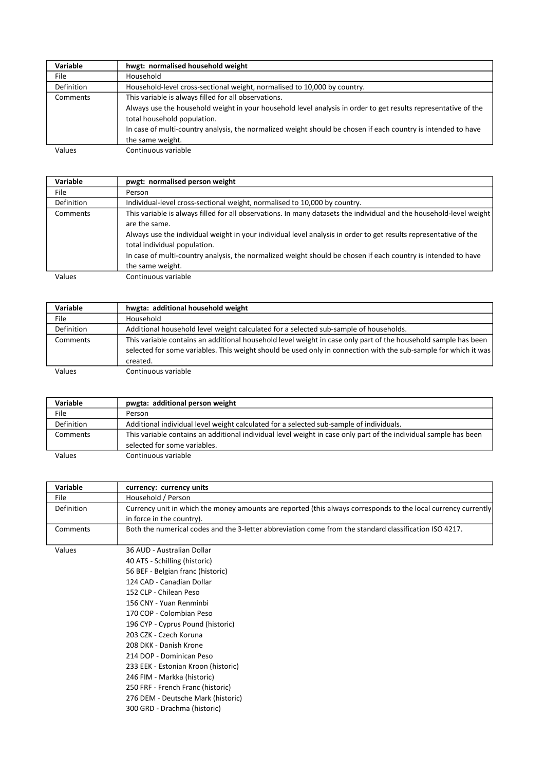| Variable | hwgt: normalised household weight |
| --- | --- |
| File | Household |
| Definition | Household-level cross-sectional weight, normalised to 10,000 by country. |
| Comments | This variable is always filled for all observations.<br>Always use the household weight in your household level analysis in order to get results representative of the total household population.<br>In case of multi-country analysis, the normalized weight should be chosen if each country is intended to have the same weight. |
| Values | Continuous variable |

| Variable | pwgt: normalised person weight |
| --- | --- |
| File | Person |
| Definition | Individual-level cross-sectional weight, normalised to 10,000 by country. |
| Comments | This variable is always filled for all observations. In many datasets the individual and the household-level weight are the same.<br>Always use the individual weight in your individual level analysis in order to get results representative of the total individual population.<br>In case of multi-country analysis, the normalized weight should be chosen if each country is intended to have the same weight. |
| Values | Continuous variable |

| Variable | hwgta: additional household weight |
| --- | --- |
| File | Household |
| Definition | Additional household level weight calculated for a selected sub-sample of households. |
| Comments | This variable contains an additional household level weight in case only part of the household sample has been selected for some variables. This weight should be used only in connection with the sub-sample for which it was created. |
| Values | Continuous variable |

| Variable | pwgta: additional person weight |
| --- | --- |
| File | Person |
| Definition | Additional individual level weight calculated for a selected sub-sample of individuals. |
| Comments | This variable contains an additional individual level weight in case only part of the individual sample has been selected for some variables. |
| Values | Continuous variable |

| Variable | currency: currency units |
| --- | --- |
| File | Household / Person |
| Definition | Currency unit in which the money amounts are reported (this always corresponds to the local currency currently in force in the country). |
| Comments | Both the numerical codes and the 3-letter abbreviation come from the standard classification ISO 4217. |
| Values | 36 AUD - Australian Dollar<br>40 ATS - Schilling (historic)<br>56 BEF - Belgian franc (historic)<br>124 CAD - Canadian Dollar<br>152 CLP - Chilean Peso<br>156 CNY - Yuan Renminbi<br>170 COP - Colombian Peso<br>196 CYP - Cyprus Pound (historic)<br>203 CZK - Czech Koruna<br>208 DKK - Danish Krone<br>214 DOP - Dominican Peso<br>233 EEK - Estonian Kroon (historic)<br>246 FIM - Markka (historic)<br>250 FRF - French Franc (historic)<br>276 DEM - Deutsche Mark (historic)<br>300 GRD - Drachma (historic) |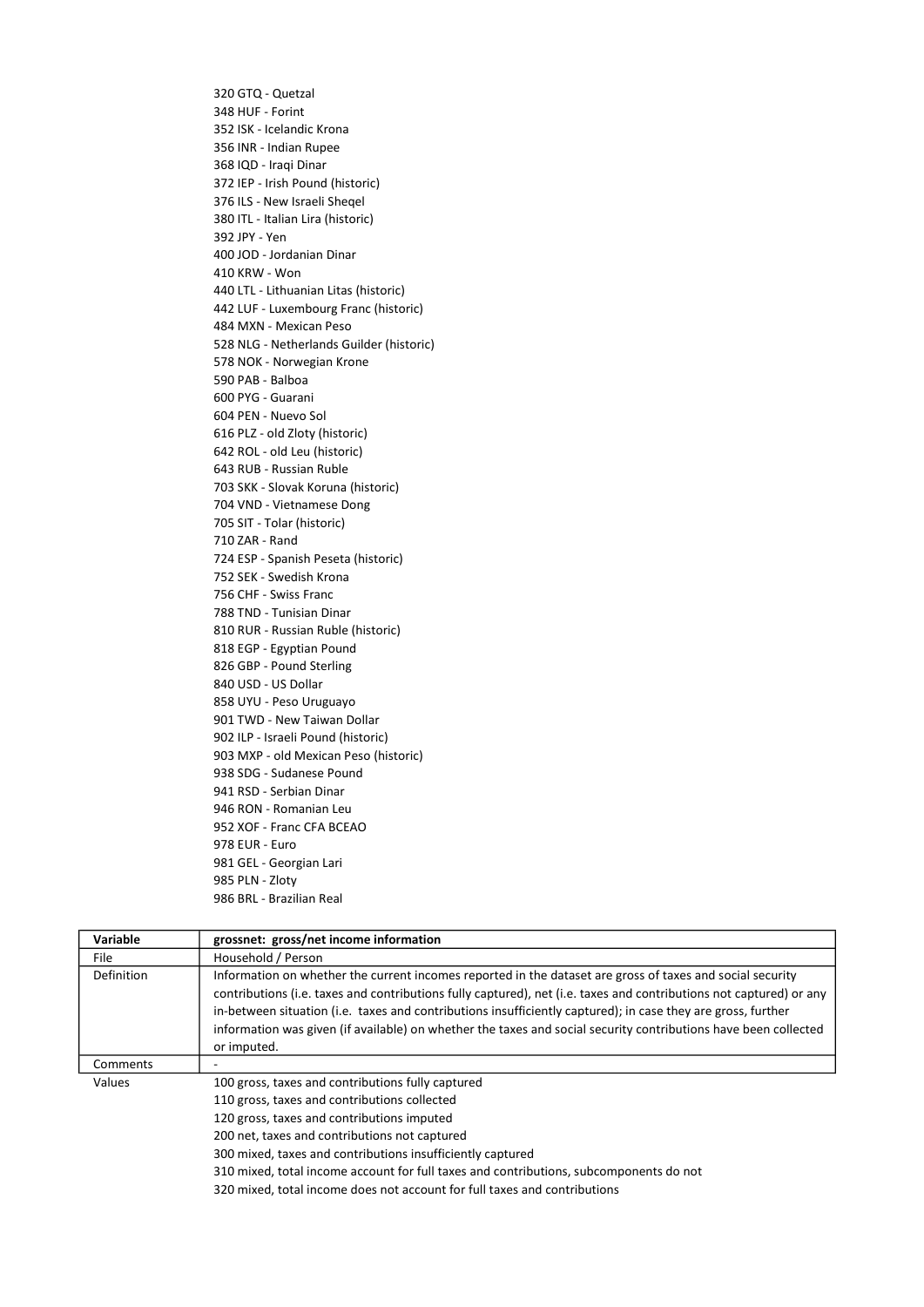320 GTQ - Quetzal
348 HUF - Forint
352 ISK - Icelandic Krona
356 INR - Indian Rupee
368 IQD - Iraqi Dinar
372 IEP - Irish Pound (historic)
376 ILS - New Israeli Sheqel
380 ITL - Italian Lira (historic)
392 JPY - Yen
400 JOD - Jordanian Dinar
410 KRW - Won
440 LTL - Lithuanian Litas (historic)
442 LUF - Luxembourg Franc (historic)
484 MXN - Mexican Peso
528 NLG - Netherlands Guilder (historic)
578 NOK - Norwegian Krone
590 PAB - Balboa
600 PYG - Guarani
604 PEN - Nuevo Sol
616 PLZ - old Zloty (historic)
642 ROL - old Leu (historic)
643 RUB - Russian Ruble
703 SKK - Slovak Koruna (historic)
704 VND - Vietnamese Dong
705 SIT - Tolar (historic)
710 ZAR - Rand
724 ESP - Spanish Peseta (historic)
752 SEK - Swedish Krona
756 CHF - Swiss Franc
788 TND - Tunisian Dinar
810 RUR - Russian Ruble (historic)
818 EGP - Egyptian Pound
826 GBP - Pound Sterling
840 USD - US Dollar
858 UYU - Peso Uruguayo
901 TWD - New Taiwan Dollar
902 ILP - Israeli Pound (historic)
903 MXP - old Mexican Peso (historic)
938 SDG - Sudanese Pound
941 RSD - Serbian Dinar
946 RON - Romanian Leu
952 XOF - Franc CFA BCEAO
978 EUR - Euro
981 GEL - Georgian Lari
985 PLN - Zloty
986 BRL - Brazilian Real

| Variable | **grossnet: gross/net income information** |
|---|---|
| File | Household / Person |
| Definition | Information on whether the current incomes reported in the dataset are gross of taxes and social security contributions (i.e. taxes and contributions fully captured), net (i.e. taxes and contributions not captured) or any in-between situation (i.e. taxes and contributions insufficiently captured); in case they are gross, further information was given (if available) on whether the taxes and social security contributions have been collected or imputed. |
| Comments | - |

Values
100 gross, taxes and contributions fully captured
110 gross, taxes and contributions collected
120 gross, taxes and contributions imputed
200 net, taxes and contributions not captured
300 mixed, taxes and contributions insufficiently captured
310 mixed, total income account for full taxes and contributions, subcomponents do not
320 mixed, total income does not account for full taxes and contributions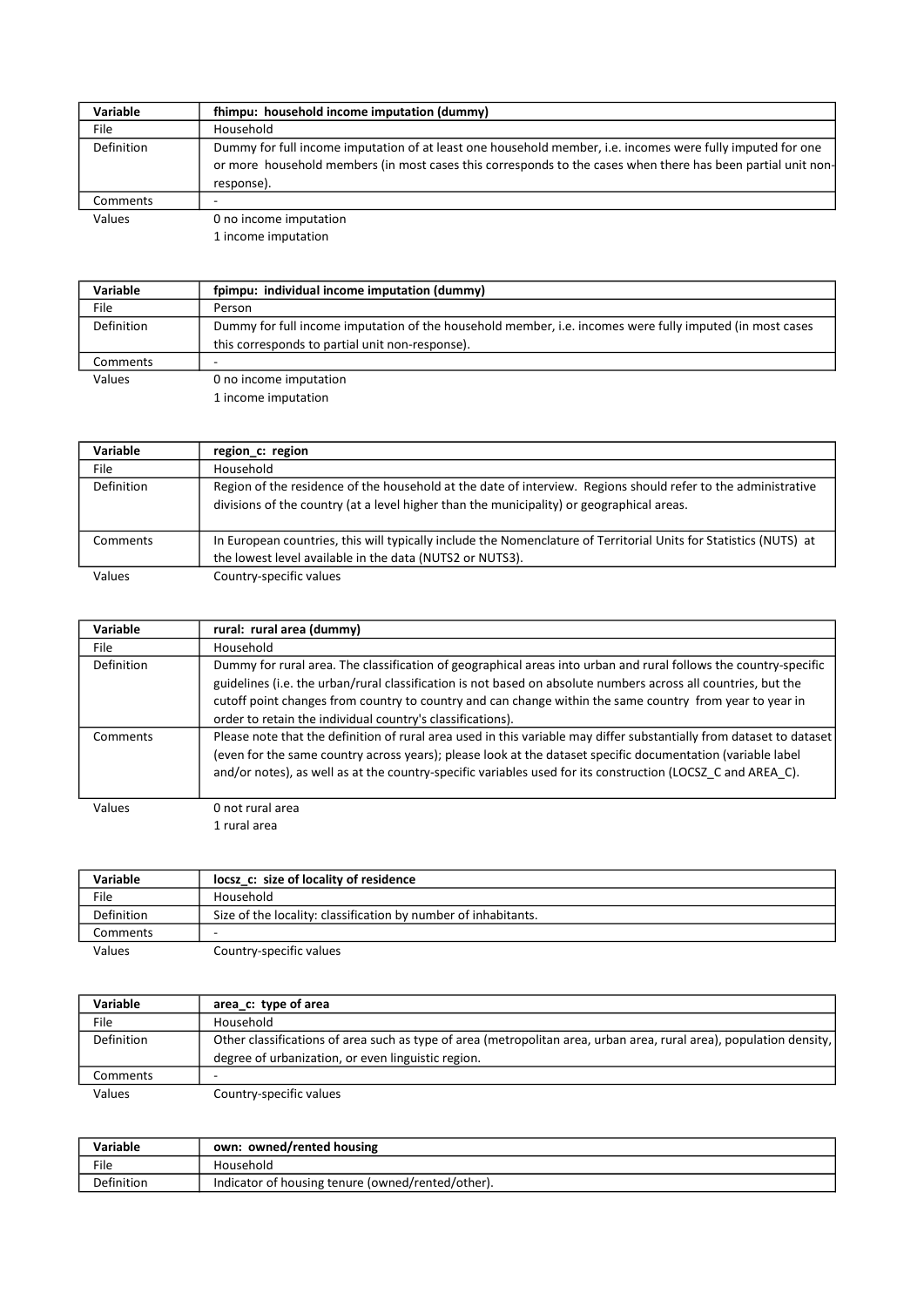| Variable | fhimpu: household income imputation (dummy) |
|---|---|
| File | Household |
| Definition | Dummy for full income imputation of at least one household member, i.e. incomes were fully imputed for one or more household members (in most cases this corresponds to the cases when there has been partial unit non-response). |
| Comments | - |
| Values | 0 no income imputation<br>1 income imputation |

| Variable | fpimpu: individual income imputation (dummy) |
|---|---|
| File | Person |
| Definition | Dummy for full income imputation of the household member, i.e. incomes were fully imputed (in most cases this corresponds to partial unit non-response). |
| Comments | - |
| Values | 0 no income imputation<br>1 income imputation |

| Variable | region_c: region |
|---|---|
| File | Household |
| Definition | Region of the residence of the household at the date of interview. Regions should refer to the administrative divisions of the country (at a level higher than the municipality) or geographical areas. |
| Comments | In European countries, this will typically include the Nomenclature of Territorial Units for Statistics (NUTS) at the lowest level available in the data (NUTS2 or NUTS3). |
| Values | Country-specific values |

| Variable | rural: rural area (dummy) |
|---|---|
| File | Household |
| Definition | Dummy for rural area. The classification of geographical areas into urban and rural follows the country-specific guidelines (i.e. the urban/rural classification is not based on absolute numbers across all countries, but the cutoff point changes from country to country and can change within the same country from year to year in order to retain the individual country's classifications). |
| Comments | Please note that the definition of rural area used in this variable may differ substantially from dataset to dataset (even for the same country across years); please look at the dataset specific documentation (variable label and/or notes), as well as at the country-specific variables used for its construction (LOCSZ_C and AREA_C). |
| Values | 0 not rural area<br>1 rural area |

| Variable | locsz_c: size of locality of residence |
|---|---|
| File | Household |
| Definition | Size of the locality: classification by number of inhabitants. |
| Comments | - |
| Values | Country-specific values |

| Variable | area_c: type of area |
|---|---|
| File | Household |
| Definition | Other classifications of area such as type of area (metropolitan area, urban area, rural area), population density, degree of urbanization, or even linguistic region. |
| Comments | - |
| Values | Country-specific values |

| Variable | own: owned/rented housing |
|---|---|
| File | Household |
| Definition | Indicator of housing tenure (owned/rented/other). |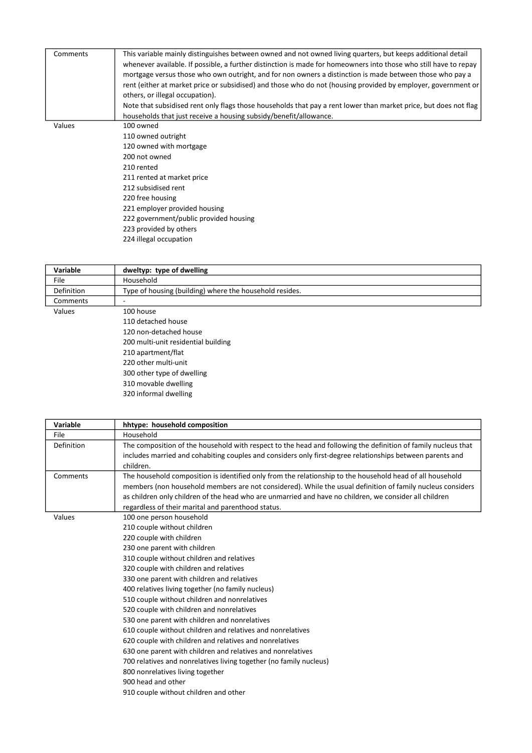| | |
|---|---|
| Comments | This variable mainly distinguishes between owned and not owned living quarters, but keeps additional detail whenever available. If possible, a further distinction is made for homeowners into those who still have to repay mortgage versus those who own outright, and for non owners a distinction is made between those who pay a rent (either at market price or subsidised) and those who do not (housing provided by employer, government or others, or illegal occupation).<br>Note that subsidised rent only flags those households that pay a rent lower than market price, but does not flag households that just receive a housing subsidy/benefit/allowance. |
| Values | 100 owned<br>110 owned outright<br>120 owned with mortgage<br>200 not owned<br>210 rented<br>211 rented at market price<br>212 subsidised rent<br>220 free housing<br>221 employer provided housing<br>222 government/public provided housing<br>223 provided by others<br>224 illegal occupation |

| **Variable** | **dweltyp: type of dwelling** |
|---|---|
| File | Household |
| Definition | Type of housing (building) where the household resides. |
| Comments | - |
| Values | 100 house<br>110 detached house<br>120 non-detached house<br>200 multi-unit residential building<br>210 apartment/flat<br>220 other multi-unit<br>300 other type of dwelling<br>310 movable dwelling<br>320 informal dwelling |

| **Variable** | **hhtype: household composition** |
|---|---|
| File | Household |
| Definition | The composition of the household with respect to the head and following the definition of family nucleus that includes married and cohabiting couples and considers only first-degree relationships between parents and children. |
| Comments | The household composition is identified only from the relationship to the household head of all household members (non household members are not considered). While the usual definition of family nucleus considers as children only children of the head who are unmarried and have no children, we consider all children regardless of their marital and parenthood status. |
| Values | 100 one person household<br>210 couple without children<br>220 couple with children<br>230 one parent with children<br>310 couple without children and relatives<br>320 couple with children and relatives<br>330 one parent with children and relatives<br>400 relatives living together (no family nucleus)<br>510 couple without children and nonrelatives<br>520 couple with children and nonrelatives<br>530 one parent with children and nonrelatives<br>610 couple without children and relatives and nonrelatives<br>620 couple with children and relatives and nonrelatives<br>630 one parent with children and relatives and nonrelatives<br>700 relatives and nonrelatives living together (no family nucleus)<br>800 nonrelatives living together<br>900 head and other<br>910 couple without children and other |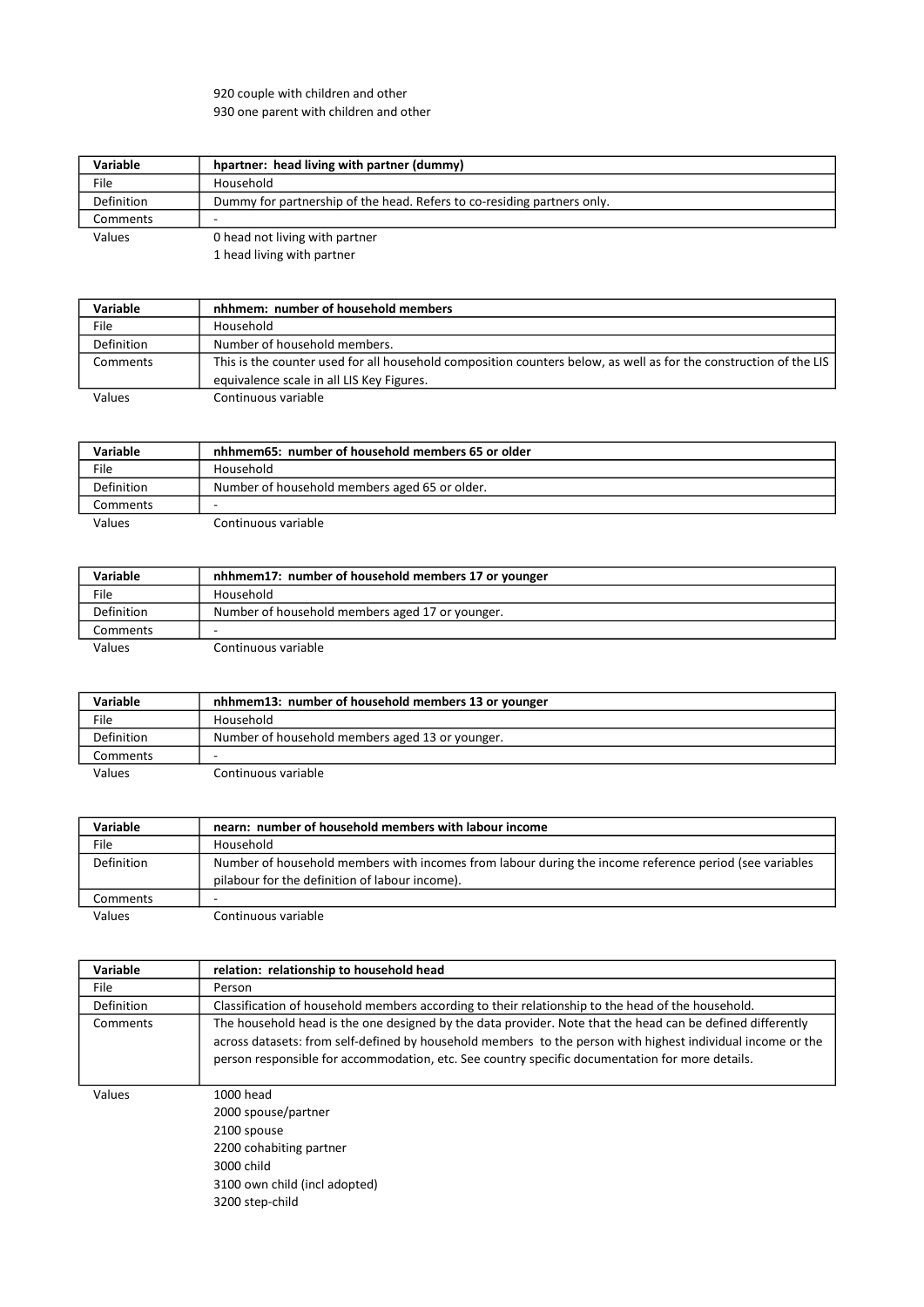920 couple with children and other
930 one parent with children and other

| Variable | hpartner: head living with partner (dummy) |
|---|---|
| File | Household |
| Definition | Dummy for partnership of the head. Refers to co-residing partners only. |
| Comments | - |
| Values | 0 head not living with partner<br>1 head living with partner |

| Variable | nhhmem: number of household members |
|---|---|
| File | Household |
| Definition | Number of household members. |
| Comments | This is the counter used for all household composition counters below, as well as for the construction of the LIS equivalence scale in all LIS Key Figures. |
| Values | Continuous variable |

| Variable | nhhmem65: number of household members 65 or older |
|---|---|
| File | Household |
| Definition | Number of household members aged 65 or older. |
| Comments | - |
| Values | Continuous variable |

| Variable | nhhmem17: number of household members 17 or younger |
|---|---|
| File | Household |
| Definition | Number of household members aged 17 or younger. |
| Comments | - |
| Values | Continuous variable |

| Variable | nhhmem13: number of household members 13 or younger |
|---|---|
| File | Household |
| Definition | Number of household members aged 13 or younger. |
| Comments | - |
| Values | Continuous variable |

| Variable | nearn: number of household members with labour income |
|---|---|
| File | Household |
| Definition | Number of household members with incomes from labour during the income reference period (see variables pilabour for the definition of labour income). |
| Comments | - |
| Values | Continuous variable |

| Variable | relation: relationship to household head |
|---|---|
| File | Person |
| Definition | Classification of household members according to their relationship to the head of the household. |
| Comments | The household head is the one designed by the data provider. Note that the head can be defined differently across datasets: from self-defined by household members to the person with highest individual income or the person responsible for accommodation, etc. See country specific documentation for more details. |
| Values | 1000 head<br>2000 spouse/partner<br>2100 spouse<br>2200 cohabiting partner<br>3000 child<br>3100 own child (incl adopted)<br>3200 step-child |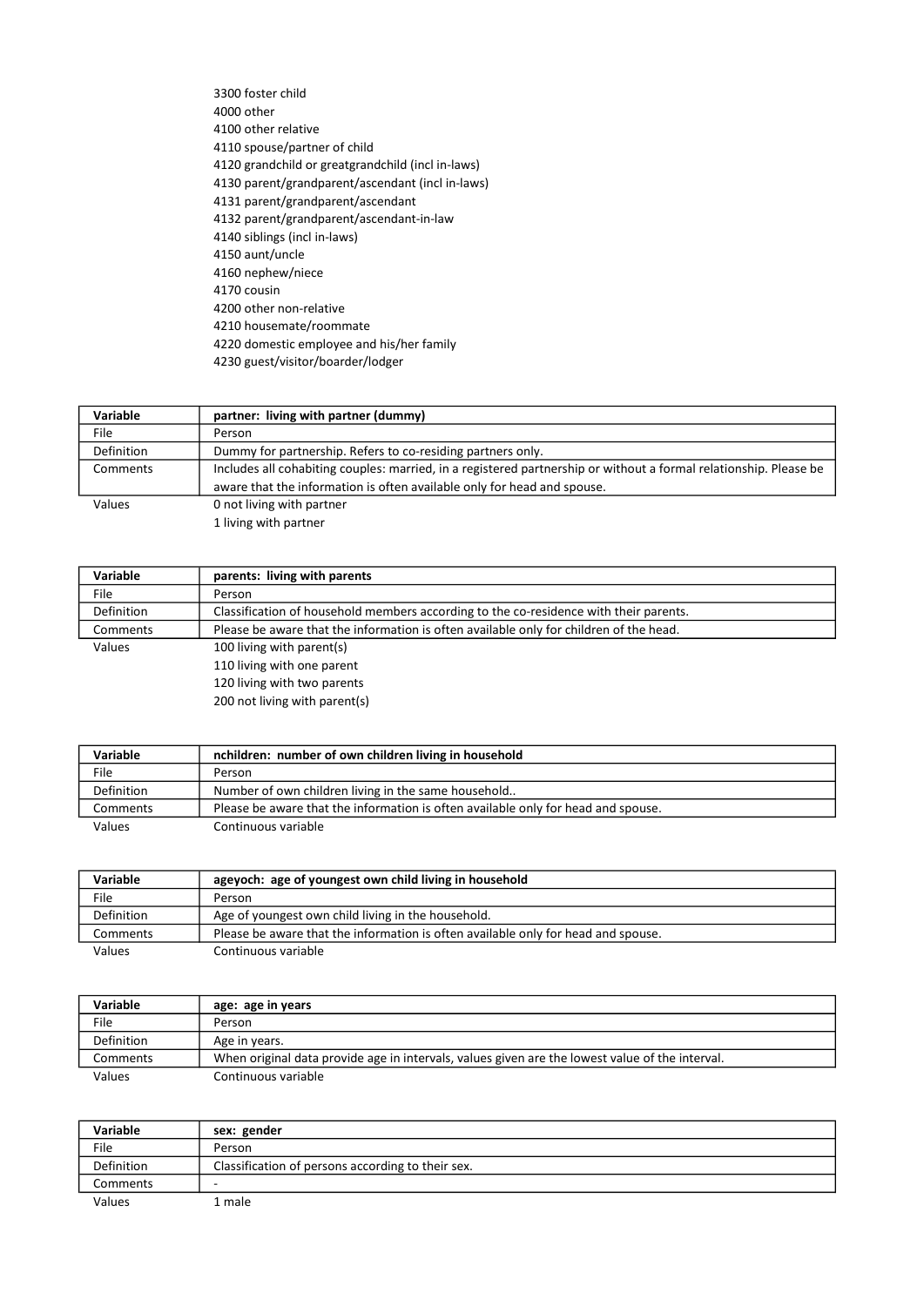3300 foster child
4000 other
4100 other relative
4110 spouse/partner of child
4120 grandchild or greatgrandchild (incl in-laws)
4130 parent/grandparent/ascendant (incl in-laws)
4131 parent/grandparent/ascendant
4132 parent/grandparent/ascendant-in-law
4140 siblings (incl in-laws)
4150 aunt/uncle
4160 nephew/niece
4170 cousin
4200 other non-relative
4210 housemate/roommate
4220 domestic employee and his/her family
4230 guest/visitor/boarder/lodger

| Variable | partner: living with partner (dummy) |
|---|---|
| File | Person |
| Definition | Dummy for partnership. Refers to co-residing partners only. |
| Comments | Includes all cohabiting couples: married, in a registered partnership or without a formal relationship. Please be aware that the information is often available only for head and spouse. |
| Values | 0 not living with partner<br>1 living with partner |

| Variable | parents: living with parents |
|---|---|
| File | Person |
| Definition | Classification of household members according to the co-residence with their parents. |
| Comments | Please be aware that the information is often available only for children of the head. |
| Values | 100 living with parent(s)<br>110 living with one parent<br>120 living with two parents<br>200 not living with parent(s) |

| Variable | nchildren: number of own children living in household |
|---|---|
| File | Person |
| Definition | Number of own children living in the same household.. |
| Comments | Please be aware that the information is often available only for head and spouse. |
| Values | Continuous variable |

| Variable | ageyoch: age of youngest own child living in household |
|---|---|
| File | Person |
| Definition | Age of youngest own child living in the household. |
| Comments | Please be aware that the information is often available only for head and spouse. |
| Values | Continuous variable |

| Variable | age: age in years |
|---|---|
| File | Person |
| Definition | Age in years. |
| Comments | When original data provide age in intervals, values given are the lowest value of the interval. |
| Values | Continuous variable |

| Variable | sex: gender |
|---|---|
| File | Person |
| Definition | Classification of persons according to their sex. |
| Comments | - |
| Values | 1 male |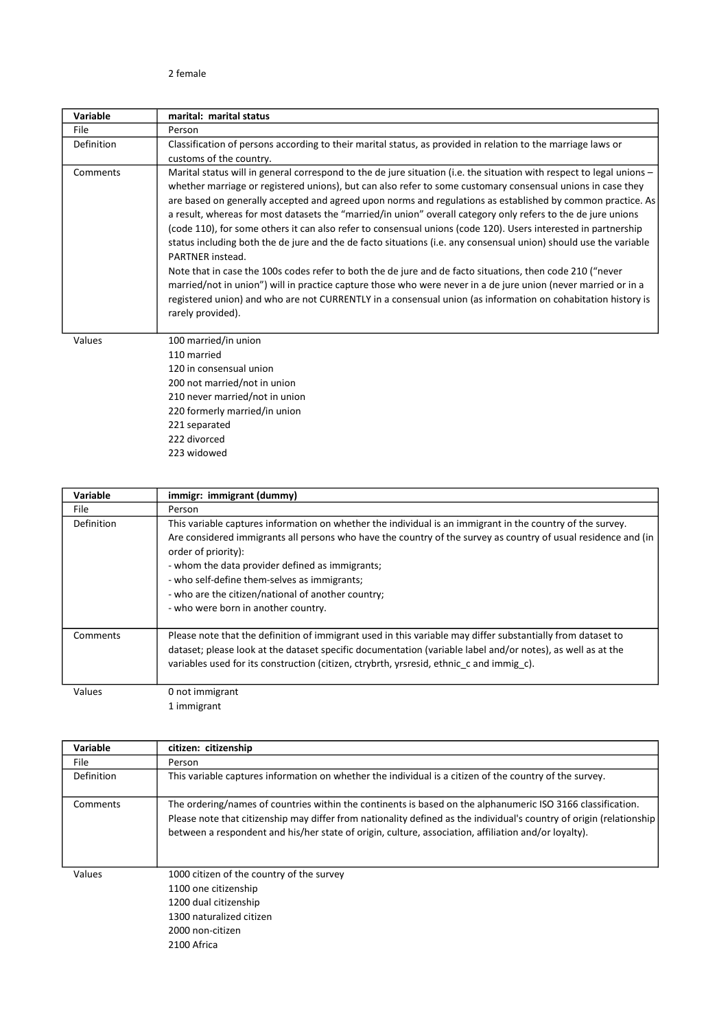2 female

| Variable | marital: marital status |
| --- | --- |
| File | Person |
| Definition | Classification of persons according to their marital status, as provided in relation to the marriage laws or customs of the country. |
| Comments | Marital status will in general correspond to the de jure situation (i.e. the situation with respect to legal unions – whether marriage or registered unions), but can also refer to some customary consensual unions in case they are based on generally accepted and agreed upon norms and regulations as established by common practice. As a result, whereas for most datasets the "married/in union" overall category only refers to the de jure unions (code 110), for some others it can also refer to consensual unions (code 120). Users interested in partnership status including both the de jure and the de facto situations (i.e. any consensual union) should use the variable PARTNER instead.<br>Note that in case the 100s codes refer to both the de jure and de facto situations, then code 210 ("never married/not in union") will in practice capture those who were never in a de jure union (never married or in a registered union) and who are not CURRENTLY in a consensual union (as information on cohabitation history is rarely provided). |
| Values | 100 married/in union<br>110 married<br>120 in consensual union<br>200 not married/not in union<br>210 never married/not in union<br>220 formerly married/in union<br>221 separated<br>222 divorced<br>223 widowed |

| Variable | immigr: immigrant (dummy) |
| --- | --- |
| File | Person |
| Definition | This variable captures information on whether the individual is an immigrant in the country of the survey.<br>Are considered immigrants all persons who have the country of the survey as country of usual residence and (in order of priority):<br>- whom the data provider defined as immigrants;<br>- who self-define them-selves as immigrants;<br>- who are the citizen/national of another country;<br>- who were born in another country. |
| Comments | Please note that the definition of immigrant used in this variable may differ substantially from dataset to dataset; please look at the dataset specific documentation (variable label and/or notes), as well as at the variables used for its construction (citizen, ctrybrth, yrsresid, ethnic_c and immig_c). |
| Values | 0 not immigrant<br>1 immigrant |

| Variable | citizen: citizenship |
| --- | --- |
| File | Person |
| Definition | This variable captures information on whether the individual is a citizen of the country of the survey. |
| Comments | The ordering/names of countries within the continents is based on the alphanumeric ISO 3166 classification.<br>Please note that citizenship may differ from nationality defined as the individual's country of origin (relationship between a respondent and his/her state of origin, culture, association, affiliation and/or loyalty). |
| Values | 1000 citizen of the country of the survey<br>1100 one citizenship<br>1200 dual citizenship<br>1300 naturalized citizen<br>2000 non-citizen<br>2100 Africa |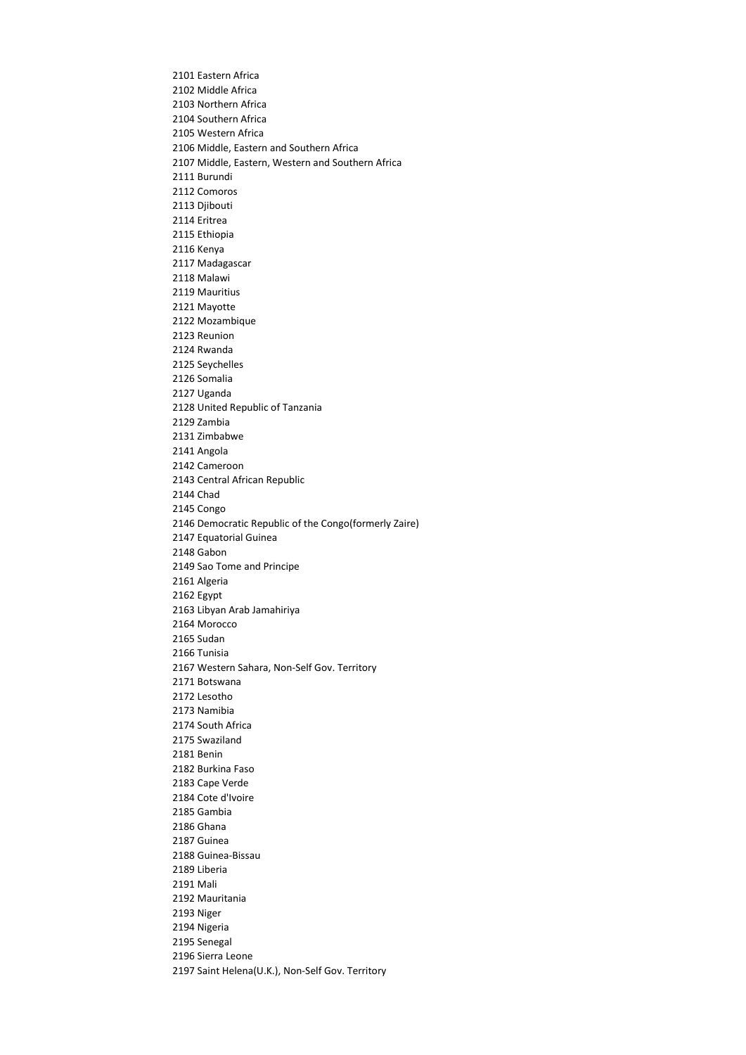2101 Eastern Africa
2102 Middle Africa
2103 Northern Africa
2104 Southern Africa
2105 Western Africa
2106 Middle, Eastern and Southern Africa
2107 Middle, Eastern, Western and Southern Africa
2111 Burundi
2112 Comoros
2113 Djibouti
2114 Eritrea
2115 Ethiopia
2116 Kenya
2117 Madagascar
2118 Malawi
2119 Mauritius
2121 Mayotte
2122 Mozambique
2123 Reunion
2124 Rwanda
2125 Seychelles
2126 Somalia
2127 Uganda
2128 United Republic of Tanzania
2129 Zambia
2131 Zimbabwe
2141 Angola
2142 Cameroon
2143 Central African Republic
2144 Chad
2145 Congo
2146 Democratic Republic of the Congo(formerly Zaire)
2147 Equatorial Guinea
2148 Gabon
2149 Sao Tome and Principe
2161 Algeria
2162 Egypt
2163 Libyan Arab Jamahiriya
2164 Morocco
2165 Sudan
2166 Tunisia
2167 Western Sahara, Non-Self Gov. Territory
2171 Botswana
2172 Lesotho
2173 Namibia
2174 South Africa
2175 Swaziland
2181 Benin
2182 Burkina Faso
2183 Cape Verde
2184 Cote d'Ivoire
2185 Gambia
2186 Ghana
2187 Guinea
2188 Guinea-Bissau
2189 Liberia
2191 Mali
2192 Mauritania
2193 Niger
2194 Nigeria
2195 Senegal
2196 Sierra Leone
2197 Saint Helena(U.K.), Non-Self Gov. Territory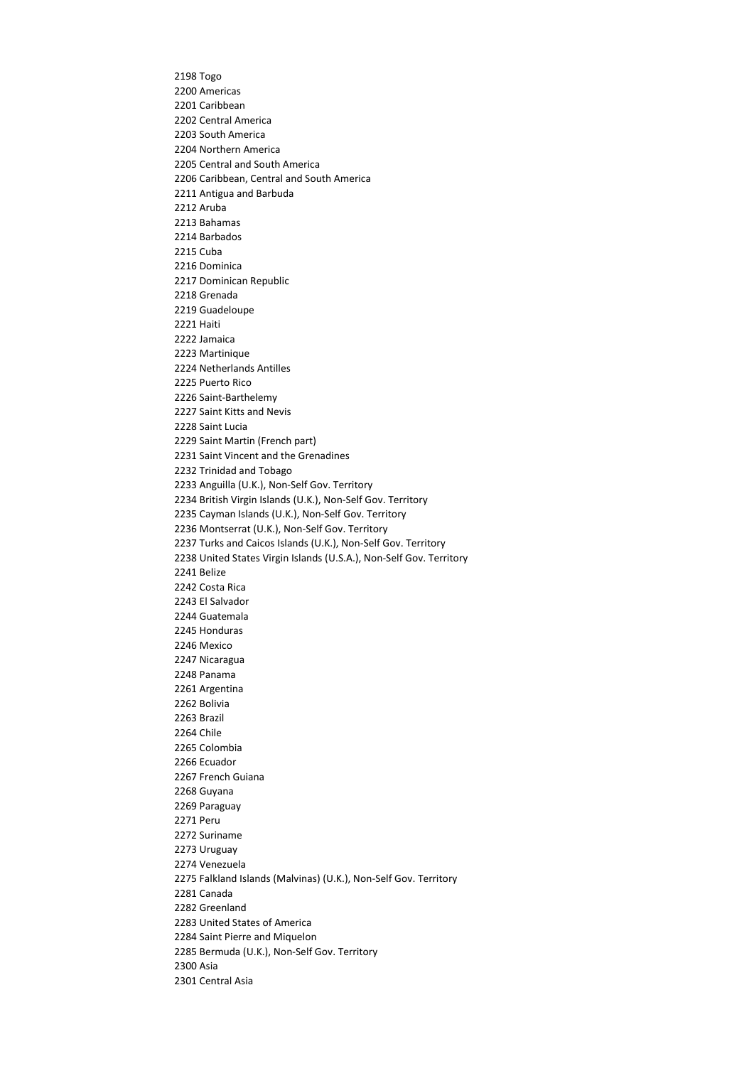2198 Togo
2200 Americas
2201 Caribbean
2202 Central America
2203 South America
2204 Northern America
2205 Central and South America
2206 Caribbean, Central and South America
2211 Antigua and Barbuda
2212 Aruba
2213 Bahamas
2214 Barbados
2215 Cuba
2216 Dominica
2217 Dominican Republic
2218 Grenada
2219 Guadeloupe
2221 Haiti
2222 Jamaica
2223 Martinique
2224 Netherlands Antilles
2225 Puerto Rico
2226 Saint-Barthelemy
2227 Saint Kitts and Nevis
2228 Saint Lucia
2229 Saint Martin (French part)
2231 Saint Vincent and the Grenadines
2232 Trinidad and Tobago
2233 Anguilla (U.K.), Non-Self Gov. Territory
2234 British Virgin Islands (U.K.), Non-Self Gov. Territory
2235 Cayman Islands (U.K.), Non-Self Gov. Territory
2236 Montserrat (U.K.), Non-Self Gov. Territory
2237 Turks and Caicos Islands (U.K.), Non-Self Gov. Territory
2238 United States Virgin Islands (U.S.A.), Non-Self Gov. Territory
2241 Belize
2242 Costa Rica
2243 El Salvador
2244 Guatemala
2245 Honduras
2246 Mexico
2247 Nicaragua
2248 Panama
2261 Argentina
2262 Bolivia
2263 Brazil
2264 Chile
2265 Colombia
2266 Ecuador
2267 French Guiana
2268 Guyana
2269 Paraguay
2271 Peru
2272 Suriname
2273 Uruguay
2274 Venezuela
2275 Falkland Islands (Malvinas) (U.K.), Non-Self Gov. Territory
2281 Canada
2282 Greenland
2283 United States of America
2284 Saint Pierre and Miquelon
2285 Bermuda (U.K.), Non-Self Gov. Territory
2300 Asia
2301 Central Asia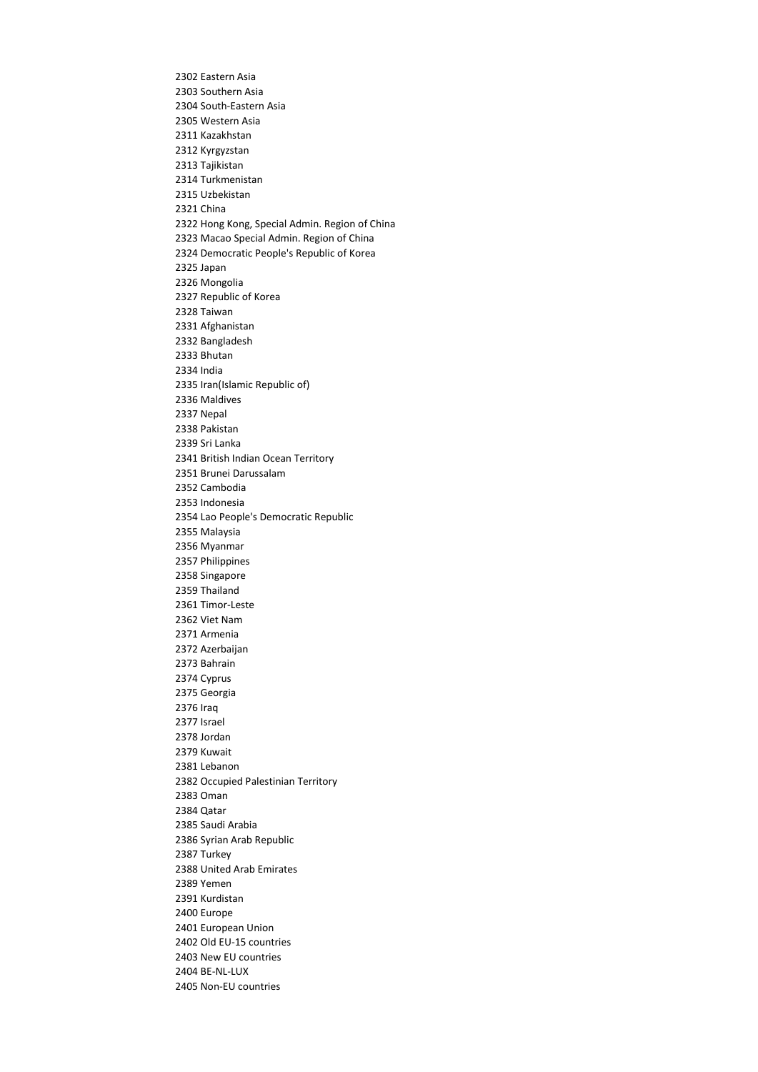2302 Eastern Asia
2303 Southern Asia
2304 South-Eastern Asia
2305 Western Asia
2311 Kazakhstan
2312 Kyrgyzstan
2313 Tajikistan
2314 Turkmenistan
2315 Uzbekistan
2321 China
2322 Hong Kong, Special Admin. Region of China
2323 Macao Special Admin. Region of China
2324 Democratic People's Republic of Korea
2325 Japan
2326 Mongolia
2327 Republic of Korea
2328 Taiwan
2331 Afghanistan
2332 Bangladesh
2333 Bhutan
2334 India
2335 Iran(Islamic Republic of)
2336 Maldives
2337 Nepal
2338 Pakistan
2339 Sri Lanka
2341 British Indian Ocean Territory
2351 Brunei Darussalam
2352 Cambodia
2353 Indonesia
2354 Lao People's Democratic Republic
2355 Malaysia
2356 Myanmar
2357 Philippines
2358 Singapore
2359 Thailand
2361 Timor-Leste
2362 Viet Nam
2371 Armenia
2372 Azerbaijan
2373 Bahrain
2374 Cyprus
2375 Georgia
2376 Iraq
2377 Israel
2378 Jordan
2379 Kuwait
2381 Lebanon
2382 Occupied Palestinian Territory
2383 Oman
2384 Qatar
2385 Saudi Arabia
2386 Syrian Arab Republic
2387 Turkey
2388 United Arab Emirates
2389 Yemen
2391 Kurdistan
2400 Europe
2401 European Union
2402 Old EU-15 countries
2403 New EU countries
2404 BE-NL-LUX
2405 Non-EU countries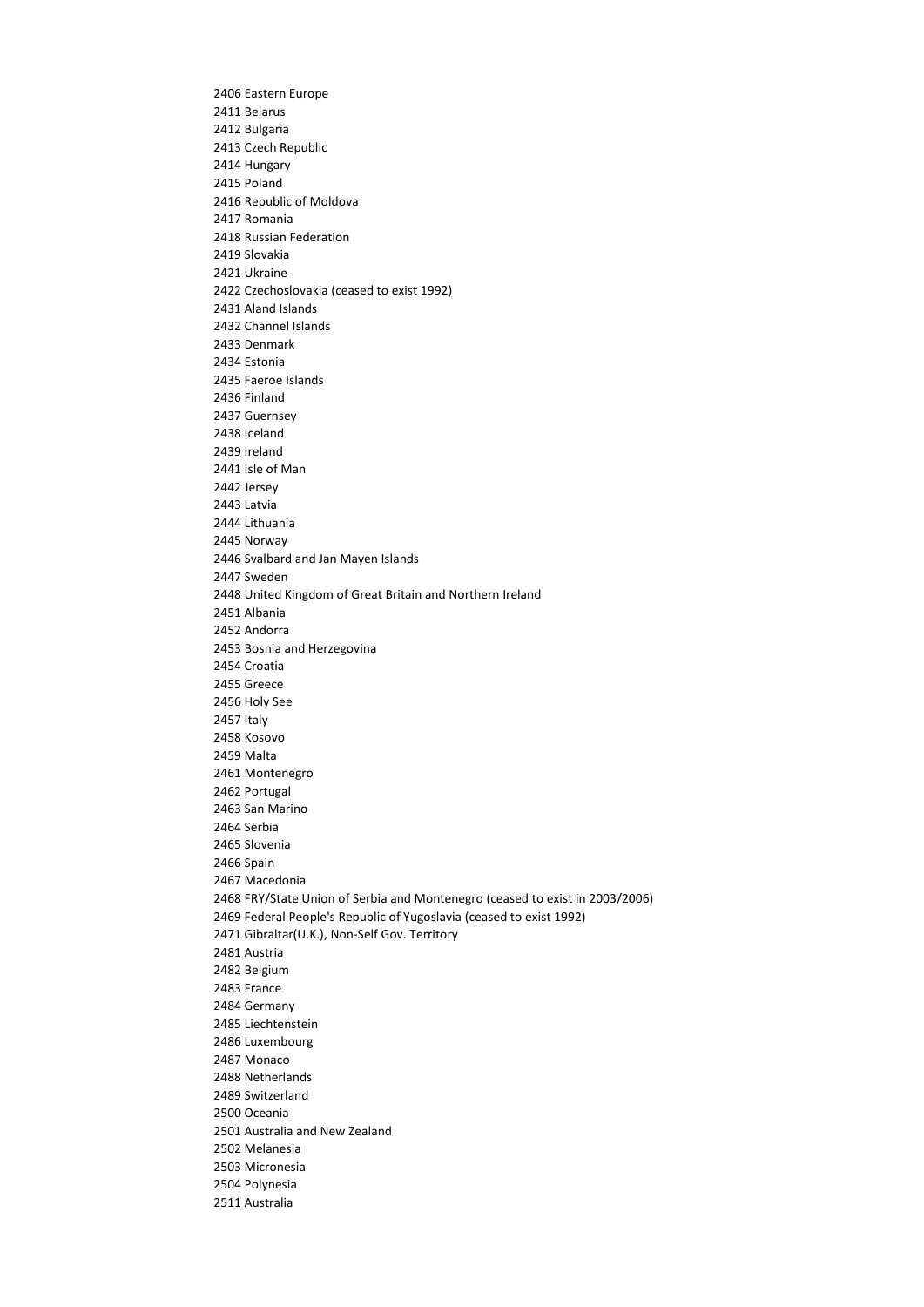2406 Eastern Europe
2411 Belarus
2412 Bulgaria
2413 Czech Republic
2414 Hungary
2415 Poland
2416 Republic of Moldova
2417 Romania
2418 Russian Federation
2419 Slovakia
2421 Ukraine
2422 Czechoslovakia (ceased to exist 1992)
2431 Aland Islands
2432 Channel Islands
2433 Denmark
2434 Estonia
2435 Faeroe Islands
2436 Finland
2437 Guernsey
2438 Iceland
2439 Ireland
2441 Isle of Man
2442 Jersey
2443 Latvia
2444 Lithuania
2445 Norway
2446 Svalbard and Jan Mayen Islands
2447 Sweden
2448 United Kingdom of Great Britain and Northern Ireland
2451 Albania
2452 Andorra
2453 Bosnia and Herzegovina
2454 Croatia
2455 Greece
2456 Holy See
2457 Italy
2458 Kosovo
2459 Malta
2461 Montenegro
2462 Portugal
2463 San Marino
2464 Serbia
2465 Slovenia
2466 Spain
2467 Macedonia
2468 FRY/State Union of Serbia and Montenegro (ceased to exist in 2003/2006)
2469 Federal People's Republic of Yugoslavia (ceased to exist 1992)
2471 Gibraltar(U.K.), Non-Self Gov. Territory
2481 Austria
2482 Belgium
2483 France
2484 Germany
2485 Liechtenstein
2486 Luxembourg
2487 Monaco
2488 Netherlands
2489 Switzerland
2500 Oceania
2501 Australia and New Zealand
2502 Melanesia
2503 Micronesia
2504 Polynesia
2511 Australia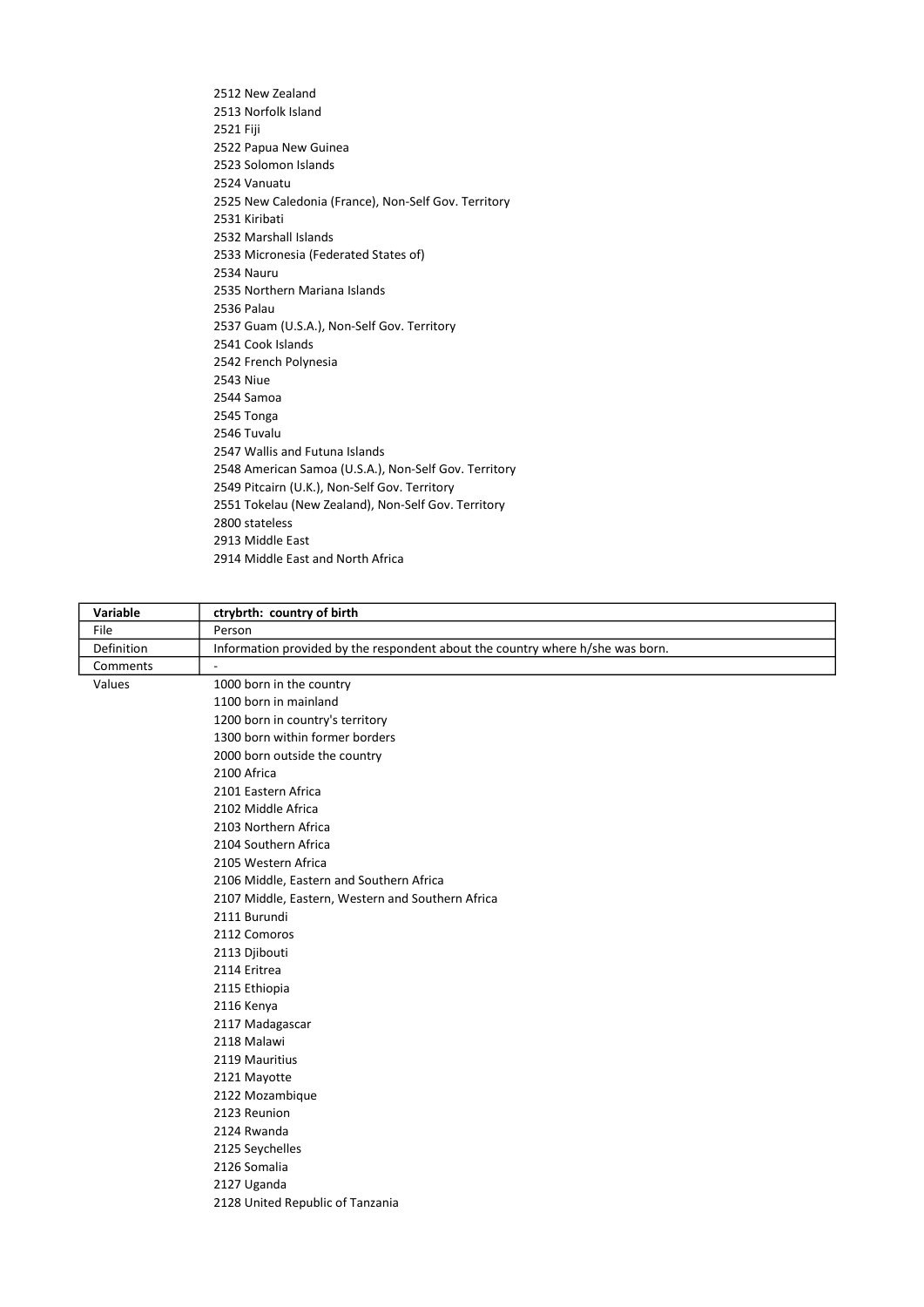2512 New Zealand
2513 Norfolk Island
2521 Fiji
2522 Papua New Guinea
2523 Solomon Islands
2524 Vanuatu
2525 New Caledonia (France), Non-Self Gov. Territory
2531 Kiribati
2532 Marshall Islands
2533 Micronesia (Federated States of)
2534 Nauru
2535 Northern Mariana Islands
2536 Palau
2537 Guam (U.S.A.), Non-Self Gov. Territory
2541 Cook Islands
2542 French Polynesia
2543 Niue
2544 Samoa
2545 Tonga
2546 Tuvalu
2547 Wallis and Futuna Islands
2548 American Samoa (U.S.A.), Non-Self Gov. Territory
2549 Pitcairn (U.K.), Non-Self Gov. Territory
2551 Tokelau (New Zealand), Non-Self Gov. Territory
2800 stateless
2913 Middle East
2914 Middle East and North Africa

| Variable | ctrybrth: country of birth |
|---|---|
| File | Person |
| Definition | Information provided by the respondent about the country where h/she was born. |
| Comments | - |

Values

1000 born in the country
1100 born in mainland
1200 born in country's territory
1300 born within former borders
2000 born outside the country
2100 Africa
2101 Eastern Africa
2102 Middle Africa
2103 Northern Africa
2104 Southern Africa
2105 Western Africa
2106 Middle, Eastern and Southern Africa
2107 Middle, Eastern, Western and Southern Africa
2111 Burundi
2112 Comoros
2113 Djibouti
2114 Eritrea
2115 Ethiopia
2116 Kenya
2117 Madagascar
2118 Malawi
2119 Mauritius
2121 Mayotte
2122 Mozambique
2123 Reunion
2124 Rwanda
2125 Seychelles
2126 Somalia
2127 Uganda
2128 United Republic of Tanzania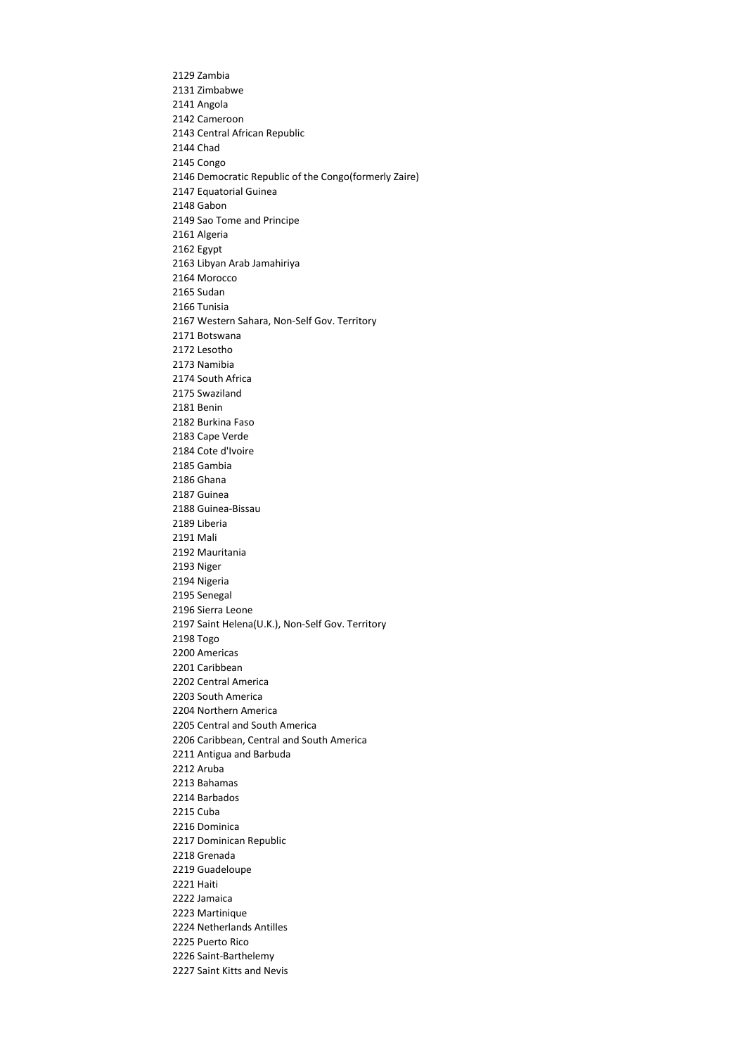2129 Zambia
2131 Zimbabwe
2141 Angola
2142 Cameroon
2143 Central African Republic
2144 Chad
2145 Congo
2146 Democratic Republic of the Congo(formerly Zaire)
2147 Equatorial Guinea
2148 Gabon
2149 Sao Tome and Principe
2161 Algeria
2162 Egypt
2163 Libyan Arab Jamahiriya
2164 Morocco
2165 Sudan
2166 Tunisia
2167 Western Sahara, Non-Self Gov. Territory
2171 Botswana
2172 Lesotho
2173 Namibia
2174 South Africa
2175 Swaziland
2181 Benin
2182 Burkina Faso
2183 Cape Verde
2184 Cote d'Ivoire
2185 Gambia
2186 Ghana
2187 Guinea
2188 Guinea-Bissau
2189 Liberia
2191 Mali
2192 Mauritania
2193 Niger
2194 Nigeria
2195 Senegal
2196 Sierra Leone
2197 Saint Helena(U.K.), Non-Self Gov. Territory
2198 Togo
2200 Americas
2201 Caribbean
2202 Central America
2203 South America
2204 Northern America
2205 Central and South America
2206 Caribbean, Central and South America
2211 Antigua and Barbuda
2212 Aruba
2213 Bahamas
2214 Barbados
2215 Cuba
2216 Dominica
2217 Dominican Republic
2218 Grenada
2219 Guadeloupe
2221 Haiti
2222 Jamaica
2223 Martinique
2224 Netherlands Antilles
2225 Puerto Rico
2226 Saint-Barthelemy
2227 Saint Kitts and Nevis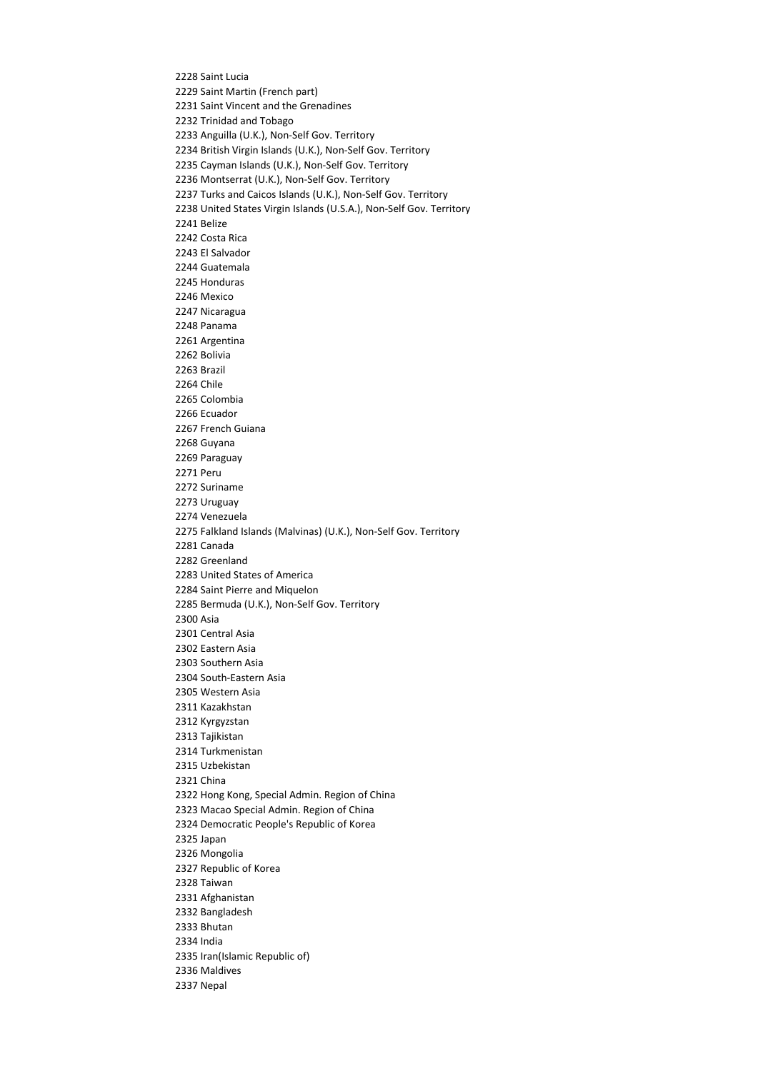2228 Saint Lucia
2229 Saint Martin (French part)
2231 Saint Vincent and the Grenadines
2232 Trinidad and Tobago
2233 Anguilla (U.K.), Non-Self Gov. Territory
2234 British Virgin Islands (U.K.), Non-Self Gov. Territory
2235 Cayman Islands (U.K.), Non-Self Gov. Territory
2236 Montserrat (U.K.), Non-Self Gov. Territory
2237 Turks and Caicos Islands (U.K.), Non-Self Gov. Territory
2238 United States Virgin Islands (U.S.A.), Non-Self Gov. Territory
2241 Belize
2242 Costa Rica
2243 El Salvador
2244 Guatemala
2245 Honduras
2246 Mexico
2247 Nicaragua
2248 Panama
2261 Argentina
2262 Bolivia
2263 Brazil
2264 Chile
2265 Colombia
2266 Ecuador
2267 French Guiana
2268 Guyana
2269 Paraguay
2271 Peru
2272 Suriname
2273 Uruguay
2274 Venezuela
2275 Falkland Islands (Malvinas) (U.K.), Non-Self Gov. Territory
2281 Canada
2282 Greenland
2283 United States of America
2284 Saint Pierre and Miquelon
2285 Bermuda (U.K.), Non-Self Gov. Territory
2300 Asia
2301 Central Asia
2302 Eastern Asia
2303 Southern Asia
2304 South-Eastern Asia
2305 Western Asia
2311 Kazakhstan
2312 Kyrgyzstan
2313 Tajikistan
2314 Turkmenistan
2315 Uzbekistan
2321 China
2322 Hong Kong, Special Admin. Region of China
2323 Macao Special Admin. Region of China
2324 Democratic People's Republic of Korea
2325 Japan
2326 Mongolia
2327 Republic of Korea
2328 Taiwan
2331 Afghanistan
2332 Bangladesh
2333 Bhutan
2334 India
2335 Iran(Islamic Republic of)
2336 Maldives
2337 Nepal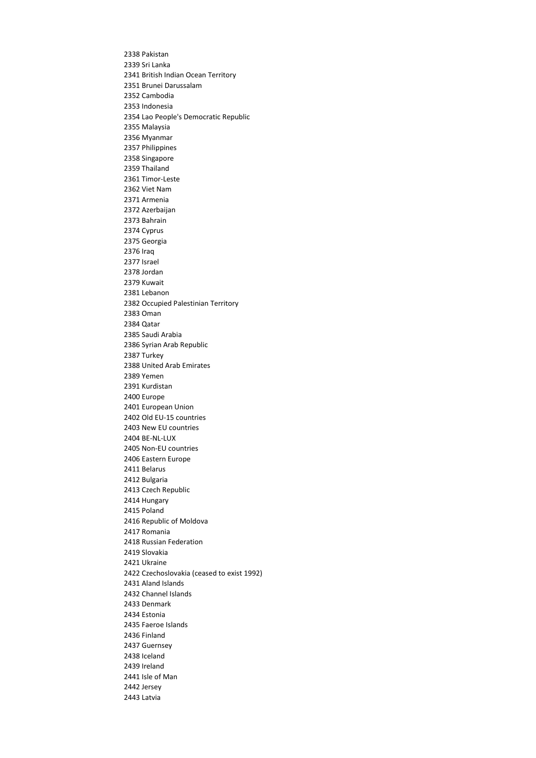2338 Pakistan
2339 Sri Lanka
2341 British Indian Ocean Territory
2351 Brunei Darussalam
2352 Cambodia
2353 Indonesia
2354 Lao People's Democratic Republic
2355 Malaysia
2356 Myanmar
2357 Philippines
2358 Singapore
2359 Thailand
2361 Timor-Leste
2362 Viet Nam
2371 Armenia
2372 Azerbaijan
2373 Bahrain
2374 Cyprus
2375 Georgia
2376 Iraq
2377 Israel
2378 Jordan
2379 Kuwait
2381 Lebanon
2382 Occupied Palestinian Territory
2383 Oman
2384 Qatar
2385 Saudi Arabia
2386 Syrian Arab Republic
2387 Turkey
2388 United Arab Emirates
2389 Yemen
2391 Kurdistan
2400 Europe
2401 European Union
2402 Old EU-15 countries
2403 New EU countries
2404 BE-NL-LUX
2405 Non-EU countries
2406 Eastern Europe
2411 Belarus
2412 Bulgaria
2413 Czech Republic
2414 Hungary
2415 Poland
2416 Republic of Moldova
2417 Romania
2418 Russian Federation
2419 Slovakia
2421 Ukraine
2422 Czechoslovakia (ceased to exist 1992)
2431 Aland Islands
2432 Channel Islands
2433 Denmark
2434 Estonia
2435 Faeroe Islands
2436 Finland
2437 Guernsey
2438 Iceland
2439 Ireland
2441 Isle of Man
2442 Jersey
2443 Latvia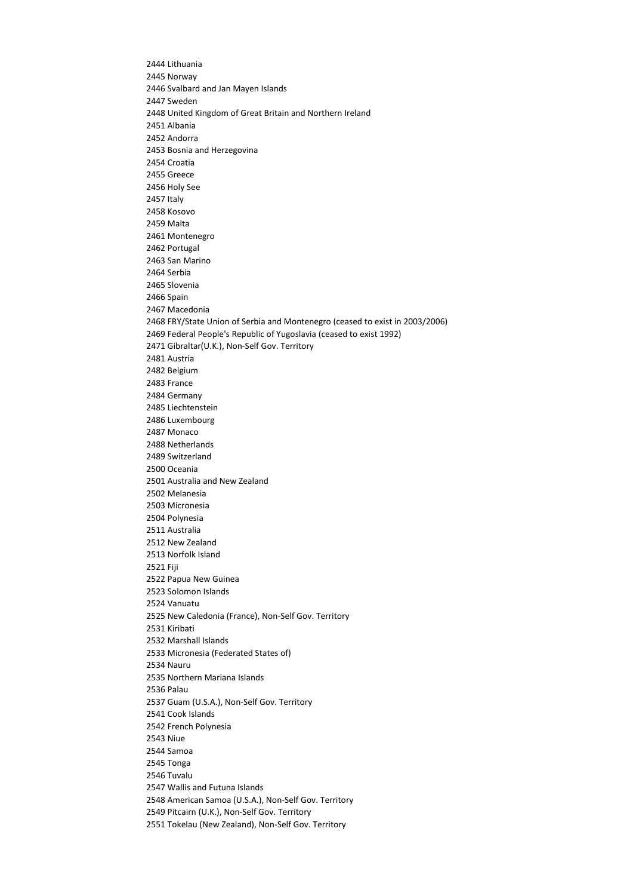2444 Lithuania
2445 Norway
2446 Svalbard and Jan Mayen Islands
2447 Sweden
2448 United Kingdom of Great Britain and Northern Ireland
2451 Albania
2452 Andorra
2453 Bosnia and Herzegovina
2454 Croatia
2455 Greece
2456 Holy See
2457 Italy
2458 Kosovo
2459 Malta
2461 Montenegro
2462 Portugal
2463 San Marino
2464 Serbia
2465 Slovenia
2466 Spain
2467 Macedonia
2468 FRY/State Union of Serbia and Montenegro (ceased to exist in 2003/2006)
2469 Federal People's Republic of Yugoslavia (ceased to exist 1992)
2471 Gibraltar(U.K.), Non-Self Gov. Territory
2481 Austria
2482 Belgium
2483 France
2484 Germany
2485 Liechtenstein
2486 Luxembourg
2487 Monaco
2488 Netherlands
2489 Switzerland
2500 Oceania
2501 Australia and New Zealand
2502 Melanesia
2503 Micronesia
2504 Polynesia
2511 Australia
2512 New Zealand
2513 Norfolk Island
2521 Fiji
2522 Papua New Guinea
2523 Solomon Islands
2524 Vanuatu
2525 New Caledonia (France), Non-Self Gov. Territory
2531 Kiribati
2532 Marshall Islands
2533 Micronesia (Federated States of)
2534 Nauru
2535 Northern Mariana Islands
2536 Palau
2537 Guam (U.S.A.), Non-Self Gov. Territory
2541 Cook Islands
2542 French Polynesia
2543 Niue
2544 Samoa
2545 Tonga
2546 Tuvalu
2547 Wallis and Futuna Islands
2548 American Samoa (U.S.A.), Non-Self Gov. Territory
2549 Pitcairn (U.K.), Non-Self Gov. Territory
2551 Tokelau (New Zealand), Non-Self Gov. Territory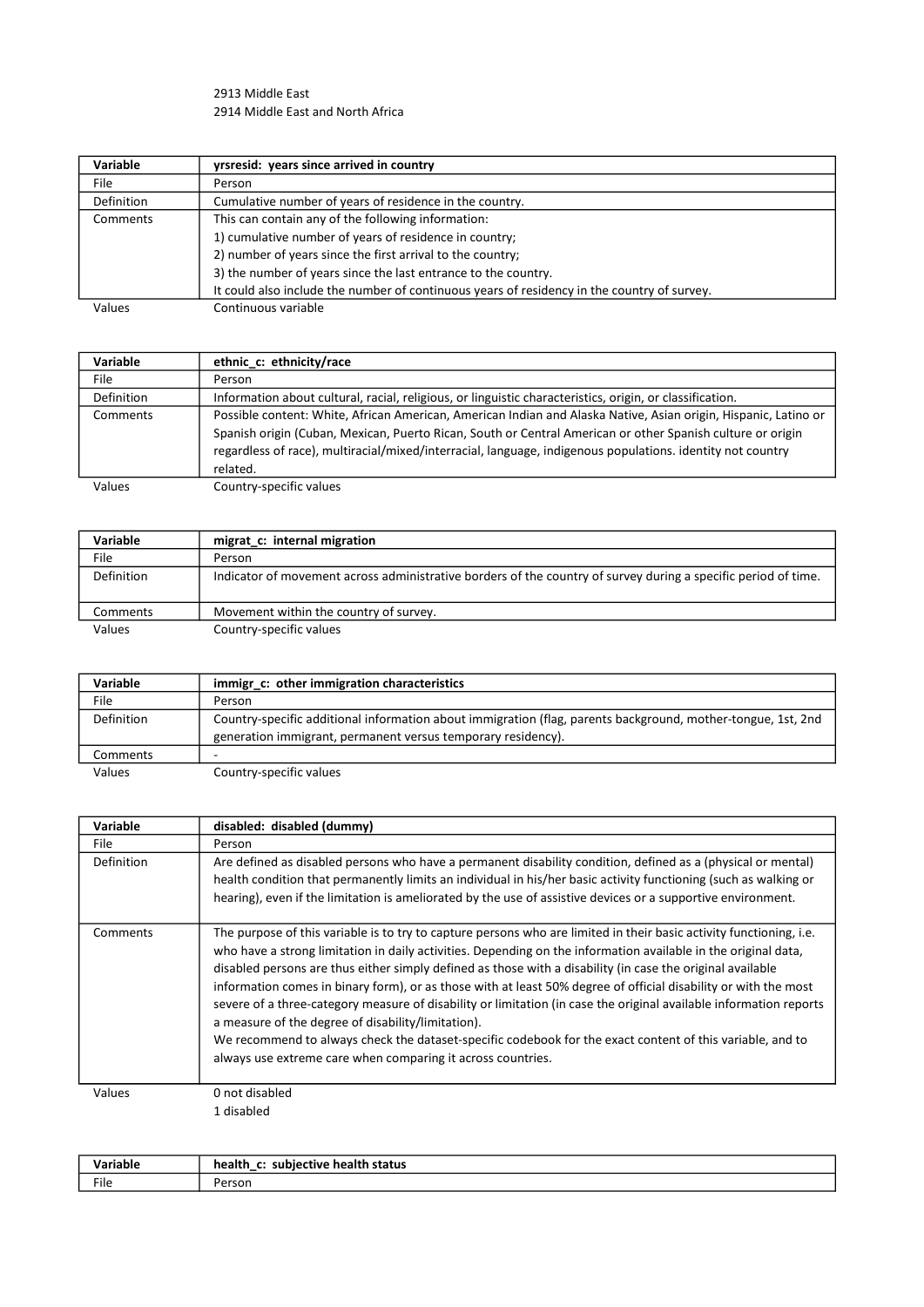2913 Middle East
2914 Middle East and North Africa

| Variable | yrsresid: years since arrived in country |
|---|---|
| File | Person |
| Definition | Cumulative number of years of residence in the country. |
| Comments | This can contain any of the following information:<br>1) cumulative number of years of residence in country;<br>2) number of years since the first arrival to the country;<br>3) the number of years since the last entrance to the country.<br>It could also include the number of continuous years of residency in the country of survey. |
| Values | Continuous variable |

| Variable | ethnic_c: ethnicity/race |
|---|---|
| File | Person |
| Definition | Information about cultural, racial, religious, or linguistic characteristics, origin, or classification. |
| Comments | Possible content: White, African American, American Indian and Alaska Native, Asian origin, Hispanic, Latino or Spanish origin (Cuban, Mexican, Puerto Rican, South or Central American or other Spanish culture or origin regardless of race), multiracial/mixed/interracial, language, indigenous populations. identity not country related. |
| Values | Country-specific values |

| Variable | migrat_c: internal migration |
|---|---|
| File | Person |
| Definition | Indicator of movement across administrative borders of the country of survey during a specific period of time. |
| Comments | Movement within the country of survey. |
| Values | Country-specific values |

| Variable | immigr_c: other immigration characteristics |
|---|---|
| File | Person |
| Definition | Country-specific additional information about immigration (flag, parents background, mother-tongue, 1st, 2nd generation immigrant, permanent versus temporary residency). |
| Comments | - |
| Values | Country-specific values |

| Variable | disabled: disabled (dummy) |
|---|---|
| File | Person |
| Definition | Are defined as disabled persons who have a permanent disability condition, defined as a (physical or mental) health condition that permanently limits an individual in his/her basic activity functioning (such as walking or hearing), even if the limitation is ameliorated by the use of assistive devices or a supportive environment. |
| Comments | The purpose of this variable is to try to capture persons who are limited in their basic activity functioning, i.e. who have a strong limitation in daily activities. Depending on the information available in the original data, disabled persons are thus either simply defined as those with a disability (in case the original available information comes in binary form), or as those with at least 50% degree of official disability or with the most severe of a three-category measure of disability or limitation (in case the original available information reports a measure of the degree of disability/limitation).<br>We recommend to always check the dataset-specific codebook for the exact content of this variable, and to always use extreme care when comparing it across countries. |
| Values | 0 not disabled<br>1 disabled |

| Variable | health_c: subjective health status |
|---|---|
| File | Person |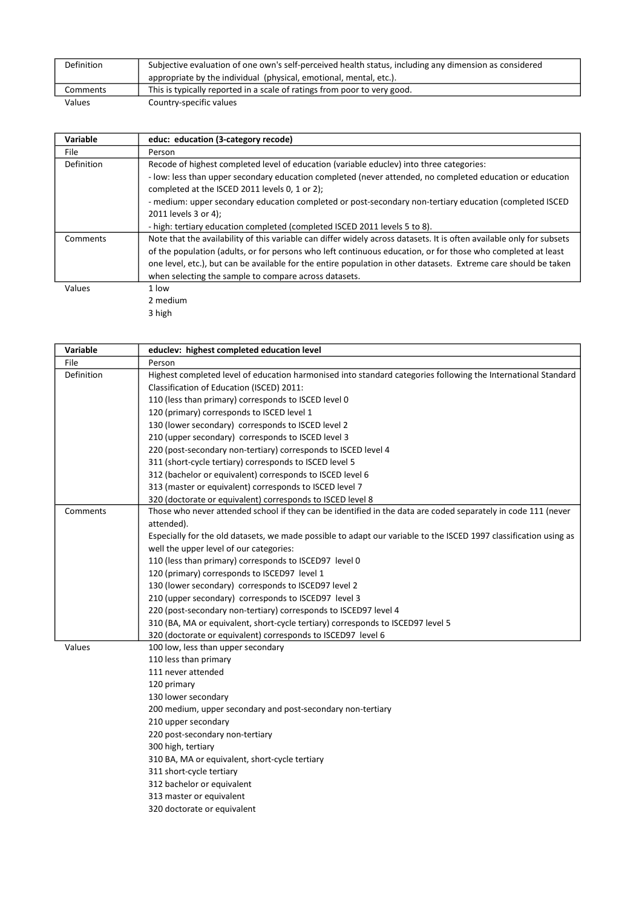| | |
|---|---|
| Definition | Subjective evaluation of one own's self-perceived health status, including any dimension as considered appropriate by the individual (physical, emotional, mental, etc.). |
| Comments | This is typically reported in a scale of ratings from poor to very good. |
| Values | Country-specific values |

| **Variable** | **educ: education (3-category recode)** |
|---|---|
| File | Person |
| Definition | Recode of highest completed level of education (variable educlev) into three categories:<br>- low: less than upper secondary education completed (never attended, no completed education or education completed at the ISCED 2011 levels 0, 1 or 2);<br>- medium: upper secondary education completed or post-secondary non-tertiary education (completed ISCED 2011 levels 3 or 4);<br>- high: tertiary education completed (completed ISCED 2011 levels 5 to 8). |
| Comments | Note that the availability of this variable can differ widely across datasets. It is often available only for subsets of the population (adults, or for persons who left continuous education, or for those who completed at least one level, etc.), but can be available for the entire population in other datasets. Extreme care should be taken when selecting the sample to compare across datasets. |
| Values | 1 low<br>2 medium<br>3 high |

| **Variable** | **educlev: highest completed education level** |
|---|---|
| File | Person |
| Definition | Highest completed level of education harmonised into standard categories following the International Standard Classification of Education (ISCED) 2011:<br>110 (less than primary) corresponds to ISCED level 0<br>120 (primary) corresponds to ISCED level 1<br>130 (lower secondary) corresponds to ISCED level 2<br>210 (upper secondary) corresponds to ISCED level 3<br>220 (post-secondary non-tertiary) corresponds to ISCED level 4<br>311 (short-cycle tertiary) corresponds to ISCED level 5<br>312 (bachelor or equivalent) corresponds to ISCED level 6<br>313 (master or equivalent) corresponds to ISCED level 7<br>320 (doctorate or equivalent) corresponds to ISCED level 8 |
| Comments | Those who never attended school if they can be identified in the data are coded separately in code 111 (never attended).<br>Especially for the old datasets, we made possible to adapt our variable to the ISCED 1997 classification using as well the upper level of our categories:<br>110 (less than primary) corresponds to ISCED97 level 0<br>120 (primary) corresponds to ISCED97 level 1<br>130 (lower secondary) corresponds to ISCED97 level 2<br>210 (upper secondary) corresponds to ISCED97 level 3<br>220 (post-secondary non-tertiary) corresponds to ISCED97 level 4<br>310 (BA, MA or equivalent, short-cycle tertiary) corresponds to ISCED97 level 5<br>320 (doctorate or equivalent) corresponds to ISCED97 level 6 |
| Values | 100 low, less than upper secondary<br>110 less than primary<br>111 never attended<br>120 primary<br>130 lower secondary<br>200 medium, upper secondary and post-secondary non-tertiary<br>210 upper secondary<br>220 post-secondary non-tertiary<br>300 high, tertiary<br>310 BA, MA or equivalent, short-cycle tertiary<br>311 short-cycle tertiary<br>312 bachelor or equivalent<br>313 master or equivalent<br>320 doctorate or equivalent |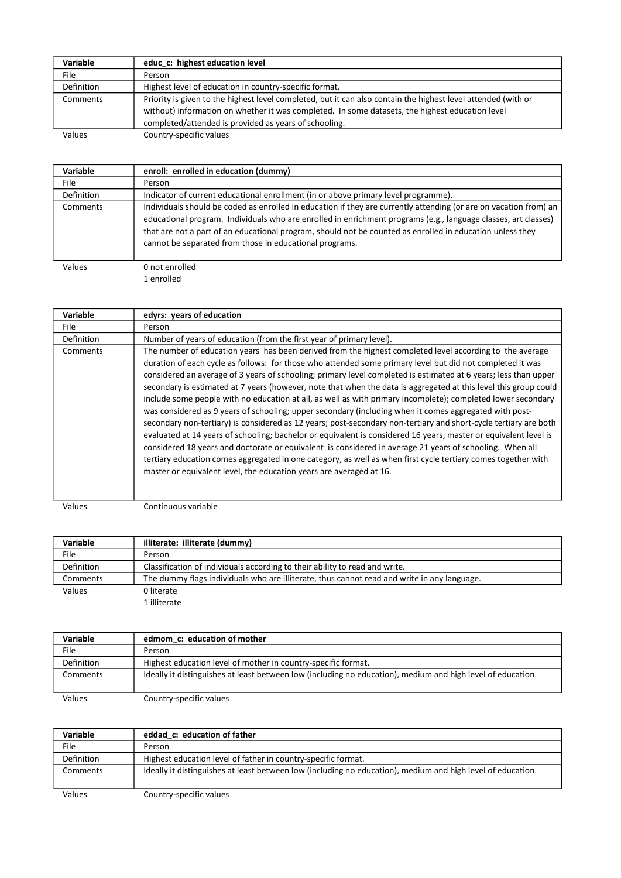| Variable | educ_c: highest education level |
|---|---|
| File | Person |
| Definition | Highest level of education in country-specific format. |
| Comments | Priority is given to the highest level completed, but it can also contain the highest level attended (with or without) information on whether it was completed. In some datasets, the highest education level completed/attended is provided as years of schooling. |
| Values | Country-specific values |

| Variable | enroll: enrolled in education (dummy) |
|---|---|
| File | Person |
| Definition | Indicator of current educational enrollment (in or above primary level programme). |
| Comments | Individuals should be coded as enrolled in education if they are currently attending (or are on vacation from) an educational program. Individuals who are enrolled in enrichment programs (e.g., language classes, art classes) that are not a part of an educational program, should not be counted as enrolled in education unless they cannot be separated from those in educational programs. |
| Values | 0 not enrolled<br>1 enrolled |

| Variable | edyrs: years of education |
|---|---|
| File | Person |
| Definition | Number of years of education (from the first year of primary level). |
| Comments | The number of education years has been derived from the highest completed level according to the average duration of each cycle as follows: for those who attended some primary level but did not completed it was considered an average of 3 years of schooling; primary level completed is estimated at 6 years; less than upper secondary is estimated at 7 years (however, note that when the data is aggregated at this level this group could include some people with no education at all, as well as with primary incomplete); completed lower secondary was considered as 9 years of schooling; upper secondary (including when it comes aggregated with post-secondary non-tertiary) is considered as 12 years; post-secondary non-tertiary and short-cycle tertiary are both evaluated at 14 years of schooling; bachelor or equivalent is considered 16 years; master or equivalent level is considered 18 years and doctorate or equivalent is considered in average 21 years of schooling. When all tertiary education comes aggregated in one category, as well as when first cycle tertiary comes together with master or equivalent level, the education years are averaged at 16. |
| Values | Continuous variable |

| Variable | illiterate: illiterate (dummy) |
|---|---|
| File | Person |
| Definition | Classification of individuals according to their ability to read and write. |
| Comments | The dummy flags individuals who are illiterate, thus cannot read and write in any language. |
| Values | 0 literate<br>1 illiterate |

| Variable | edmom_c: education of mother |
|---|---|
| File | Person |
| Definition | Highest education level of mother in country-specific format. |
| Comments | Ideally it distinguishes at least between low (including no education), medium and high level of education. |
| Values | Country-specific values |

| Variable | eddad_c: education of father |
|---|---|
| File | Person |
| Definition | Highest education level of father in country-specific format. |
| Comments | Ideally it distinguishes at least between low (including no education), medium and high level of education. |
| Values | Country-specific values |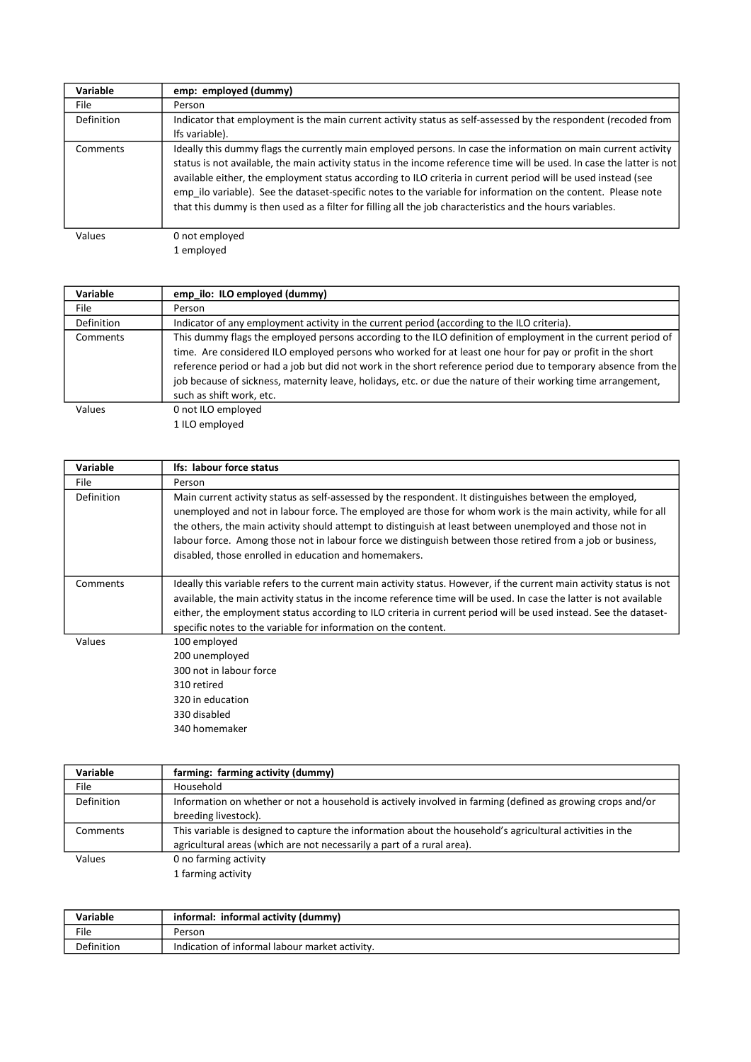| Variable | emp: employed (dummy) |
|---|---|
| File | Person |
| Definition | Indicator that employment is the main current activity status as self-assessed by the respondent (recoded from lfs variable). |
| Comments | Ideally this dummy flags the currently main employed persons. In case the information on main current activity status is not available, the main activity status in the income reference time will be used. In case the latter is not available either, the employment status according to ILO criteria in current period will be used instead (see emp_ilo variable). See the dataset-specific notes to the variable for information on the content. Please note that this dummy is then used as a filter for filling all the job characteristics and the hours variables. |
| Values | 0 not employed<br>1 employed |

| Variable | emp_ilo: ILO employed (dummy) |
|---|---|
| File | Person |
| Definition | Indicator of any employment activity in the current period (according to the ILO criteria). |
| Comments | This dummy flags the employed persons according to the ILO definition of employment in the current period of time. Are considered ILO employed persons who worked for at least one hour for pay or profit in the short reference period or had a job but did not work in the short reference period due to temporary absence from the job because of sickness, maternity leave, holidays, etc. or due the nature of their working time arrangement, such as shift work, etc. |
| Values | 0 not ILO employed<br>1 ILO employed |

| Variable | lfs: labour force status |
|---|---|
| File | Person |
| Definition | Main current activity status as self-assessed by the respondent. It distinguishes between the employed, unemployed and not in labour force. The employed are those for whom work is the main activity, while for all the others, the main activity should attempt to distinguish at least between unemployed and those not in labour force. Among those not in labour force we distinguish between those retired from a job or business, disabled, those enrolled in education and homemakers. |
| Comments | Ideally this variable refers to the current main activity status. However, if the current main activity status is not available, the main activity status in the income reference time will be used. In case the latter is not available either, the employment status according to ILO criteria in current period will be used instead. See the dataset-specific notes to the variable for information on the content. |
| Values | 100 employed<br>200 unemployed<br>300 not in labour force<br>310 retired<br>320 in education<br>330 disabled<br>340 homemaker |

| Variable | farming: farming activity (dummy) |
|---|---|
| File | Household |
| Definition | Information on whether or not a household is actively involved in farming (defined as growing crops and/or breeding livestock). |
| Comments | This variable is designed to capture the information about the household's agricultural activities in the agricultural areas (which are not necessarily a part of a rural area). |
| Values | 0 no farming activity<br>1 farming activity |

| Variable | informal: informal activity (dummy) |
|---|---|
| File | Person |
| Definition | Indication of informal labour market activity. |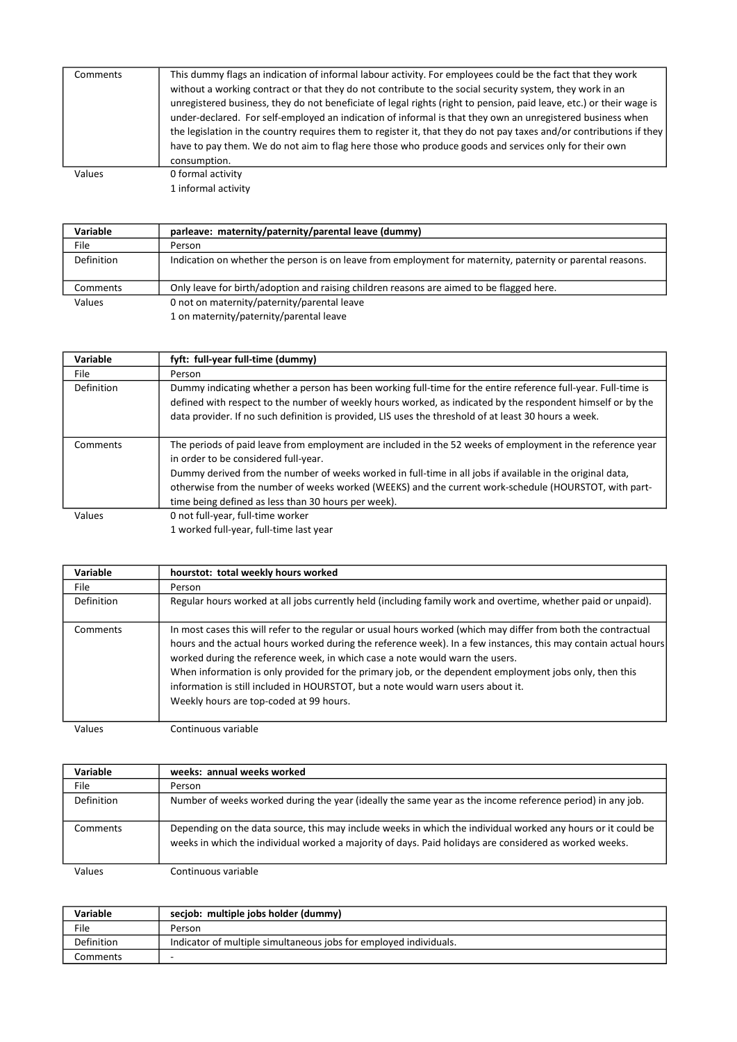| | |
|---|---|
| Comments | This dummy flags an indication of informal labour activity. For employees could be the fact that they work without a working contract or that they do not contribute to the social security system, they work in an unregistered business, they do not beneficiate of legal rights (right to pension, paid leave, etc.) or their wage is under-declared. For self-employed an indication of informal is that they own an unregistered business when the legislation in the country requires them to register it, that they do not pay taxes and/or contributions if they have to pay them. We do not aim to flag here those who produce goods and services only for their own consumption. |
| Values | 0 formal activity<br>1 informal activity |

| Variable | parleave: maternity/paternity/parental leave (dummy) |
|---|---|
| File | Person |
| Definition | Indication on whether the person is on leave from employment for maternity, paternity or parental reasons. |
| Comments | Only leave for birth/adoption and raising children reasons are aimed to be flagged here. |
| Values | 0 not on maternity/paternity/parental leave<br>1 on maternity/paternity/parental leave |

| Variable | fyft: full-year full-time (dummy) |
|---|---|
| File | Person |
| Definition | Dummy indicating whether a person has been working full-time for the entire reference full-year. Full-time is defined with respect to the number of weekly hours worked, as indicated by the respondent himself or by the data provider. If no such definition is provided, LIS uses the threshold of at least 30 hours a week. |
| Comments | The periods of paid leave from employment are included in the 52 weeks of employment in the reference year in order to be considered full-year.<br>Dummy derived from the number of weeks worked in full-time in all jobs if available in the original data, otherwise from the number of weeks worked (WEEKS) and the current work-schedule (HOURSTOT, with part-time being defined as less than 30 hours per week). |
| Values | 0 not full-year, full-time worker<br>1 worked full-year, full-time last year |

| Variable | hourstot: total weekly hours worked |
|---|---|
| File | Person |
| Definition | Regular hours worked at all jobs currently held (including family work and overtime, whether paid or unpaid). |
| Comments | In most cases this will refer to the regular or usual hours worked (which may differ from both the contractual hours and the actual hours worked during the reference week). In a few instances, this may contain actual hours worked during the reference week, in which case a note would warn the users.<br>When information is only provided for the primary job, or the dependent employment jobs only, then this information is still included in HOURSTOT, but a note would warn users about it.<br>Weekly hours are top-coded at 99 hours. |
| Values | Continuous variable |

| Variable | weeks: annual weeks worked |
|---|---|
| File | Person |
| Definition | Number of weeks worked during the year (ideally the same year as the income reference period) in any job. |
| Comments | Depending on the data source, this may include weeks in which the individual worked any hours or it could be weeks in which the individual worked a majority of days. Paid holidays are considered as worked weeks. |
| Values | Continuous variable |

| Variable | secjob: multiple jobs holder (dummy) |
|---|---|
| File | Person |
| Definition | Indicator of multiple simultaneous jobs for employed individuals. |
| Comments | - |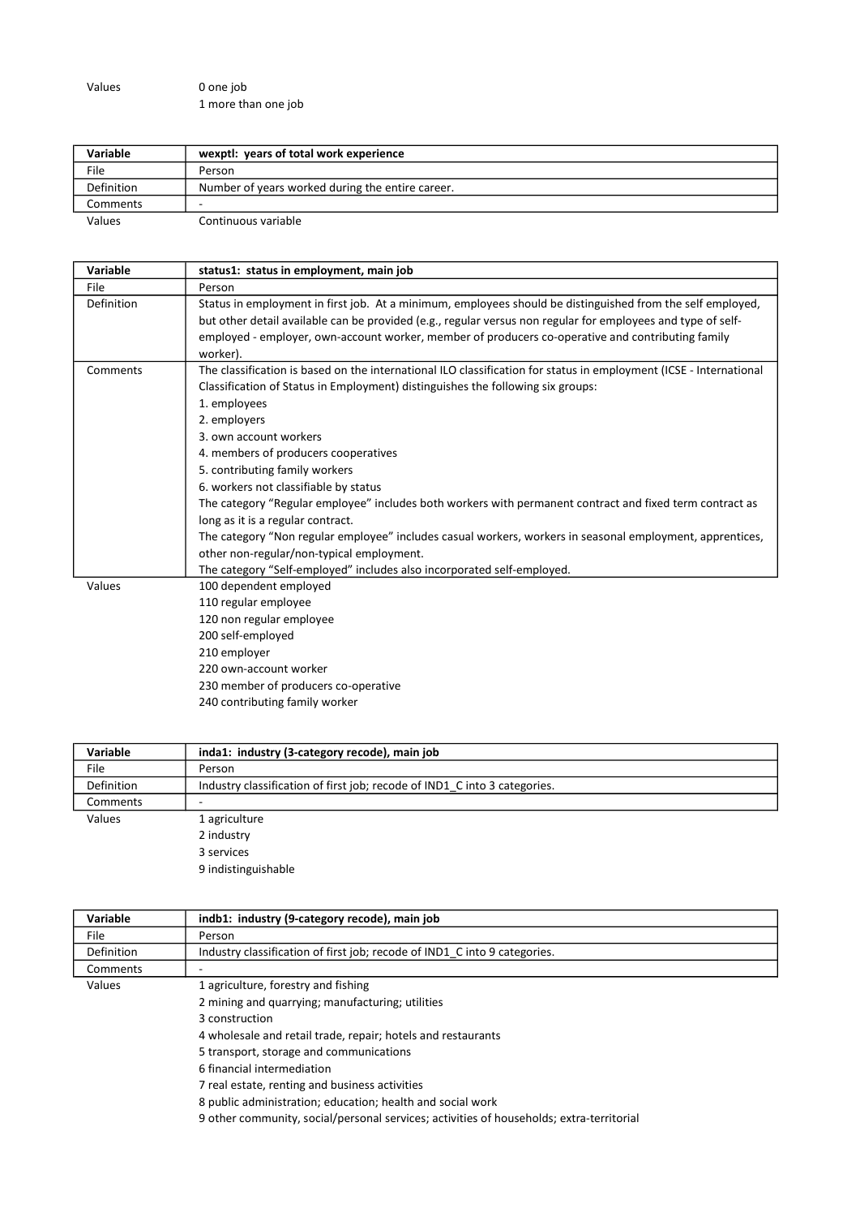| Values | 0 one job<br>1 more than one job |
|---|---|

| Variable | **wexptl: years of total work experience** |
|---|---|
| File | Person |
| Definition | Number of years worked during the entire career. |
| Comments | - |
| Values | Continuous variable |

| Variable | **status1: status in employment, main job** |
|---|---|
| File | Person |
| Definition | Status in employment in first job. At a minimum, employees should be distinguished from the self employed, but other detail available can be provided (e.g., regular versus non regular for employees and type of self-employed - employer, own-account worker, member of producers co-operative and contributing family worker). |
| Comments | The classification is based on the international ILO classification for status in employment (ICSE - International Classification of Status in Employment) distinguishes the following six groups:<br>1. employees<br>2. employers<br>3. own account workers<br>4. members of producers cooperatives<br>5. contributing family workers<br>6. workers not classifiable by status<br>The category "Regular employee" includes both workers with permanent contract and fixed term contract as long as it is a regular contract.<br>The category "Non regular employee" includes casual workers, workers in seasonal employment, apprentices, other non-regular/non-typical employment.<br>The category "Self-employed" includes also incorporated self-employed. |
| Values | 100 dependent employed<br>110 regular employee<br>120 non regular employee<br>200 self-employed<br>210 employer<br>220 own-account worker<br>230 member of producers co-operative<br>240 contributing family worker |

| Variable | **inda1: industry (3-category recode), main job** |
|---|---|
| File | Person |
| Definition | Industry classification of first job; recode of IND1_C into 3 categories. |
| Comments | - |
| Values | 1 agriculture<br>2 industry<br>3 services<br>9 indistinguishable |

| Variable | **indb1: industry (9-category recode), main job** |
|---|---|
| File | Person |
| Definition | Industry classification of first job; recode of IND1_C into 9 categories. |
| Comments | - |
| Values | 1 agriculture, forestry and fishing<br>2 mining and quarrying; manufacturing; utilities<br>3 construction<br>4 wholesale and retail trade, repair; hotels and restaurants<br>5 transport, storage and communications<br>6 financial intermediation<br>7 real estate, renting and business activities<br>8 public administration; education; health and social work<br>9 other community, social/personal services; activities of households; extra-territorial |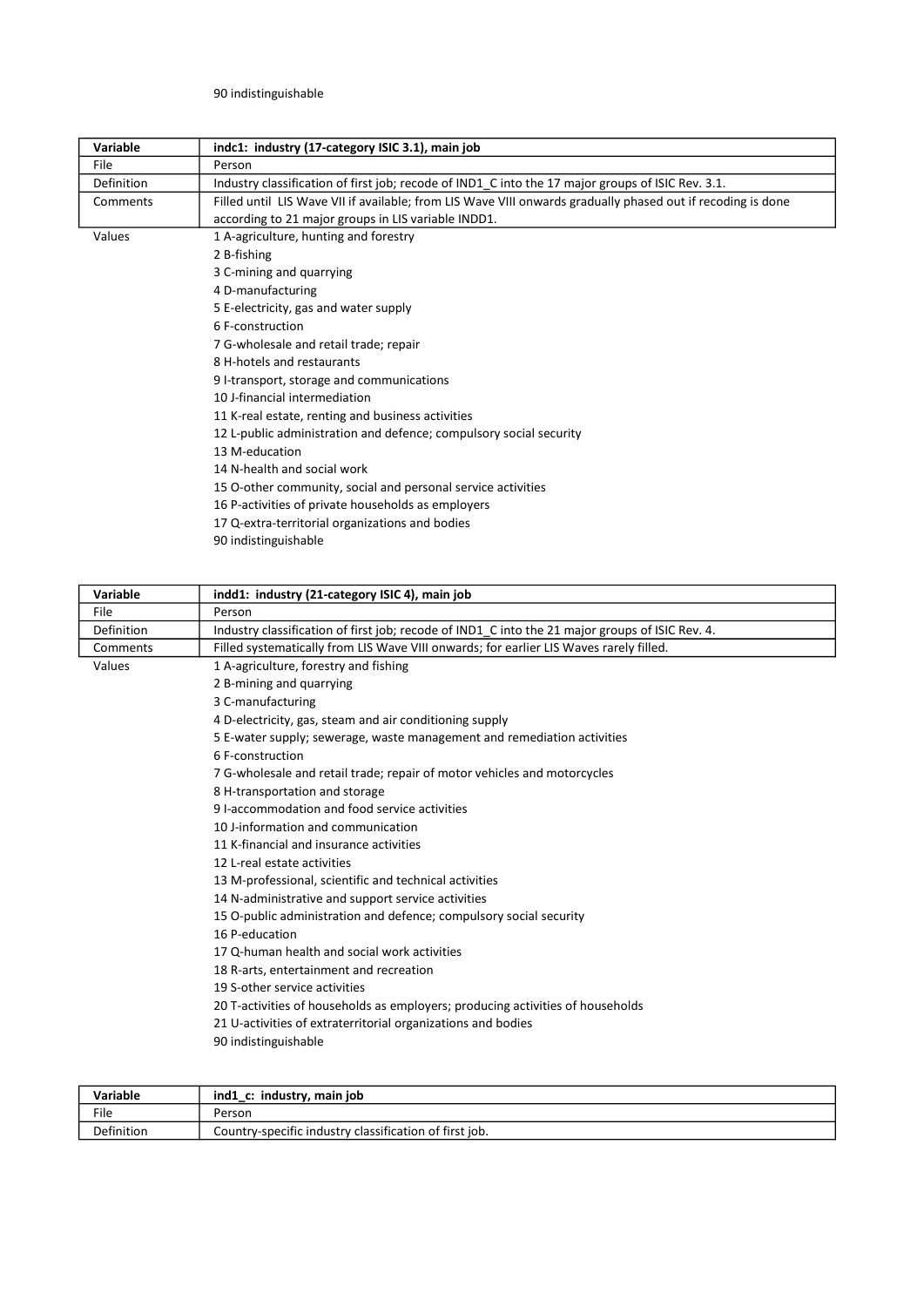90 indistinguishable

| Variable | indc1: industry (17-category ISIC 3.1), main job |
|---|---|
| File | Person |
| Definition | Industry classification of first job; recode of IND1_C into the 17 major groups of ISIC Rev. 3.1. |
| Comments | Filled until LIS Wave VII if available; from LIS Wave VIII onwards gradually phased out if recoding is done according to 21 major groups in LIS variable INDD1. |
| Values | 1 A-agriculture, hunting and forestry<br>2 B-fishing<br>3 C-mining and quarrying<br>4 D-manufacturing<br>5 E-electricity, gas and water supply<br>6 F-construction<br>7 G-wholesale and retail trade; repair<br>8 H-hotels and restaurants<br>9 I-transport, storage and communications<br>10 J-financial intermediation<br>11 K-real estate, renting and business activities<br>12 L-public administration and defence; compulsory social security<br>13 M-education<br>14 N-health and social work<br>15 O-other community, social and personal service activities<br>16 P-activities of private households as employers<br>17 Q-extra-territorial organizations and bodies<br>90 indistinguishable |

| Variable | indd1: industry (21-category ISIC 4), main job |
|---|---|
| File | Person |
| Definition | Industry classification of first job; recode of IND1_C into the 21 major groups of ISIC Rev. 4. |
| Comments | Filled systematically from LIS Wave VIII onwards; for earlier LIS Waves rarely filled. |
| Values | 1 A-agriculture, forestry and fishing<br>2 B-mining and quarrying<br>3 C-manufacturing<br>4 D-electricity, gas, steam and air conditioning supply<br>5 E-water supply; sewerage, waste management and remediation activities<br>6 F-construction<br>7 G-wholesale and retail trade; repair of motor vehicles and motorcycles<br>8 H-transportation and storage<br>9 I-accommodation and food service activities<br>10 J-information and communication<br>11 K-financial and insurance activities<br>12 L-real estate activities<br>13 M-professional, scientific and technical activities<br>14 N-administrative and support service activities<br>15 O-public administration and defence; compulsory social security<br>16 P-education<br>17 Q-human health and social work activities<br>18 R-arts, entertainment and recreation<br>19 S-other service activities<br>20 T-activities of households as employers; producing activities of households<br>21 U-activities of extraterritorial organizations and bodies<br>90 indistinguishable |

| Variable | ind1_c: industry, main job |
|---|---|
| File | Person |
| Definition | Country-specific industry classification of first job. |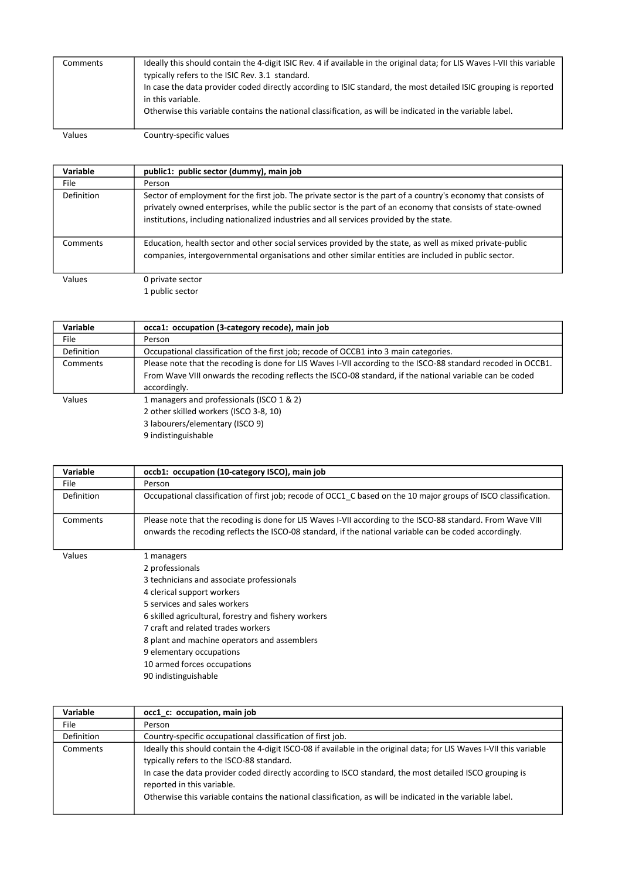| | |
|---|---|
| Comments | Ideally this should contain the 4-digit ISIC Rev. 4 if available in the original data; for LIS Waves I-VII this variable typically refers to the ISIC Rev. 3.1 standard.<br>In case the data provider coded directly according to ISIC standard, the most detailed ISIC grouping is reported in this variable.<br>Otherwise this variable contains the national classification, as will be indicated in the variable label. |
| Values | Country-specific values |

| Variable | public1: public sector (dummy), main job |
|---|---|
| File | Person |
| Definition | Sector of employment for the first job. The private sector is the part of a country's economy that consists of privately owned enterprises, while the public sector is the part of an economy that consists of state-owned institutions, including nationalized industries and all services provided by the state. |
| Comments | Education, health sector and other social services provided by the state, as well as mixed private-public companies, intergovernmental organisations and other similar entities are included in public sector. |
| Values | 0 private sector<br>1 public sector |

| Variable | occa1: occupation (3-category recode), main job |
|---|---|
| File | Person |
| Definition | Occupational classification of the first job; recode of OCCB1 into 3 main categories. |
| Comments | Please note that the recoding is done for LIS Waves I-VII according to the ISCO-88 standard recoded in OCCB1. From Wave VIII onwards the recoding reflects the ISCO-08 standard, if the national variable can be coded accordingly. |
| Values | 1 managers and professionals (ISCO 1 & 2)<br>2 other skilled workers (ISCO 3-8, 10)<br>3 labourers/elementary (ISCO 9)<br>9 indistinguishable |

| Variable | occb1: occupation (10-category ISCO), main job |
|---|---|
| File | Person |
| Definition | Occupational classification of first job; recode of OCC1_C based on the 10 major groups of ISCO classification. |
| Comments | Please note that the recoding is done for LIS Waves I-VII according to the ISCO-88 standard. From Wave VIII onwards the recoding reflects the ISCO-08 standard, if the national variable can be coded accordingly. |
| Values | 1 managers<br>2 professionals<br>3 technicians and associate professionals<br>4 clerical support workers<br>5 services and sales workers<br>6 skilled agricultural, forestry and fishery workers<br>7 craft and related trades workers<br>8 plant and machine operators and assemblers<br>9 elementary occupations<br>10 armed forces occupations<br>90 indistinguishable |

| Variable | occ1_c: occupation, main job |
|---|---|
| File | Person |
| Definition | Country-specific occupational classification of first job. |
| Comments | Ideally this should contain the 4-digit ISCO-08 if available in the original data; for LIS Waves I-VII this variable typically refers to the ISCO-88 standard.<br>In case the data provider coded directly according to ISCO standard, the most detailed ISCO grouping is reported in this variable.<br>Otherwise this variable contains the national classification, as will be indicated in the variable label. |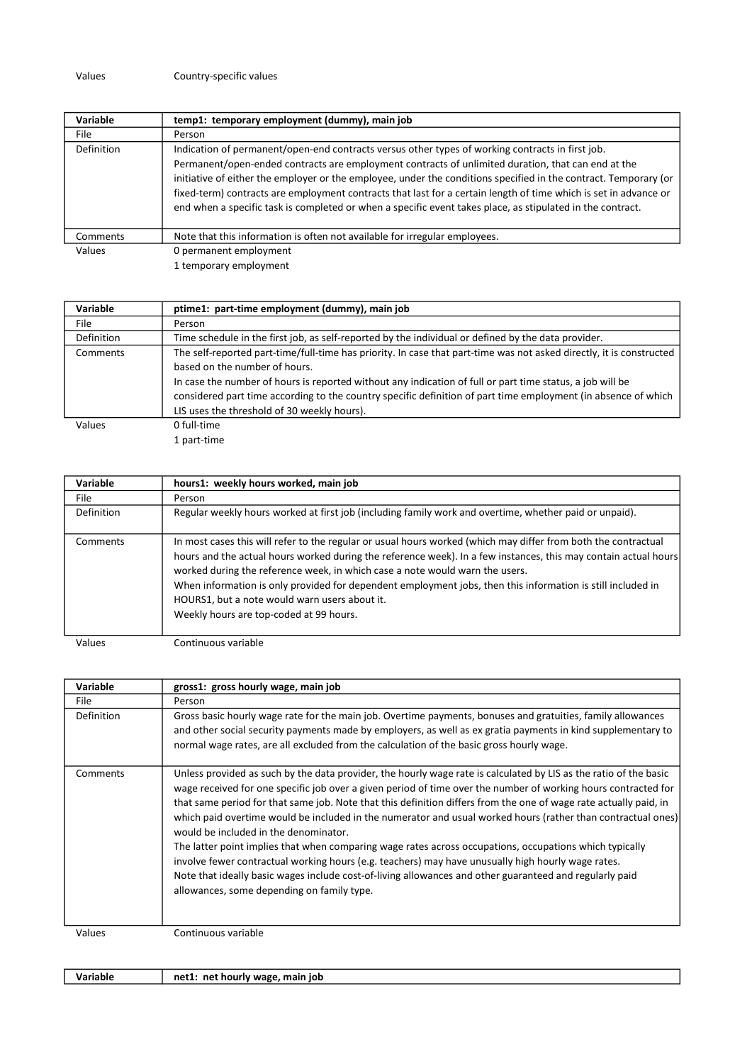| Values | Country-specific values |
|---|---|

| Variable | temp1: temporary employment (dummy), main job |
|---|---|
| File | Person |
| Definition | Indication of permanent/open-end contracts versus other types of working contracts in first job. Permanent/open-ended contracts are employment contracts of unlimited duration, that can end at the initiative of either the employer or the employee, under the conditions specified in the contract. Temporary (or fixed-term) contracts are employment contracts that last for a certain length of time which is set in advance or end when a specific task is completed or when a specific event takes place, as stipulated in the contract. |
| Comments | Note that this information is often not available for irregular employees. |
| Values | 0 permanent employment<br>1 temporary employment |

| Variable | ptime1: part-time employment (dummy), main job |
|---|---|
| File | Person |
| Definition | Time schedule in the first job, as self-reported by the individual or defined by the data provider. |
| Comments | The self-reported part-time/full-time has priority. In case that part-time was not asked directly, it is constructed based on the number of hours.<br>In case the number of hours is reported without any indication of full or part time status, a job will be considered part time according to the country specific definition of part time employment (in absence of which LIS uses the threshold of 30 weekly hours). |
| Values | 0 full-time<br>1 part-time |

| Variable | hours1: weekly hours worked, main job |
|---|---|
| File | Person |
| Definition | Regular weekly hours worked at first job (including family work and overtime, whether paid or unpaid). |
| Comments | In most cases this will refer to the regular or usual hours worked (which may differ from both the contractual hours and the actual hours worked during the reference week). In a few instances, this may contain actual hours worked during the reference week, in which case a note would warn the users.<br>When information is only provided for dependent employment jobs, then this information is still included in HOURS1, but a note would warn users about it.<br>Weekly hours are top-coded at 99 hours. |
| Values | Continuous variable |

| Variable | gross1: gross hourly wage, main job |
|---|---|
| File | Person |
| Definition | Gross basic hourly wage rate for the main job. Overtime payments, bonuses and gratuities, family allowances and other social security payments made by employers, as well as ex gratia payments in kind supplementary to normal wage rates, are all excluded from the calculation of the basic gross hourly wage. |
| Comments | Unless provided as such by the data provider, the hourly wage rate is calculated by LIS as the ratio of the basic wage received for one specific job over a given period of time over the number of working hours contracted for that same period for that same job. Note that this definition differs from the one of wage rate actually paid, in which paid overtime would be included in the numerator and usual worked hours (rather than contractual ones) would be included in the denominator.<br>The latter point implies that when comparing wage rates across occupations, occupations which typically involve fewer contractual working hours (e.g. teachers) may have unusually high hourly wage rates.<br>Note that ideally basic wages include cost-of-living allowances and other guaranteed and regularly paid allowances, some depending on family type. |
| Values | Continuous variable |

| Variable | net1: net hourly wage, main job |
|---|---|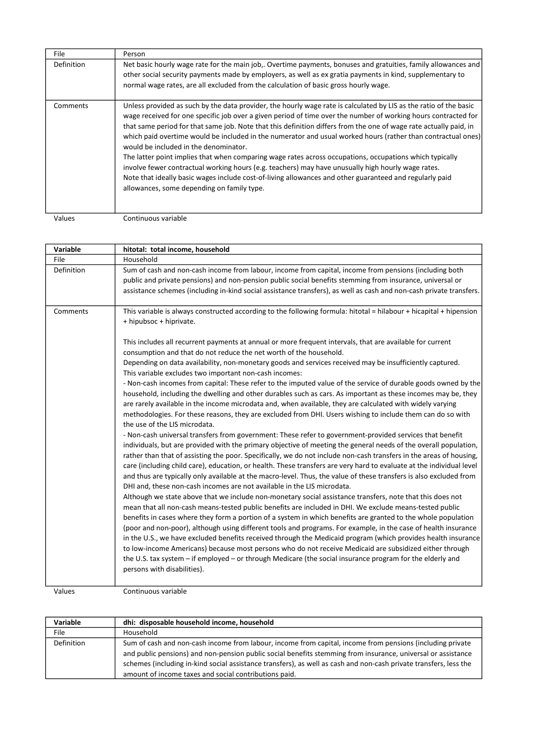| File | Person |
|---|---|
| Definition | Net basic hourly wage rate for the main job,. Overtime payments, bonuses and gratuities, family allowances and other social security payments made by employers, as well as ex gratia payments in kind, supplementary to normal wage rates, are all excluded from the calculation of basic gross hourly wage. |
| Comments | Unless provided as such by the data provider, the hourly wage rate is calculated by LIS as the ratio of the basic wage received for one specific job over a given period of time over the number of working hours contracted for that same period for that same job. Note that this definition differs from the one of wage rate actually paid, in which paid overtime would be included in the numerator and usual worked hours (rather than contractual ones) would be included in the denominator.<br>The latter point implies that when comparing wage rates across occupations, occupations which typically involve fewer contractual working hours (e.g. teachers) may have unusually high hourly wage rates.<br>Note that ideally basic wages include cost-of-living allowances and other guaranteed and regularly paid allowances, some depending on family type. |
| Values | Continuous variable |

| Variable | hitotal: total income, household |
|---|---|
| File | Household |
| Definition | Sum of cash and non-cash income from labour, income from capital, income from pensions (including both public and private pensions) and non-pension public social benefits stemming from insurance, universal or assistance schemes (including in-kind social assistance transfers), as well as cash and non-cash private transfers. |
| Comments | This variable is always constructed according to the following formula: hitotal = hilabour + hicapital + hipension + hipubsoc + hiprivate.<br><br>This includes all recurrent payments at annual or more frequent intervals, that are available for current consumption and that do not reduce the net worth of the household.<br>Depending on data availability, non-monetary goods and services received may be insufficiently captured.<br>This variable excludes two important non-cash incomes:<br>- Non-cash incomes from capital: These refer to the imputed value of the service of durable goods owned by the household, including the dwelling and other durables such as cars. As important as these incomes may be, they are rarely available in the income microdata and, when available, they are calculated with widely varying methodologies. For these reasons, they are excluded from DHI. Users wishing to include them can do so with the use of the LIS microdata.<br>- Non-cash universal transfers from government: These refer to government-provided services that benefit individuals, but are provided with the primary objective of meeting the general needs of the overall population, rather than that of assisting the poor. Specifically, we do not include non-cash transfers in the areas of housing, care (including child care), education, or health. These transfers are very hard to evaluate at the individual level and thus are typically only available at the macro-level. Thus, the value of these transfers is also excluded from DHI and, these non-cash incomes are not available in the LIS microdata.<br>Although we state above that we include non-monetary social assistance transfers, note that this does not mean that all non-cash means-tested public benefits are included in DHI. We exclude means-tested public benefits in cases where they form a portion of a system in which benefits are granted to the whole population (poor and non-poor), although using different tools and programs. For example, in the case of health insurance in the U.S., we have excluded benefits received through the Medicaid program (which provides health insurance to low-income Americans) because most persons who do not receive Medicaid are subsidized either through the U.S. tax system – if employed – or through Medicare (the social insurance program for the elderly and persons with disabilities). |
| Values | Continuous variable |

| Variable | dhi: disposable household income, household |
|---|---|
| File | Household |
| Definition | Sum of cash and non-cash income from labour, income from capital, income from pensions (including private and public pensions) and non-pension public social benefits stemming from insurance, universal or assistance schemes (including in-kind social assistance transfers), as well as cash and non-cash private transfers, less the amount of income taxes and social contributions paid. |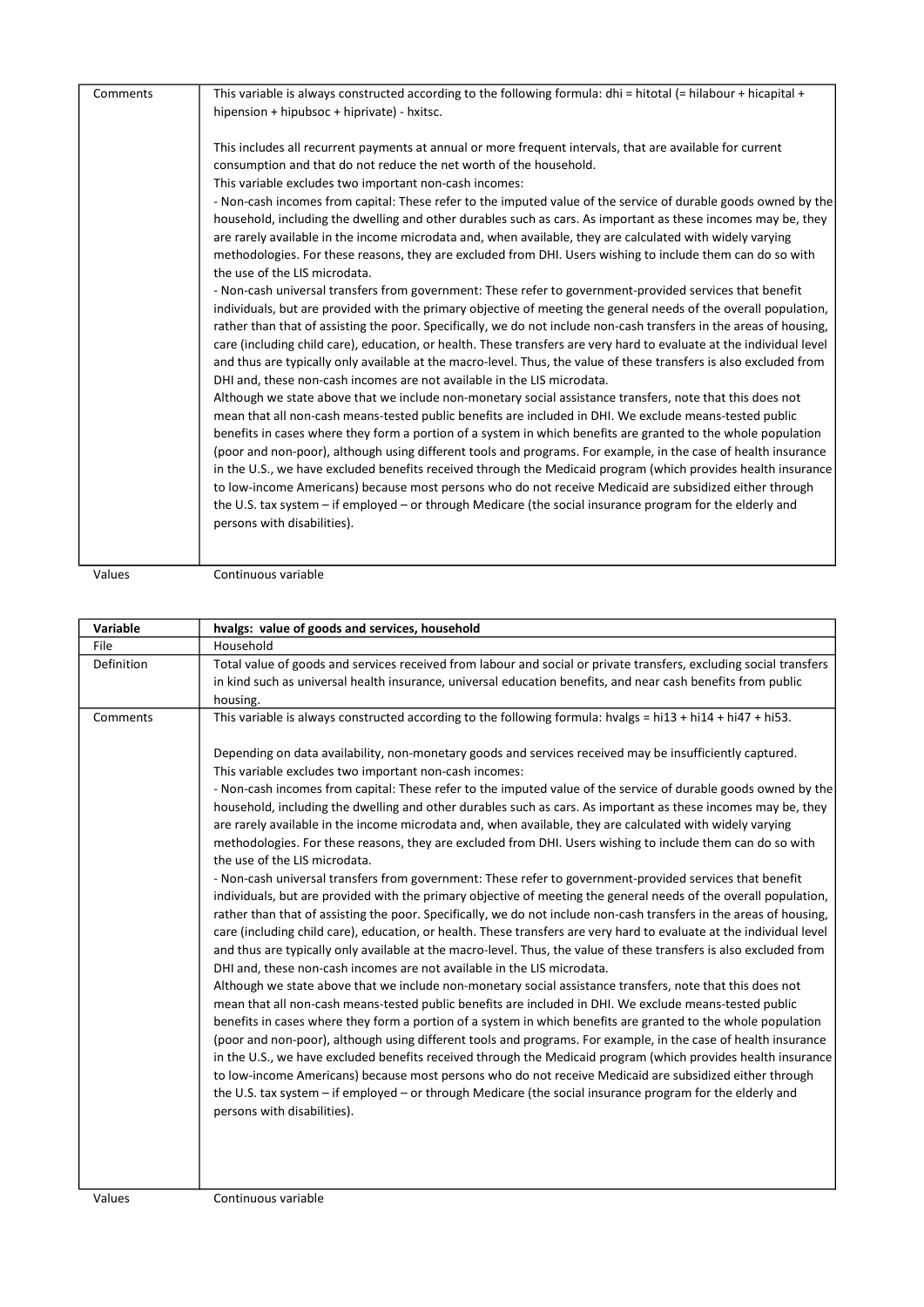| | |
|---|---|
| Comments | This variable is always constructed according to the following formula: dhi = hitotal (= hilabour + hicapital + hipension + hipubsoc + hiprivate) - hxitsc.<br><br>This includes all recurrent payments at annual or more frequent intervals, that are available for current consumption and that do not reduce the net worth of the household.<br>This variable excludes two important non-cash incomes:<br>- Non-cash incomes from capital: These refer to the imputed value of the service of durable goods owned by the household, including the dwelling and other durables such as cars. As important as these incomes may be, they are rarely available in the income microdata and, when available, they are calculated with widely varying methodologies. For these reasons, they are excluded from DHI. Users wishing to include them can do so with the use of the LIS microdata.<br>- Non-cash universal transfers from government: These refer to government-provided services that benefit individuals, but are provided with the primary objective of meeting the general needs of the overall population, rather than that of assisting the poor. Specifically, we do not include non-cash transfers in the areas of housing, care (including child care), education, or health. These transfers are very hard to evaluate at the individual level and thus are typically only available at the macro-level. Thus, the value of these transfers is also excluded from DHI and, these non-cash incomes are not available in the LIS microdata.<br>Although we state above that we include non-monetary social assistance transfers, note that this does not mean that all non-cash means-tested public benefits are included in DHI. We exclude means-tested public benefits in cases where they form a portion of a system in which benefits are granted to the whole population (poor and non-poor), although using different tools and programs. For example, in the case of health insurance in the U.S., we have excluded benefits received through the Medicaid program (which provides health insurance to low-income Americans) because most persons who do not receive Medicaid are subsidized either through the U.S. tax system – if employed – or through Medicare (the social insurance program for the elderly and persons with disabilities). |
| Values | Continuous variable |

| **Variable** | **hvalgs: value of goods and services, household** |
|---|---|
| File | Household |
| Definition | Total value of goods and services received from labour and social or private transfers, excluding social transfers in kind such as universal health insurance, universal education benefits, and near cash benefits from public housing. |
| Comments | This variable is always constructed according to the following formula: hvalgs = hi13 + hi14 + hi47 + hi53.<br><br>Depending on data availability, non-monetary goods and services received may be insufficiently captured.<br>This variable excludes two important non-cash incomes:<br>- Non-cash incomes from capital: These refer to the imputed value of the service of durable goods owned by the household, including the dwelling and other durables such as cars. As important as these incomes may be, they are rarely available in the income microdata and, when available, they are calculated with widely varying methodologies. For these reasons, they are excluded from DHI. Users wishing to include them can do so with the use of the LIS microdata.<br>- Non-cash universal transfers from government: These refer to government-provided services that benefit individuals, but are provided with the primary objective of meeting the general needs of the overall population, rather than that of assisting the poor. Specifically, we do not include non-cash transfers in the areas of housing, care (including child care), education, or health. These transfers are very hard to evaluate at the individual level and thus are typically only available at the macro-level. Thus, the value of these transfers is also excluded from DHI and, these non-cash incomes are not available in the LIS microdata.<br>Although we state above that we include non-monetary social assistance transfers, note that this does not mean that all non-cash means-tested public benefits are included in DHI. We exclude means-tested public benefits in cases where they form a portion of a system in which benefits are granted to the whole population (poor and non-poor), although using different tools and programs. For example, in the case of health insurance in the U.S., we have excluded benefits received through the Medicaid program (which provides health insurance to low-income Americans) because most persons who do not receive Medicaid are subsidized either through the U.S. tax system – if employed – or through Medicare (the social insurance program for the elderly and persons with disabilities). |
| Values | Continuous variable |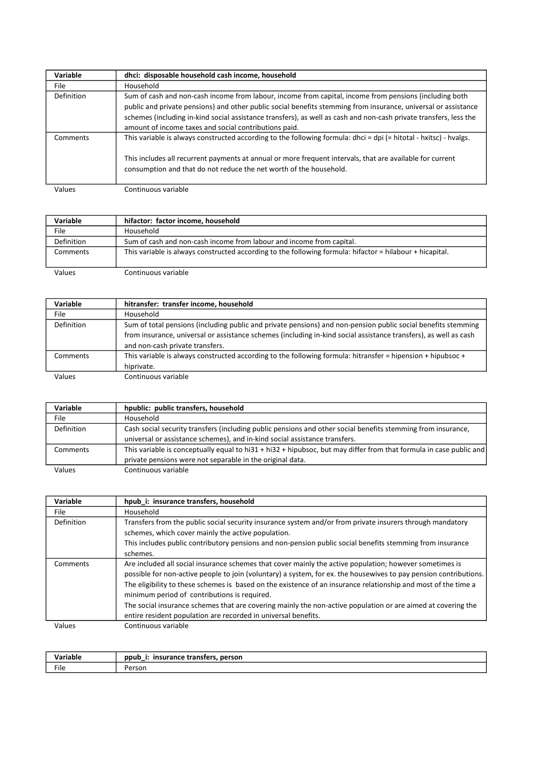| Variable | dhci:  disposable household cash income, household |
|---|---|
| File | Household |
| Definition | Sum of cash and non-cash income from labour, income from capital, income from pensions (including both public and private pensions) and other public social benefits stemming from insurance, universal or assistance schemes (including in-kind social assistance transfers), as well as cash and non-cash private transfers, less the amount of income taxes and social contributions paid. |
| Comments | This variable is always constructed according to the following formula: dhci = dpi (= hitotal - hxitsc) - hvalgs.<br><br>This includes all recurrent payments at annual or more frequent intervals, that are available for current consumption and that do not reduce the net worth of the household. |
| Values | Continuous variable |

| Variable | hifactor:  factor income, household |
|---|---|
| File | Household |
| Definition | Sum of cash and non-cash income from labour and income from capital. |
| Comments | This variable is always constructed according to the following formula: hifactor = hilabour + hicapital. |
| Values | Continuous variable |

| Variable | hitransfer:  transfer income, household |
|---|---|
| File | Household |
| Definition | Sum of total pensions (including public and private pensions) and non-pension public social benefits stemming from insurance, universal or assistance schemes (including in-kind social assistance transfers), as well as cash and non-cash private transfers. |
| Comments | This variable is always constructed according to the following formula: hitransfer = hipension + hipubsoc + hiprivate. |
| Values | Continuous variable |

| Variable | hpublic:  public transfers, household |
|---|---|
| File | Household |
| Definition | Cash social security transfers (including public pensions and other social benefits stemming from insurance, universal or assistance schemes), and in-kind social assistance transfers. |
| Comments | This variable is conceptually equal to hi31 + hi32 + hipubsoc, but may differ from that formula in case public and private pensions were not separable in the original data. |
| Values | Continuous variable |

| Variable | hpub_i:  insurance transfers, household |
|---|---|
| File | Household |
| Definition | Transfers from the public social security insurance system and/or from private insurers through mandatory schemes, which cover mainly the active population.<br>This includes public contributory pensions and non-pension public social benefits stemming from insurance schemes. |
| Comments | Are included all social insurance schemes that cover mainly the active population; however sometimes is possible for non-active people to join (voluntary) a system, for ex. the housewives to pay pension contributions. The eligibility to these schemes is  based on the existence of an insurance relationship and most of the time a minimum period of  contributions is required.<br>The social insurance schemes that are covering mainly the non-active population or are aimed at covering the entire resident population are recorded in universal benefits. |
| Values | Continuous variable |

| Variable | ppub_i:  insurance transfers, person |
|---|---|
| File | Person |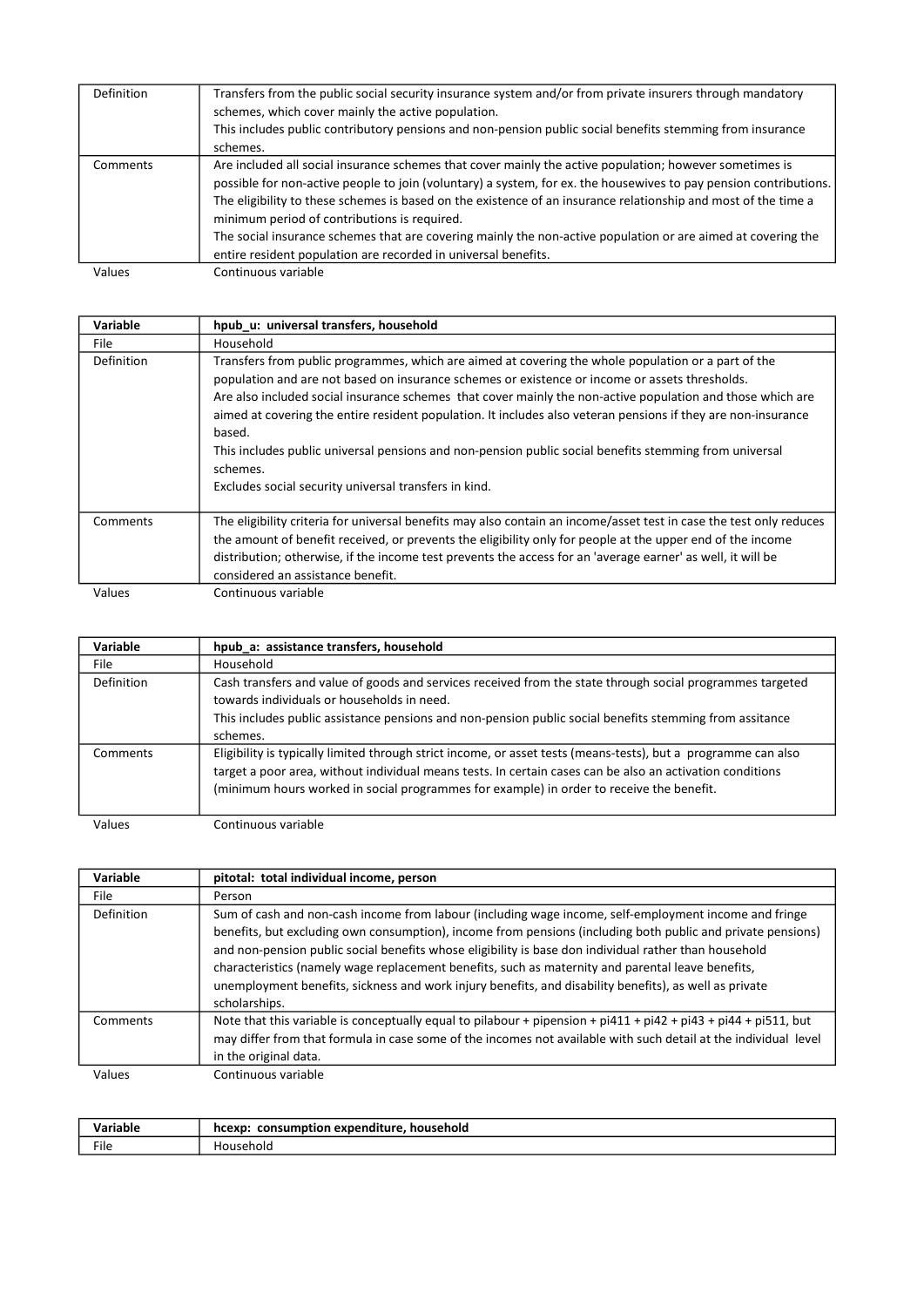| | |
|---|---|
| Definition | Transfers from the public social security insurance system and/or from private insurers through mandatory schemes, which cover mainly the active population.<br>This includes public contributory pensions and non-pension public social benefits stemming from insurance schemes. |
| Comments | Are included all social insurance schemes that cover mainly the active population; however sometimes is possible for non-active people to join (voluntary) a system, for ex. the housewives to pay pension contributions.<br>The eligibility to these schemes is based on the existence of an insurance relationship and most of the time a minimum period of contributions is required.<br>The social insurance schemes that are covering mainly the non-active population or are aimed at covering the entire resident population are recorded in universal benefits. |
| Values | Continuous variable |

| Variable | hpub_u: universal transfers, household |
|---|---|
| File | Household |
| Definition | Transfers from public programmes, which are aimed at covering the whole population or a part of the population and are not based on insurance schemes or existence or income or assets thresholds.<br>Are also included social insurance schemes that cover mainly the non-active population and those which are aimed at covering the entire resident population. It includes also veteran pensions if they are non-insurance based.<br>This includes public universal pensions and non-pension public social benefits stemming from universal schemes.<br>Excludes social security universal transfers in kind. |
| Comments | The eligibility criteria for universal benefits may also contain an income/asset test in case the test only reduces the amount of benefit received, or prevents the eligibility only for people at the upper end of the income distribution; otherwise, if the income test prevents the access for an 'average earner' as well, it will be considered an assistance benefit. |
| Values | Continuous variable |

| Variable | hpub_a: assistance transfers, household |
|---|---|
| File | Household |
| Definition | Cash transfers and value of goods and services received from the state through social programmes targeted towards individuals or households in need.<br>This includes public assistance pensions and non-pension public social benefits stemming from assitance schemes. |
| Comments | Eligibility is typically limited through strict income, or asset tests (means-tests), but a programme can also target a poor area, without individual means tests. In certain cases can be also an activation conditions (minimum hours worked in social programmes for example) in order to receive the benefit. |
| Values | Continuous variable |

| Variable | pitotal: total individual income, person |
|---|---|
| File | Person |
| Definition | Sum of cash and non-cash income from labour (including wage income, self-employment income and fringe benefits, but excluding own consumption), income from pensions (including both public and private pensions) and non-pension public social benefits whose eligibility is base don individual rather than household characteristics (namely wage replacement benefits, such as maternity and parental leave benefits, unemployment benefits, sickness and work injury benefits, and disability benefits), as well as private scholarships. |
| Comments | Note that this variable is conceptually equal to pilabour + pipension + pi411 + pi42 + pi43 + pi44 + pi511, but may differ from that formula in case some of the incomes not available with such detail at the individual level in the original data. |
| Values | Continuous variable |

| Variable | hcexp: consumption expenditure, household |
|---|---|
| File | Household |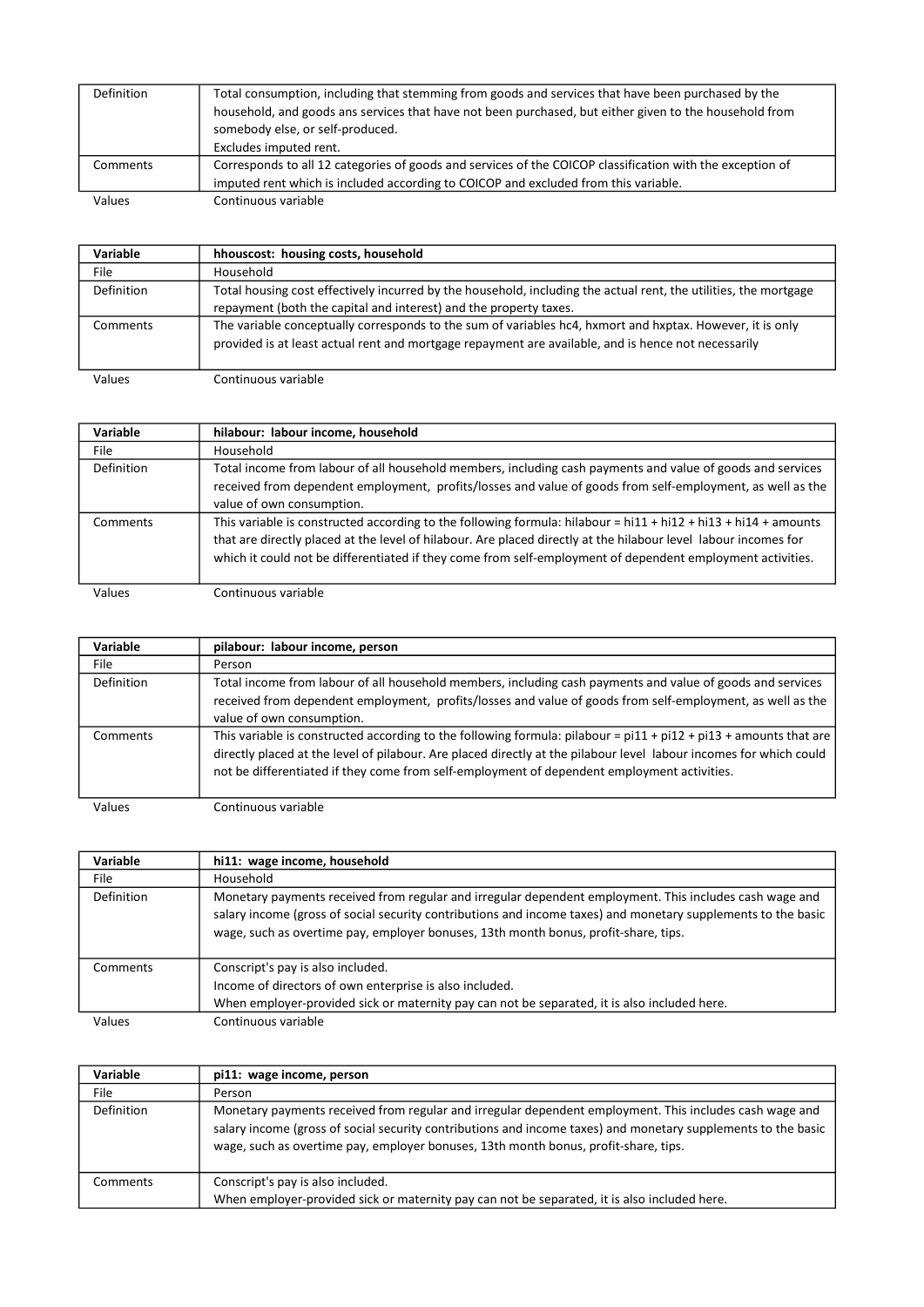| | |
|---|---|
| Definition | Total consumption, including that stemming from goods and services that have been purchased by the household, and goods ans services that have not been purchased, but either given to the household from somebody else, or self-produced.<br>Excludes imputed rent. |
| Comments | Corresponds to all 12 categories of goods and services of the COICOP classification with the exception of imputed rent which is included according to COICOP and excluded from this variable. |
| Values | Continuous variable |

| Variable | hhouscost: housing costs, household |
|---|---|
| File | Household |
| Definition | Total housing cost effectively incurred by the household, including the actual rent, the utilities, the mortgage repayment (both the capital and interest) and the property taxes. |
| Comments | The variable conceptually corresponds to the sum of variables hc4, hxmort and hxptax. However, it is only provided is at least actual rent and mortgage repayment are available, and is hence not necessarily |
| Values | Continuous variable |

| Variable | hilabour: labour income, household |
|---|---|
| File | Household |
| Definition | Total income from labour of all household members, including cash payments and value of goods and services received from dependent employment, profits/losses and value of goods from self-employment, as well as the value of own consumption. |
| Comments | This variable is constructed according to the following formula: hilabour = hi11 + hi12 + hi13 + hi14 + amounts that are directly placed at the level of hilabour. Are placed directly at the hilabour level labour incomes for which it could not be differentiated if they come from self-employment of dependent employment activities. |
| Values | Continuous variable |

| Variable | pilabour: labour income, person |
|---|---|
| File | Person |
| Definition | Total income from labour of all household members, including cash payments and value of goods and services received from dependent employment, profits/losses and value of goods from self-employment, as well as the value of own consumption. |
| Comments | This variable is constructed according to the following formula: pilabour = pi11 + pi12 + pi13 + amounts that are directly placed at the level of pilabour. Are placed directly at the pilabour level labour incomes for which could not be differentiated if they come from self-employment of dependent employment activities. |
| Values | Continuous variable |

| Variable | hi11: wage income, household |
|---|---|
| File | Household |
| Definition | Monetary payments received from regular and irregular dependent employment. This includes cash wage and salary income (gross of social security contributions and income taxes) and monetary supplements to the basic wage, such as overtime pay, employer bonuses, 13th month bonus, profit-share, tips. |
| Comments | Conscript's pay is also included.<br>Income of directors of own enterprise is also included.<br>When employer-provided sick or maternity pay can not be separated, it is also included here. |
| Values | Continuous variable |

| Variable | pi11: wage income, person |
|---|---|
| File | Person |
| Definition | Monetary payments received from regular and irregular dependent employment. This includes cash wage and salary income (gross of social security contributions and income taxes) and monetary supplements to the basic wage, such as overtime pay, employer bonuses, 13th month bonus, profit-share, tips. |
| Comments | Conscript's pay is also included.<br>When employer-provided sick or maternity pay can not be separated, it is also included here. |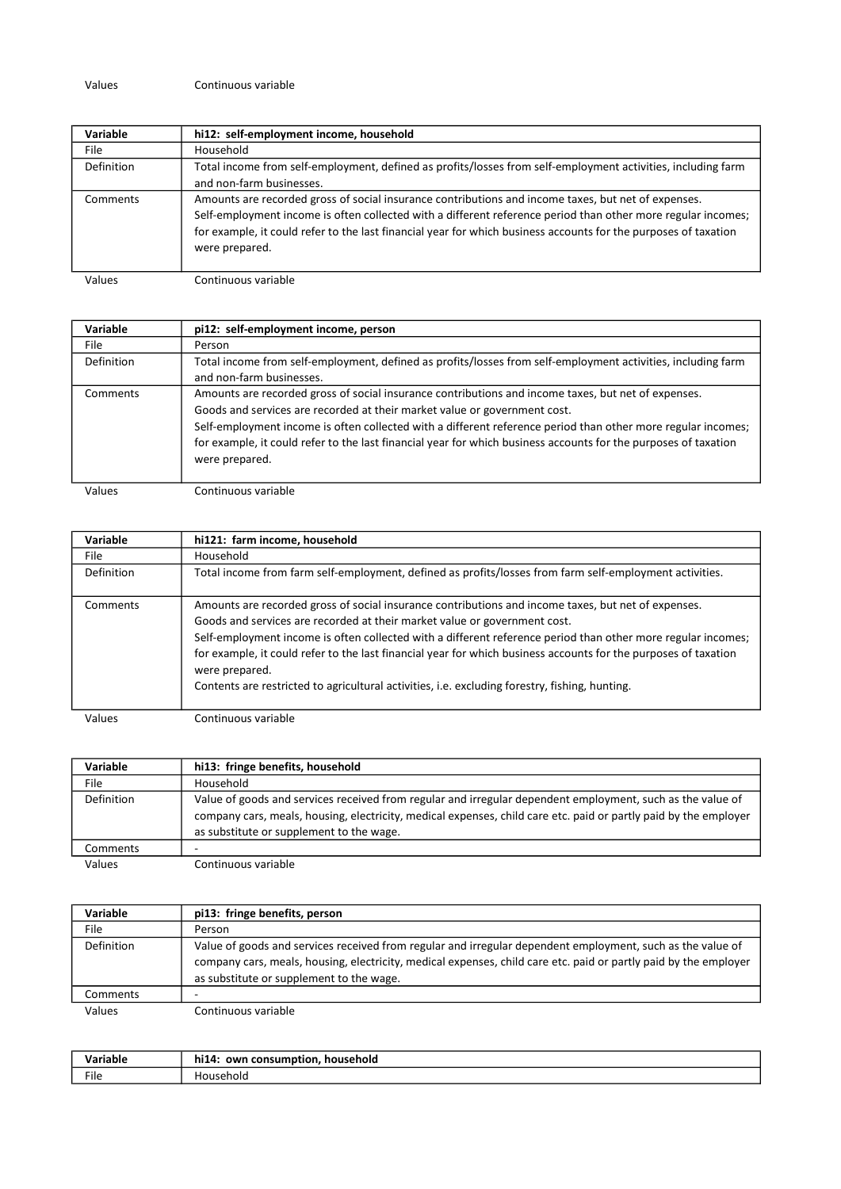| Values | Continuous variable |
|---|---|

| Variable | hi12: self-employment income, household |
|---|---|
| File | Household |
| Definition | Total income from self-employment, defined as profits/losses from self-employment activities, including farm and non-farm businesses. |
| Comments | Amounts are recorded gross of social insurance contributions and income taxes, but net of expenses. Self-employment income is often collected with a different reference period than other more regular incomes; for example, it could refer to the last financial year for which business accounts for the purposes of taxation were prepared. |
| Values | Continuous variable |

| Variable | pi12: self-employment income, person |
|---|---|
| File | Person |
| Definition | Total income from self-employment, defined as profits/losses from self-employment activities, including farm and non-farm businesses. |
| Comments | Amounts are recorded gross of social insurance contributions and income taxes, but net of expenses. Goods and services are recorded at their market value or government cost. Self-employment income is often collected with a different reference period than other more regular incomes; for example, it could refer to the last financial year for which business accounts for the purposes of taxation were prepared. |
| Values | Continuous variable |

| Variable | hi121: farm income, household |
|---|---|
| File | Household |
| Definition | Total income from farm self-employment, defined as profits/losses from farm self-employment activities. |
| Comments | Amounts are recorded gross of social insurance contributions and income taxes, but net of expenses. Goods and services are recorded at their market value or government cost. Self-employment income is often collected with a different reference period than other more regular incomes; for example, it could refer to the last financial year for which business accounts for the purposes of taxation were prepared. Contents are restricted to agricultural activities, i.e. excluding forestry, fishing, hunting. |
| Values | Continuous variable |

| Variable | hi13: fringe benefits, household |
|---|---|
| File | Household |
| Definition | Value of goods and services received from regular and irregular dependent employment, such as the value of company cars, meals, housing, electricity, medical expenses, child care etc. paid or partly paid by the employer as substitute or supplement to the wage. |
| Comments | - |
| Values | Continuous variable |

| Variable | pi13: fringe benefits, person |
|---|---|
| File | Person |
| Definition | Value of goods and services received from regular and irregular dependent employment, such as the value of company cars, meals, housing, electricity, medical expenses, child care etc. paid or partly paid by the employer as substitute or supplement to the wage. |
| Comments | - |
| Values | Continuous variable |

| Variable | hi14: own consumption, household |
|---|---|
| File | Household |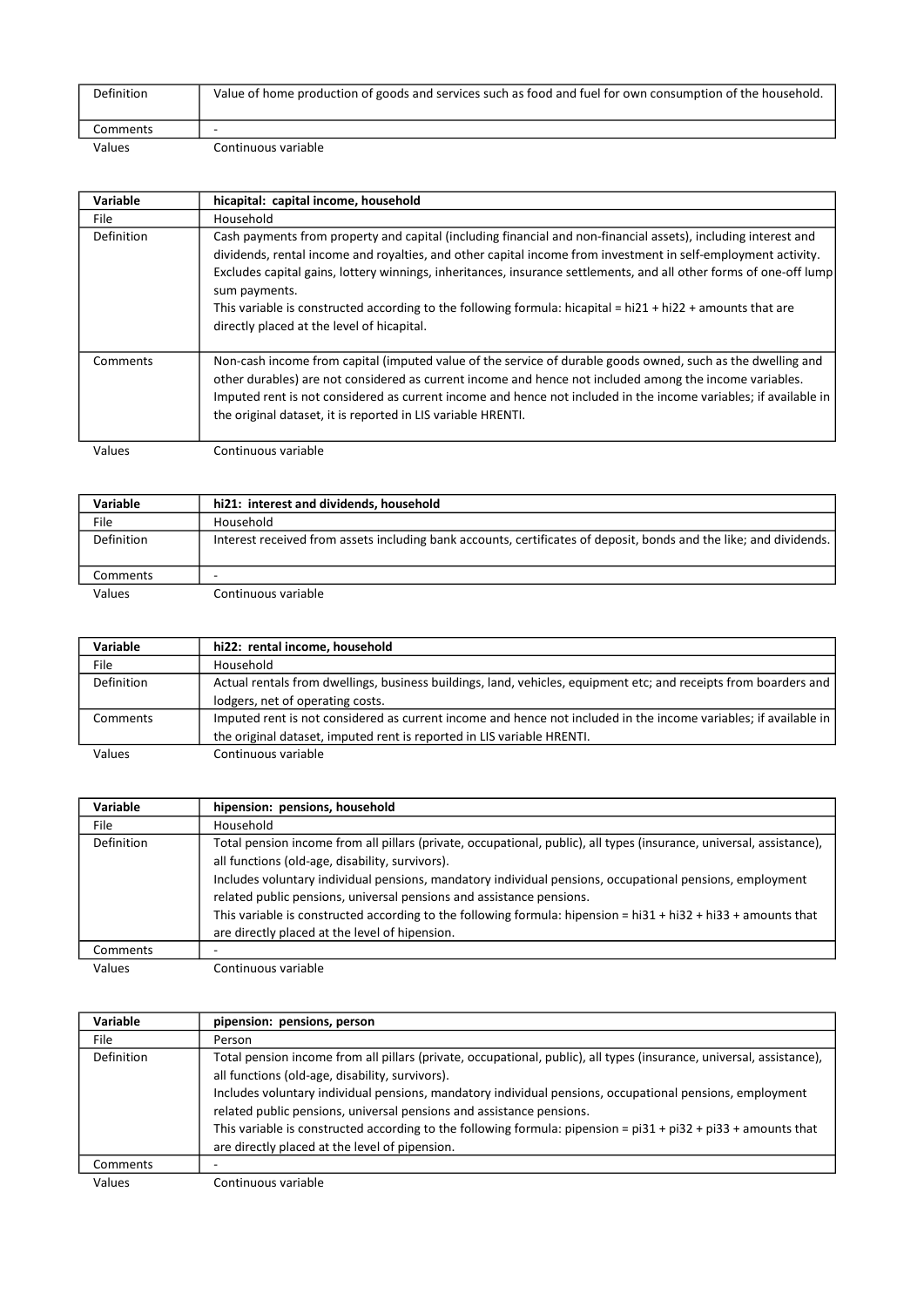| Definition | Value of home production of goods and services such as food and fuel for own consumption of the household. |
| --- | --- |
| Comments | - |
| Values | Continuous variable |

| Variable | **hicapital: capital income, household** |
| --- | --- |
| File | Household |
| Definition | Cash payments from property and capital (including financial and non-financial assets), including interest and dividends, rental income and royalties, and other capital income from investment in self-employment activity. Excludes capital gains, lottery winnings, inheritances, insurance settlements, and all other forms of one-off lump sum payments.<br>This variable is constructed according to the following formula: hicapital = hi21 + hi22 + amounts that are directly placed at the level of hicapital. |
| Comments | Non-cash income from capital (imputed value of the service of durable goods owned, such as the dwelling and other durables) are not considered as current income and hence not included among the income variables. Imputed rent is not considered as current income and hence not included in the income variables; if available in the original dataset, it is reported in LIS variable HRENTI. |
| Values | Continuous variable |

| Variable | **hi21: interest and dividends, household** |
| --- | --- |
| File | Household |
| Definition | Interest received from assets including bank accounts, certificates of deposit, bonds and the like; and dividends. |
| Comments | - |
| Values | Continuous variable |

| Variable | **hi22: rental income, household** |
| --- | --- |
| File | Household |
| Definition | Actual rentals from dwellings, business buildings, land, vehicles, equipment etc; and receipts from boarders and lodgers, net of operating costs. |
| Comments | Imputed rent is not considered as current income and hence not included in the income variables; if available in the original dataset, imputed rent is reported in LIS variable HRENTI. |
| Values | Continuous variable |

| Variable | **hipension: pensions, household** |
| --- | --- |
| File | Household |
| Definition | Total pension income from all pillars (private, occupational, public), all types (insurance, universal, assistance), all functions (old-age, disability, survivors).<br>Includes voluntary individual pensions, mandatory individual pensions, occupational pensions, employment related public pensions, universal pensions and assistance pensions.<br>This variable is constructed according to the following formula: hipension = hi31 + hi32 + hi33 + amounts that are directly placed at the level of hipension. |
| Comments | - |
| Values | Continuous variable |

| Variable | **pipension: pensions, person** |
| --- | --- |
| File | Person |
| Definition | Total pension income from all pillars (private, occupational, public), all types (insurance, universal, assistance), all functions (old-age, disability, survivors).<br>Includes voluntary individual pensions, mandatory individual pensions, occupational pensions, employment related public pensions, universal pensions and assistance pensions.<br>This variable is constructed according to the following formula: pipension = pi31 + pi32 + pi33 + amounts that are directly placed at the level of pipension. |
| Comments | - |
| Values | Continuous variable |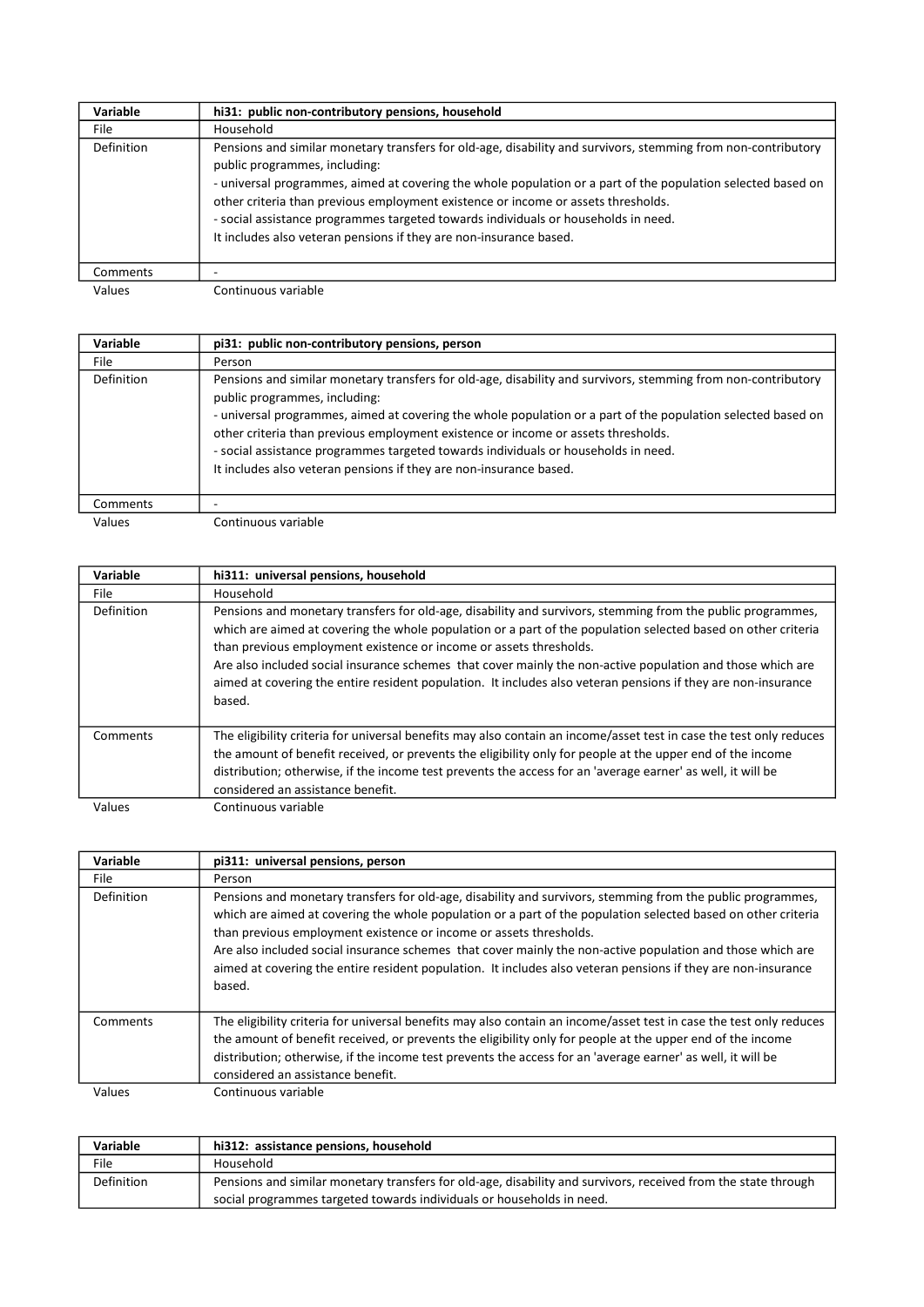| Variable | hi31: public non-contributory pensions, household |
|---|---|
| File | Household |
| Definition | Pensions and similar monetary transfers for old-age, disability and survivors, stemming from non-contributory public programmes, including:<br>- universal programmes, aimed at covering the whole population or a part of the population selected based on other criteria than previous employment existence or income or assets thresholds.<br>- social assistance programmes targeted towards individuals or households in need.<br>It includes also veteran pensions if they are non-insurance based. |
| Comments | - |
| Values | Continuous variable |

| Variable | pi31: public non-contributory pensions, person |
|---|---|
| File | Person |
| Definition | Pensions and similar monetary transfers for old-age, disability and survivors, stemming from non-contributory public programmes, including:<br>- universal programmes, aimed at covering the whole population or a part of the population selected based on other criteria than previous employment existence or income or assets thresholds.<br>- social assistance programmes targeted towards individuals or households in need.<br>It includes also veteran pensions if they are non-insurance based. |
| Comments | - |
| Values | Continuous variable |

| Variable | hi311: universal pensions, household |
|---|---|
| File | Household |
| Definition | Pensions and monetary transfers for old-age, disability and survivors, stemming from the public programmes, which are aimed at covering the whole population or a part of the population selected based on other criteria than previous employment existence or income or assets thresholds.<br>Are also included social insurance schemes that cover mainly the non-active population and those which are aimed at covering the entire resident population. It includes also veteran pensions if they are non-insurance based. |
| Comments | The eligibility criteria for universal benefits may also contain an income/asset test in case the test only reduces the amount of benefit received, or prevents the eligibility only for people at the upper end of the income distribution; otherwise, if the income test prevents the access for an 'average earner' as well, it will be considered an assistance benefit. |
| Values | Continuous variable |

| Variable | pi311: universal pensions, person |
|---|---|
| File | Person |
| Definition | Pensions and monetary transfers for old-age, disability and survivors, stemming from the public programmes, which are aimed at covering the whole population or a part of the population selected based on other criteria than previous employment existence or income or assets thresholds.<br>Are also included social insurance schemes that cover mainly the non-active population and those which are aimed at covering the entire resident population. It includes also veteran pensions if they are non-insurance based. |
| Comments | The eligibility criteria for universal benefits may also contain an income/asset test in case the test only reduces the amount of benefit received, or prevents the eligibility only for people at the upper end of the income distribution; otherwise, if the income test prevents the access for an 'average earner' as well, it will be considered an assistance benefit. |
| Values | Continuous variable |

| Variable | hi312: assistance pensions, household |
|---|---|
| File | Household |
| Definition | Pensions and similar monetary transfers for old-age, disability and survivors, received from the state through social programmes targeted towards individuals or households in need. |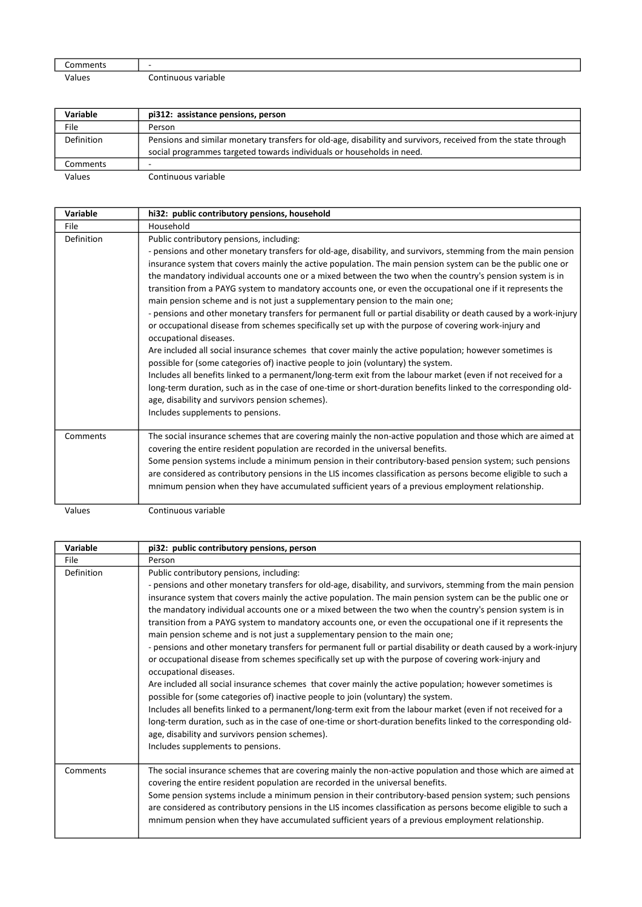| Comments | - |
|---|---|
| Values | Continuous variable |

| Variable | pi312: assistance pensions, person |
|---|---|
| File | Person |
| Definition | Pensions and similar monetary transfers for old-age, disability and survivors, received from the state through social programmes targeted towards individuals or households in need. |
| Comments | - |
| Values | Continuous variable |

| Variable | hi32: public contributory pensions, household |
|---|---|
| File | Household |
| Definition | Public contributory pensions, including:<br>- pensions and other monetary transfers for old-age, disability, and survivors, stemming from the main pension insurance system that covers mainly the active population. The main pension system can be the public one or the mandatory individual accounts one or a mixed between the two when the country's pension system is in transition from a PAYG system to mandatory accounts one, or even the occupational one if it represents the main pension scheme and is not just a supplementary pension to the main one;<br>- pensions and other monetary transfers for permanent full or partial disability or death caused by a work-injury or occupational disease from schemes specifically set up with the purpose of covering work-injury and occupational diseases.<br>Are included all social insurance schemes that cover mainly the active population; however sometimes is possible for (some categories of) inactive people to join (voluntary) the system.<br>Includes all benefits linked to a permanent/long-term exit from the labour market (even if not received for a long-term duration, such as in the case of one-time or short-duration benefits linked to the corresponding old-age, disability and survivors pension schemes).<br>Includes supplements to pensions. |
| Comments | The social insurance schemes that are covering mainly the non-active population and those which are aimed at covering the entire resident population are recorded in the universal benefits.<br>Some pension systems include a minimum pension in their contributory-based pension system; such pensions are considered as contributory pensions in the LIS incomes classification as persons become eligible to such a mnimum pension when they have accumulated sufficient years of a previous employment relationship. |
| Values | Continuous variable |

| Variable | pi32: public contributory pensions, person |
|---|---|
| File | Person |
| Definition | Public contributory pensions, including:<br>- pensions and other monetary transfers for old-age, disability, and survivors, stemming from the main pension insurance system that covers mainly the active population. The main pension system can be the public one or the mandatory individual accounts one or a mixed between the two when the country's pension system is in transition from a PAYG system to mandatory accounts one, or even the occupational one if it represents the main pension scheme and is not just a supplementary pension to the main one;<br>- pensions and other monetary transfers for permanent full or partial disability or death caused by a work-injury or occupational disease from schemes specifically set up with the purpose of covering work-injury and occupational diseases.<br>Are included all social insurance schemes that cover mainly the active population; however sometimes is possible for (some categories of) inactive people to join (voluntary) the system.<br>Includes all benefits linked to a permanent/long-term exit from the labour market (even if not received for a long-term duration, such as in the case of one-time or short-duration benefits linked to the corresponding old-age, disability and survivors pension schemes).<br>Includes supplements to pensions. |
| Comments | The social insurance schemes that are covering mainly the non-active population and those which are aimed at covering the entire resident population are recorded in the universal benefits.<br>Some pension systems include a minimum pension in their contributory-based pension system; such pensions are considered as contributory pensions in the LIS incomes classification as persons become eligible to such a mnimum pension when they have accumulated sufficient years of a previous employment relationship. |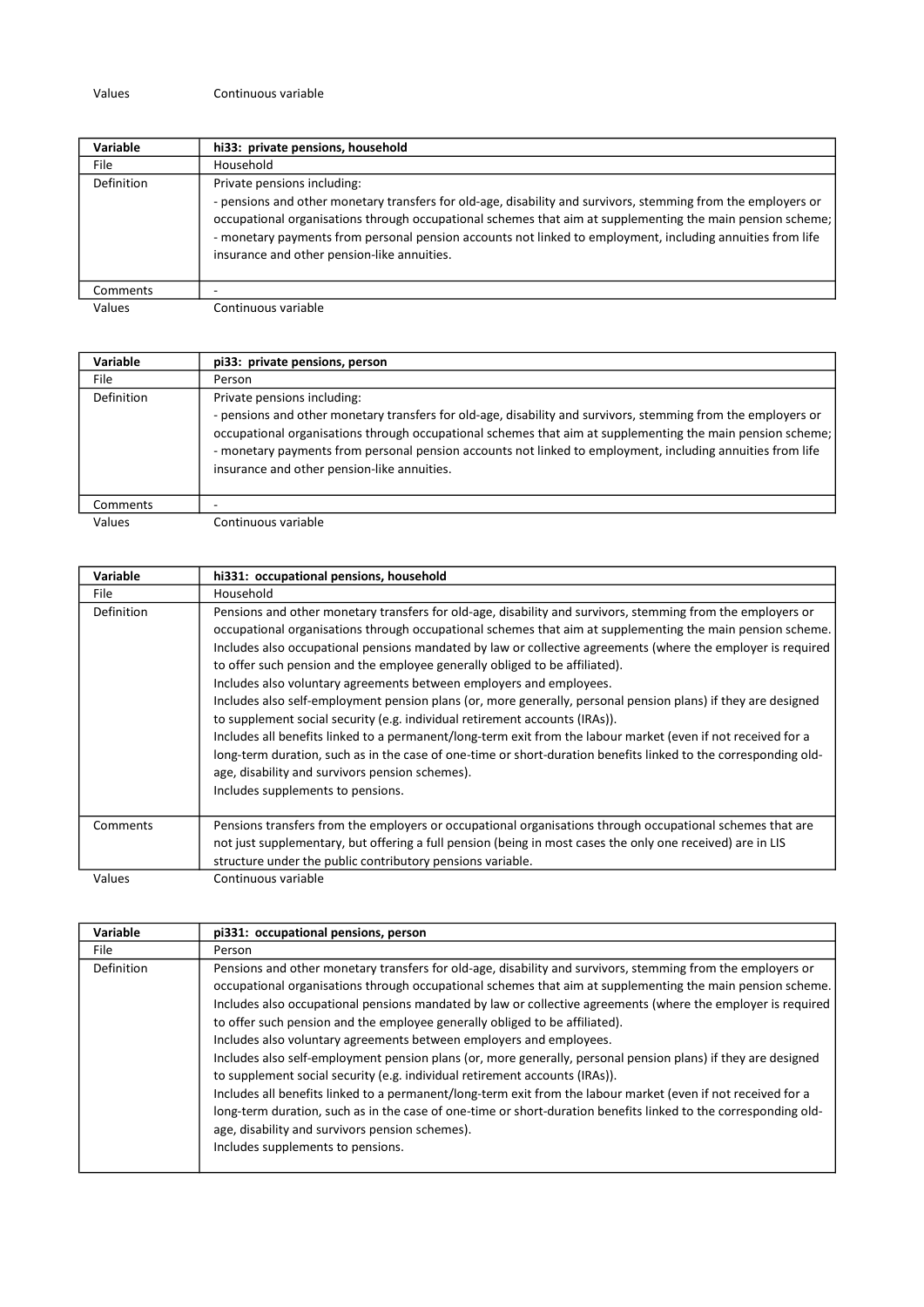| Values | Continuous variable |
|---|---|

| Variable | hi33:  private pensions, household |
|---|---|
| File | Household |
| Definition | Private pensions including:<br>- pensions and other monetary transfers for old-age, disability and survivors, stemming from the employers or occupational organisations through occupational schemes that aim at supplementing the main pension scheme;<br>- monetary payments from personal pension accounts not linked to employment, including annuities from life insurance and other pension-like annuities. |
| Comments | - |
| Values | Continuous variable |

| Variable | pi33:  private pensions, person |
|---|---|
| File | Person |
| Definition | Private pensions including:<br>- pensions and other monetary transfers for old-age, disability and survivors, stemming from the employers or occupational organisations through occupational schemes that aim at supplementing the main pension scheme;<br>- monetary payments from personal pension accounts not linked to employment, including annuities from life insurance and other pension-like annuities. |
| Comments | - |
| Values | Continuous variable |

| Variable | hi331:  occupational pensions, household |
|---|---|
| File | Household |
| Definition | Pensions and other monetary transfers for old-age, disability and survivors, stemming from the employers or occupational organisations through occupational schemes that aim at supplementing the main pension scheme.<br>Includes also occupational pensions mandated by law or collective agreements (where the employer is required to offer such pension and the employee generally obliged to be affiliated).<br>Includes also voluntary agreements between employers and employees.<br>Includes also self-employment pension plans (or, more generally, personal pension plans) if they are designed to supplement social security (e.g. individual retirement accounts (IRAs)).<br>Includes all benefits linked to a permanent/long-term exit from the labour market (even if not received for a long-term duration, such as in the case of one-time or short-duration benefits linked to the corresponding old-age, disability and survivors pension schemes).<br>Includes supplements to pensions. |
| Comments | Pensions transfers from the employers or occupational organisations through occupational schemes that are not just supplementary, but offering a full pension (being in most cases the only one received) are in LIS structure under the public contributory pensions variable. |
| Values | Continuous variable |

| Variable | pi331:  occupational pensions, person |
|---|---|
| File | Person |
| Definition | Pensions and other monetary transfers for old-age, disability and survivors, stemming from the employers or occupational organisations through occupational schemes that aim at supplementing the main pension scheme.<br>Includes also occupational pensions mandated by law or collective agreements (where the employer is required to offer such pension and the employee generally obliged to be affiliated).<br>Includes also voluntary agreements between employers and employees.<br>Includes also self-employment pension plans (or, more generally, personal pension plans) if they are designed to supplement social security (e.g. individual retirement accounts (IRAs)).<br>Includes all benefits linked to a permanent/long-term exit from the labour market (even if not received for a long-term duration, such as in the case of one-time or short-duration benefits linked to the corresponding old-age, disability and survivors pension schemes).<br>Includes supplements to pensions. |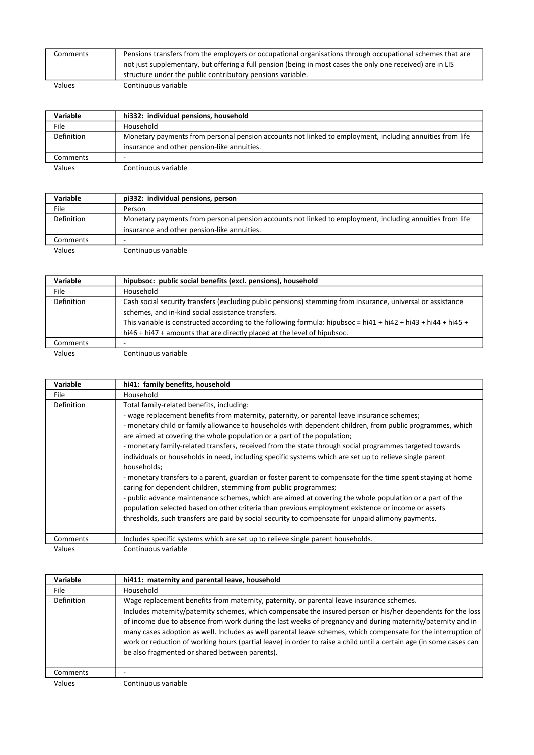| Comments | Pensions transfers from the employers or occupational organisations through occupational schemes that are not just supplementary, but offering a full pension (being in most cases the only one received) are in LIS structure under the public contributory pensions variable. |
|---|---|
| Values | Continuous variable |

| Variable | **hi332: individual pensions, household** |
|---|---|
| File | Household |
| Definition | Monetary payments from personal pension accounts not linked to employment, including annuities from life insurance and other pension-like annuities. |
| Comments | - |
| Values | Continuous variable |

| Variable | **pi332: individual pensions, person** |
|---|---|
| File | Person |
| Definition | Monetary payments from personal pension accounts not linked to employment, including annuities from life insurance and other pension-like annuities. |
| Comments | - |
| Values | Continuous variable |

| Variable | **hipubsoc: public social benefits (excl. pensions), household** |
|---|---|
| File | Household |
| Definition | Cash social security transfers (excluding public pensions) stemming from insurance, universal or assistance schemes, and in-kind social assistance transfers. <br> This variable is constructed according to the following formula: hipubsoc = hi41 + hi42 + hi43 + hi44 + hi45 + hi46 + hi47 + amounts that are directly placed at the level of hipubsoc. |
| Comments | - |
| Values | Continuous variable |

| Variable | **hi41: family benefits, household** |
|---|---|
| File | Household |
| Definition | Total family-related benefits, including: <br> - wage replacement benefits from maternity, paternity, or parental leave insurance schemes; <br> - monetary child or family allowance to households with dependent children, from public programmes, which are aimed at covering the whole population or a part of the population; <br> - monetary family-related transfers, received from the state through social programmes targeted towards individuals or households in need, including specific systems which are set up to relieve single parent households; <br> - monetary transfers to a parent, guardian or foster parent to compensate for the time spent staying at home caring for dependent children, stemming from public programmes; <br> - public advance maintenance schemes, which are aimed at covering the whole population or a part of the population selected based on other criteria than previous employment existence or income or assets thresholds, such transfers are paid by social security to compensate for unpaid alimony payments. |
| Comments | Includes specific systems which are set up to relieve single parent households. |
| Values | Continuous variable |

| Variable | **hi411: maternity and parental leave, household** |
|---|---|
| File | Household |
| Definition | Wage replacement benefits from maternity, paternity, or parental leave insurance schemes. <br> Includes maternity/paternity schemes, which compensate the insured person or his/her dependents for the loss of income due to absence from work during the last weeks of pregnancy and during maternity/paternity and in many cases adoption as well. Includes as well parental leave schemes, which compensate for the interruption of work or reduction of working hours (partial leave) in order to raise a child until a certain age (in some cases can be also fragmented or shared between parents). |
| Comments | - |
| Values | Continuous variable |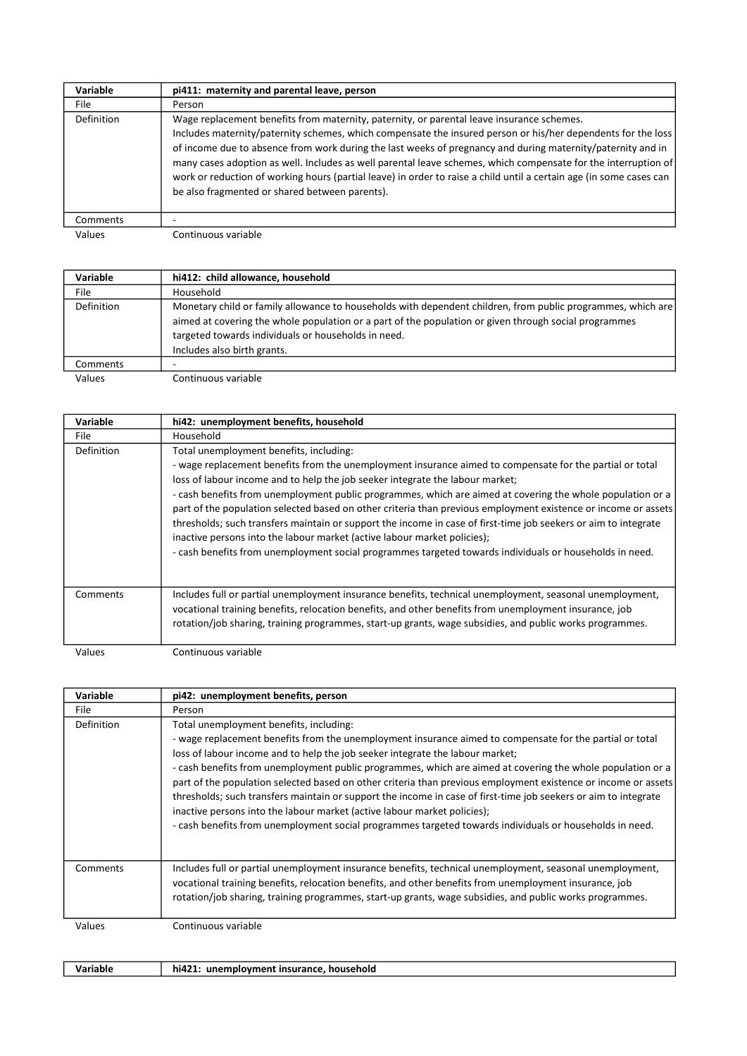| Variable | pi411: maternity and parental leave, person |
|---|---|
| File | Person |
| Definition | Wage replacement benefits from maternity, paternity, or parental leave insurance schemes.<br>Includes maternity/paternity schemes, which compensate the insured person or his/her dependents for the loss of income due to absence from work during the last weeks of pregnancy and during maternity/paternity and in many cases adoption as well. Includes as well parental leave schemes, which compensate for the interruption of work or reduction of working hours (partial leave) in order to raise a child until a certain age (in some cases can be also fragmented or shared between parents). |
| Comments | - |
| Values | Continuous variable |

| Variable | hi412: child allowance, household |
|---|---|
| File | Household |
| Definition | Monetary child or family allowance to households with dependent children, from public programmes, which are aimed at covering the whole population or a part of the population or given through social programmes targeted towards individuals or households in need.<br>Includes also birth grants. |
| Comments | - |
| Values | Continuous variable |

| Variable | hi42: unemployment benefits, household |
|---|---|
| File | Household |
| Definition | Total unemployment benefits, including:<br>- wage replacement benefits from the unemployment insurance aimed to compensate for the partial or total loss of labour income and to help the job seeker integrate the labour market;<br>- cash benefits from unemployment public programmes, which are aimed at covering the whole population or a part of the population selected based on other criteria than previous employment existence or income or assets thresholds; such transfers maintain or support the income in case of first-time job seekers or aim to integrate inactive persons into the labour market (active labour market policies);<br>- cash benefits from unemployment social programmes targeted towards individuals or households in need. |
| Comments | Includes full or partial unemployment insurance benefits, technical unemployment, seasonal unemployment, vocational training benefits, relocation benefits, and other benefits from unemployment insurance, job rotation/job sharing, training programmes, start-up grants, wage subsidies, and public works programmes. |
| Values | Continuous variable |

| Variable | pi42: unemployment benefits, person |
|---|---|
| File | Person |
| Definition | Total unemployment benefits, including:<br>- wage replacement benefits from the unemployment insurance aimed to compensate for the partial or total loss of labour income and to help the job seeker integrate the labour market;<br>- cash benefits from unemployment public programmes, which are aimed at covering the whole population or a part of the population selected based on other criteria than previous employment existence or income or assets thresholds; such transfers maintain or support the income in case of first-time job seekers or aim to integrate inactive persons into the labour market (active labour market policies);<br>- cash benefits from unemployment social programmes targeted towards individuals or households in need. |
| Comments | Includes full or partial unemployment insurance benefits, technical unemployment, seasonal unemployment, vocational training benefits, relocation benefits, and other benefits from unemployment insurance, job rotation/job sharing, training programmes, start-up grants, wage subsidies, and public works programmes. |
| Values | Continuous variable |

| Variable | hi421: unemployment insurance, household |
|---|---|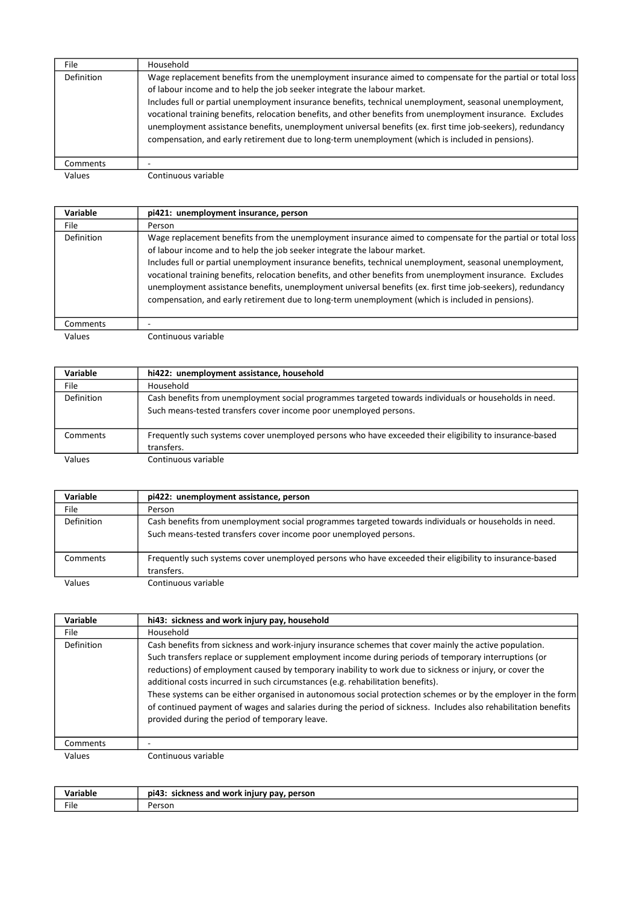| File | Household |
|---|---|
| Definition | Wage replacement benefits from the unemployment insurance aimed to compensate for the partial or total loss of labour income and to help the job seeker integrate the labour market.<br>Includes full or partial unemployment insurance benefits, technical unemployment, seasonal unemployment, vocational training benefits, relocation benefits, and other benefits from unemployment insurance. Excludes unemployment assistance benefits, unemployment universal benefits (ex. first time job-seekers), redundancy compensation, and early retirement due to long-term unemployment (which is included in pensions). |
| Comments | - |
| Values | Continuous variable |

| Variable | pi421: unemployment insurance, person |
|---|---|
| File | Person |
| Definition | Wage replacement benefits from the unemployment insurance aimed to compensate for the partial or total loss of labour income and to help the job seeker integrate the labour market.<br>Includes full or partial unemployment insurance benefits, technical unemployment, seasonal unemployment, vocational training benefits, relocation benefits, and other benefits from unemployment insurance. Excludes unemployment assistance benefits, unemployment universal benefits (ex. first time job-seekers), redundancy compensation, and early retirement due to long-term unemployment (which is included in pensions). |
| Comments | - |
| Values | Continuous variable |

| Variable | hi422: unemployment assistance, household |
|---|---|
| File | Household |
| Definition | Cash benefits from unemployment social programmes targeted towards individuals or households in need. Such means-tested transfers cover income poor unemployed persons. |
| Comments | Frequently such systems cover unemployed persons who have exceeded their eligibility to insurance-based transfers. |
| Values | Continuous variable |

| Variable | pi422: unemployment assistance, person |
|---|---|
| File | Person |
| Definition | Cash benefits from unemployment social programmes targeted towards individuals or households in need. Such means-tested transfers cover income poor unemployed persons. |
| Comments | Frequently such systems cover unemployed persons who have exceeded their eligibility to insurance-based transfers. |
| Values | Continuous variable |

| Variable | hi43: sickness and work injury pay, household |
|---|---|
| File | Household |
| Definition | Cash benefits from sickness and work-injury insurance schemes that cover mainly the active population. Such transfers replace or supplement employment income during periods of temporary interruptions (or reductions) of employment caused by temporary inability to work due to sickness or injury, or cover the additional costs incurred in such circumstances (e.g. rehabilitation benefits).<br>These systems can be either organised in autonomous social protection schemes or by the employer in the form of continued payment of wages and salaries during the period of sickness. Includes also rehabilitation benefits provided during the period of temporary leave. |
| Comments | - |
| Values | Continuous variable |

| Variable | pi43: sickness and work injury pay, person |
|---|---|
| File | Person |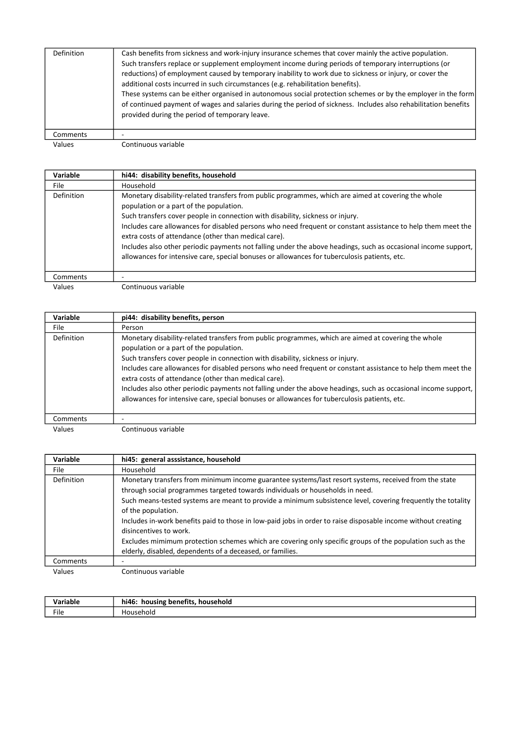| | |
|---|---|
| Definition | Cash benefits from sickness and work-injury insurance schemes that cover mainly the active population.<br>Such transfers replace or supplement employment income during periods of temporary interruptions (or reductions) of employment caused by temporary inability to work due to sickness or injury, or cover the additional costs incurred in such circumstances (e.g. rehabilitation benefits).<br>These systems can be either organised in autonomous social protection schemes or by the employer in the form of continued payment of wages and salaries during the period of sickness. Includes also rehabilitation benefits provided during the period of temporary leave. |
| Comments | - |
| Values | Continuous variable |

| **Variable** | **hi44: disability benefits, household** |
|---|---|
| File | Household |
| Definition | Monetary disability-related transfers from public programmes, which are aimed at covering the whole population or a part of the population.<br>Such transfers cover people in connection with disability, sickness or injury.<br>Includes care allowances for disabled persons who need frequent or constant assistance to help them meet the extra costs of attendance (other than medical care).<br>Includes also other periodic payments not falling under the above headings, such as occasional income support, allowances for intensive care, special bonuses or allowances for tuberculosis patients, etc. |
| Comments | - |
| Values | Continuous variable |

| **Variable** | **pi44: disability benefits, person** |
|---|---|
| File | Person |
| Definition | Monetary disability-related transfers from public programmes, which are aimed at covering the whole population or a part of the population.<br>Such transfers cover people in connection with disability, sickness or injury.<br>Includes care allowances for disabled persons who need frequent or constant assistance to help them meet the extra costs of attendance (other than medical care).<br>Includes also other periodic payments not falling under the above headings, such as occasional income support, allowances for intensive care, special bonuses or allowances for tuberculosis patients, etc. |
| Comments | - |
| Values | Continuous variable |

| **Variable** | **hi45: general asssistance, household** |
|---|---|
| File | Household |
| Definition | Monetary transfers from minimum income guarantee systems/last resort systems, received from the state through social programmes targeted towards individuals or households in need.<br>Such means-tested systems are meant to provide a minimum subsistence level, covering frequently the totality of the population.<br>Includes in-work benefits paid to those in low-paid jobs in order to raise disposable income without creating disincentives to work.<br>Excludes mimimum protection schemes which are covering only specific groups of the population such as the elderly, disabled, dependents of a deceased, or families. |
| Comments | - |
| Values | Continuous variable |

| **Variable** | **hi46: housing benefits, household** |
|---|---|
| File | Household |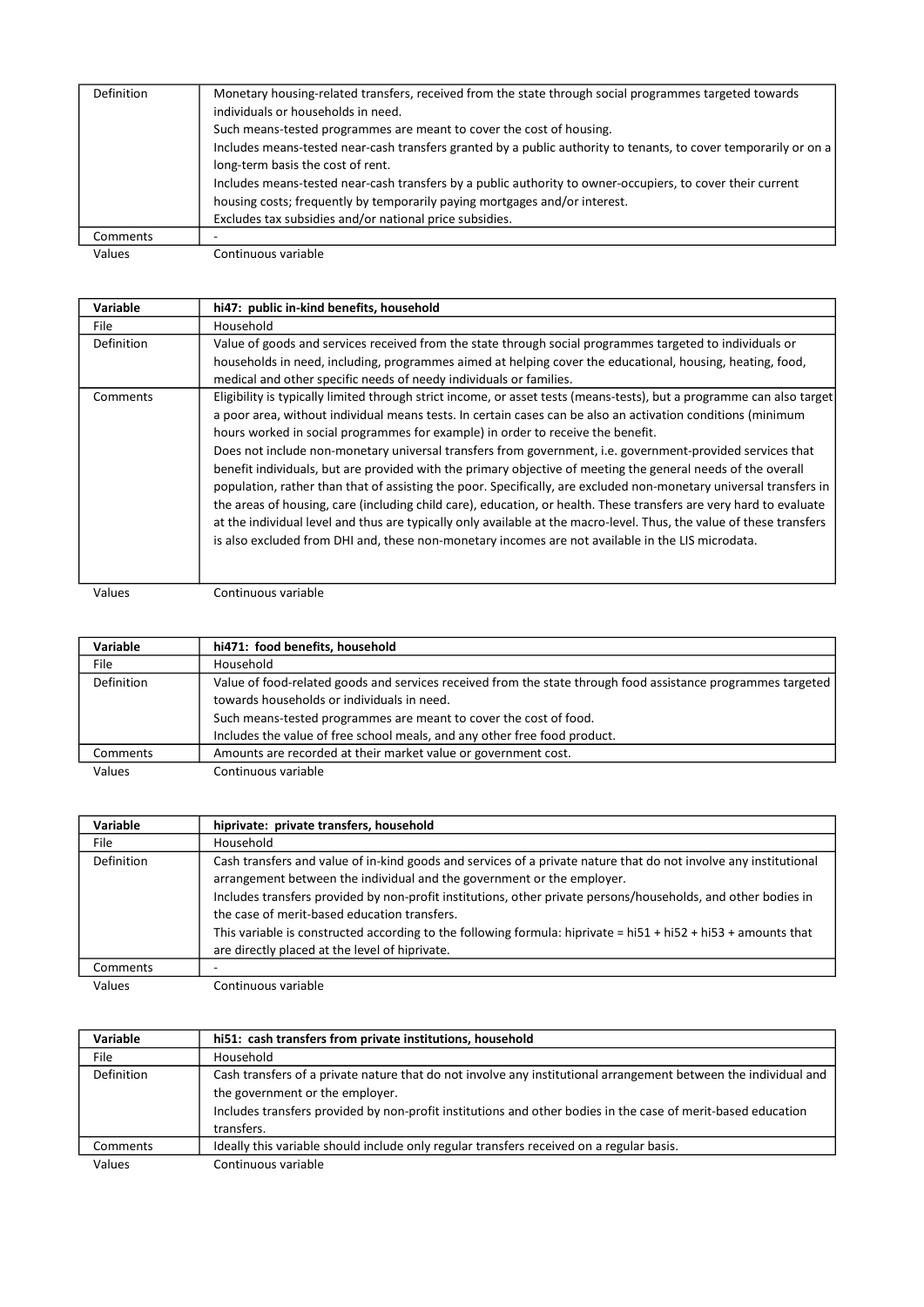| | |
|---|---|
| Definition | Monetary housing-related transfers, received from the state through social programmes targeted towards individuals or households in need.<br>Such means-tested programmes are meant to cover the cost of housing.<br>Includes means-tested near-cash transfers granted by a public authority to tenants, to cover temporarily or on a long-term basis the cost of rent.<br>Includes means-tested near-cash transfers by a public authority to owner-occupiers, to cover their current housing costs; frequently by temporarily paying mortgages and/or interest.<br>Excludes tax subsidies and/or national price subsidies. |
| Comments | - |
| Values | Continuous variable |

| Variable | hi47: public in-kind benefits, household |
|---|---|
| File | Household |
| Definition | Value of goods and services received from the state through social programmes targeted to individuals or households in need, including, programmes aimed at helping cover the educational, housing, heating, food, medical and other specific needs of needy individuals or families. |
| Comments | Eligibility is typically limited through strict income, or asset tests (means-tests), but a programme can also target a poor area, without individual means tests. In certain cases can be also an activation conditions (minimum hours worked in social programmes for example) in order to receive the benefit.<br>Does not include non-monetary universal transfers from government, i.e. government-provided services that benefit individuals, but are provided with the primary objective of meeting the general needs of the overall population, rather than that of assisting the poor. Specifically, are excluded non-monetary universal transfers in the areas of housing, care (including child care), education, or health. These transfers are very hard to evaluate at the individual level and thus are typically only available at the macro-level. Thus, the value of these transfers is also excluded from DHI and, these non-monetary incomes are not available in the LIS microdata. |
| Values | Continuous variable |

| Variable | hi471: food benefits, household |
|---|---|
| File | Household |
| Definition | Value of food-related goods and services received from the state through food assistance programmes targeted towards households or individuals in need.<br>Such means-tested programmes are meant to cover the cost of food.<br>Includes the value of free school meals, and any other free food product. |
| Comments | Amounts are recorded at their market value or government cost. |
| Values | Continuous variable |

| Variable | hiprivate: private transfers, household |
|---|---|
| File | Household |
| Definition | Cash transfers and value of in-kind goods and services of a private nature that do not involve any institutional arrangement between the individual and the government or the employer.<br>Includes transfers provided by non-profit institutions, other private persons/households, and other bodies in the case of merit-based education transfers.<br>This variable is constructed according to the following formula: hiprivate = hi51 + hi52 + hi53 + amounts that are directly placed at the level of hiprivate. |
| Comments | - |
| Values | Continuous variable |

| Variable | hi51: cash transfers from private institutions, household |
|---|---|
| File | Household |
| Definition | Cash transfers of a private nature that do not involve any institutional arrangement between the individual and the government or the employer.<br>Includes transfers provided by non-profit institutions and other bodies in the case of merit-based education transfers. |
| Comments | Ideally this variable should include only regular transfers received on a regular basis. |
| Values | Continuous variable |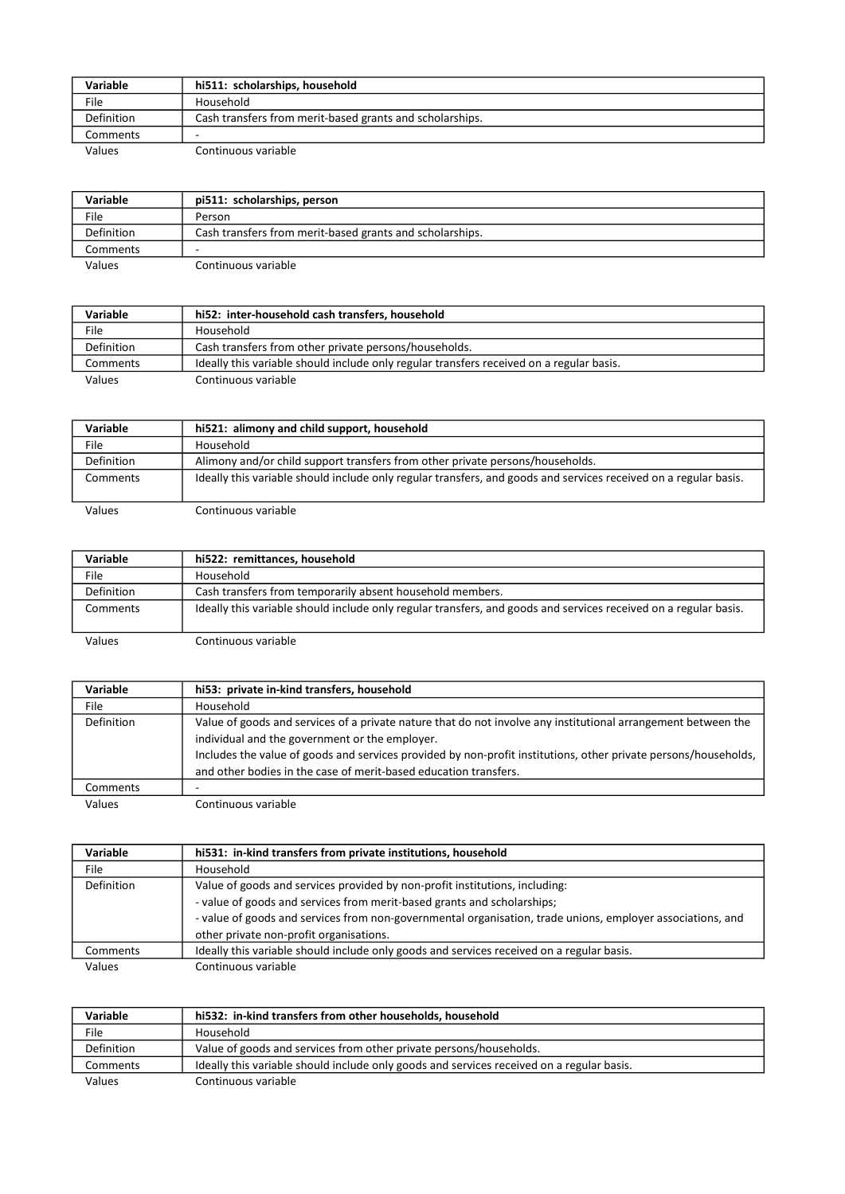| Variable | hi511: scholarships, household |
|---|---|
| File | Household |
| Definition | Cash transfers from merit-based grants and scholarships. |
| Comments | - |
| Values | Continuous variable |

| Variable | pi511: scholarships, person |
|---|---|
| File | Person |
| Definition | Cash transfers from merit-based grants and scholarships. |
| Comments | - |
| Values | Continuous variable |

| Variable | hi52: inter-household cash transfers, household |
|---|---|
| File | Household |
| Definition | Cash transfers from other private persons/households. |
| Comments | Ideally this variable should include only regular transfers received on a regular basis. |
| Values | Continuous variable |

| Variable | hi521: alimony and child support, household |
|---|---|
| File | Household |
| Definition | Alimony and/or child support transfers from other private persons/households. |
| Comments | Ideally this variable should include only regular transfers, and goods and services received on a regular basis. |
| Values | Continuous variable |

| Variable | hi522: remittances, household |
|---|---|
| File | Household |
| Definition | Cash transfers from temporarily absent household members. |
| Comments | Ideally this variable should include only regular transfers, and goods and services received on a regular basis. |
| Values | Continuous variable |

| Variable | hi53: private in-kind transfers, household |
|---|---|
| File | Household |
| Definition | Value of goods and services of a private nature that do not involve any institutional arrangement between the individual and the government or the employer. Includes the value of goods and services provided by non-profit institutions, other private persons/households, and other bodies in the case of merit-based education transfers. |
| Comments | - |
| Values | Continuous variable |

| Variable | hi531: in-kind transfers from private institutions, household |
|---|---|
| File | Household |
| Definition | Value of goods and services provided by non-profit institutions, including: - value of goods and services from merit-based grants and scholarships; - value of goods and services from non-governmental organisation, trade unions, employer associations, and other private non-profit organisations. |
| Comments | Ideally this variable should include only goods and services received on a regular basis. |
| Values | Continuous variable |

| Variable | hi532: in-kind transfers from other households, household |
|---|---|
| File | Household |
| Definition | Value of goods and services from other private persons/households. |
| Comments | Ideally this variable should include only goods and services received on a regular basis. |
| Values | Continuous variable |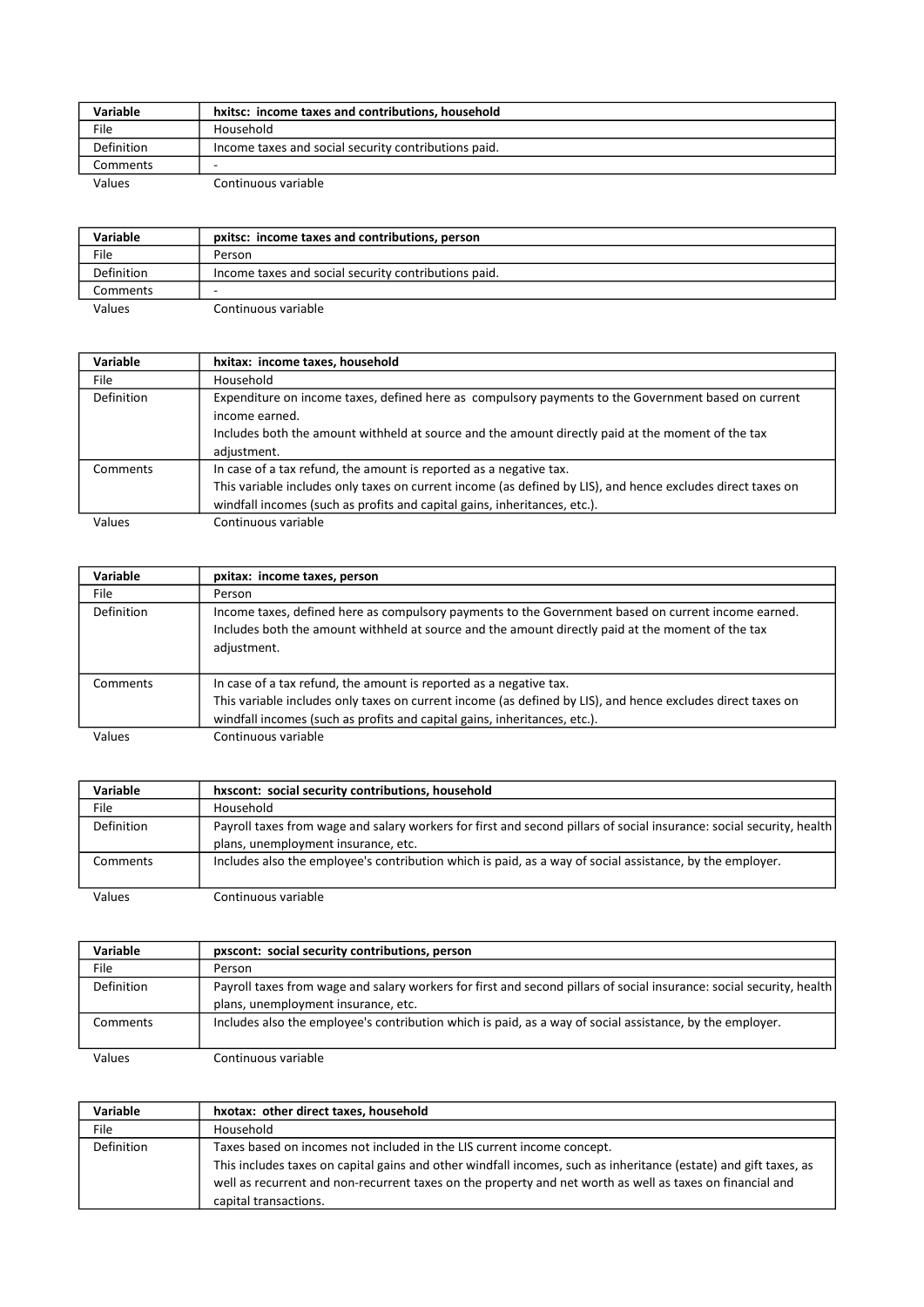| Variable | hxitsc: income taxes and contributions, household |
|---|---|
| File | Household |
| Definition | Income taxes and social security contributions paid. |
| Comments | - |
| Values | Continuous variable |

| Variable | pxitsc: income taxes and contributions, person |
|---|---|
| File | Person |
| Definition | Income taxes and social security contributions paid. |
| Comments | - |
| Values | Continuous variable |

| Variable | hxitax: income taxes, household |
|---|---|
| File | Household |
| Definition | Expenditure on income taxes, defined here as compulsory payments to the Government based on current income earned.<br>Includes both the amount withheld at source and the amount directly paid at the moment of the tax adjustment. |
| Comments | In case of a tax refund, the amount is reported as a negative tax.<br>This variable includes only taxes on current income (as defined by LIS), and hence excludes direct taxes on windfall incomes (such as profits and capital gains, inheritances, etc.). |
| Values | Continuous variable |

| Variable | pxitax: income taxes, person |
|---|---|
| File | Person |
| Definition | Income taxes, defined here as compulsory payments to the Government based on current income earned.<br>Includes both the amount withheld at source and the amount directly paid at the moment of the tax adjustment. |
| Comments | In case of a tax refund, the amount is reported as a negative tax.<br>This variable includes only taxes on current income (as defined by LIS), and hence excludes direct taxes on windfall incomes (such as profits and capital gains, inheritances, etc.). |
| Values | Continuous variable |

| Variable | hxscont: social security contributions, household |
|---|---|
| File | Household |
| Definition | Payroll taxes from wage and salary workers for first and second pillars of social insurance: social security, health plans, unemployment insurance, etc. |
| Comments | Includes also the employee's contribution which is paid, as a way of social assistance, by the employer. |
| Values | Continuous variable |

| Variable | pxscont: social security contributions, person |
|---|---|
| File | Person |
| Definition | Payroll taxes from wage and salary workers for first and second pillars of social insurance: social security, health plans, unemployment insurance, etc. |
| Comments | Includes also the employee's contribution which is paid, as a way of social assistance, by the employer. |
| Values | Continuous variable |

| Variable | hxotax: other direct taxes, household |
|---|---|
| File | Household |
| Definition | Taxes based on incomes not included in the LIS current income concept.<br>This includes taxes on capital gains and other windfall incomes, such as inheritance (estate) and gift taxes, as well as recurrent and non-recurrent taxes on the property and net worth as well as taxes on financial and capital transactions. |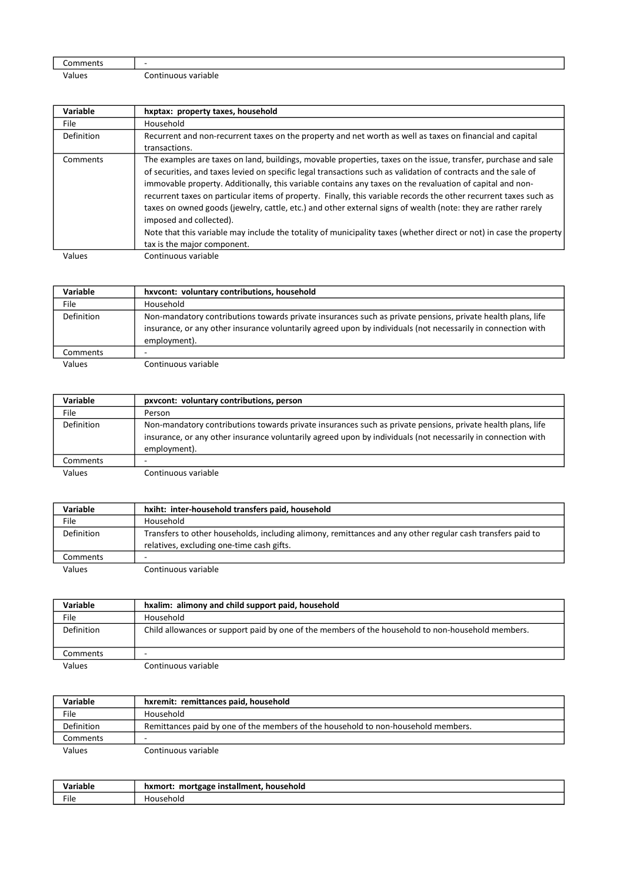| Comments | - |
|---|---|
| Values | Continuous variable |

| Variable | **hxptax: property taxes, household** |
|---|---|
| File | Household |
| Definition | Recurrent and non-recurrent taxes on the property and net worth as well as taxes on financial and capital transactions. |
| Comments | The examples are taxes on land, buildings, movable properties, taxes on the issue, transfer, purchase and sale of securities, and taxes levied on specific legal transactions such as validation of contracts and the sale of immovable property. Additionally, this variable contains any taxes on the revaluation of capital and non-recurrent taxes on particular items of property. Finally, this variable records the other recurrent taxes such as taxes on owned goods (jewelry, cattle, etc.) and other external signs of wealth (note: they are rather rarely imposed and collected). Note that this variable may include the totality of municipality taxes (whether direct or not) in case the property tax is the major component. |
| Values | Continuous variable |

| Variable | **hxvcont: voluntary contributions, household** |
|---|---|
| File | Household |
| Definition | Non-mandatory contributions towards private insurances such as private pensions, private health plans, life insurance, or any other insurance voluntarily agreed upon by individuals (not necessarily in connection with employment). |
| Comments | - |
| Values | Continuous variable |

| Variable | **pxvcont: voluntary contributions, person** |
|---|---|
| File | Person |
| Definition | Non-mandatory contributions towards private insurances such as private pensions, private health plans, life insurance, or any other insurance voluntarily agreed upon by individuals (not necessarily in connection with employment). |
| Comments | - |
| Values | Continuous variable |

| Variable | **hxiht: inter-household transfers paid, household** |
|---|---|
| File | Household |
| Definition | Transfers to other households, including alimony, remittances and any other regular cash transfers paid to relatives, excluding one-time cash gifts. |
| Comments | - |
| Values | Continuous variable |

| Variable | **hxalim: alimony and child support paid, household** |
|---|---|
| File | Household |
| Definition | Child allowances or support paid by one of the members of the household to non-household members. |
| Comments | - |
| Values | Continuous variable |

| Variable | **hxremit: remittances paid, household** |
|---|---|
| File | Household |
| Definition | Remittances paid by one of the members of the household to non-household members. |
| Comments | - |
| Values | Continuous variable |

| Variable | **hxmort: mortgage installment, household** |
|---|---|
| File | Household |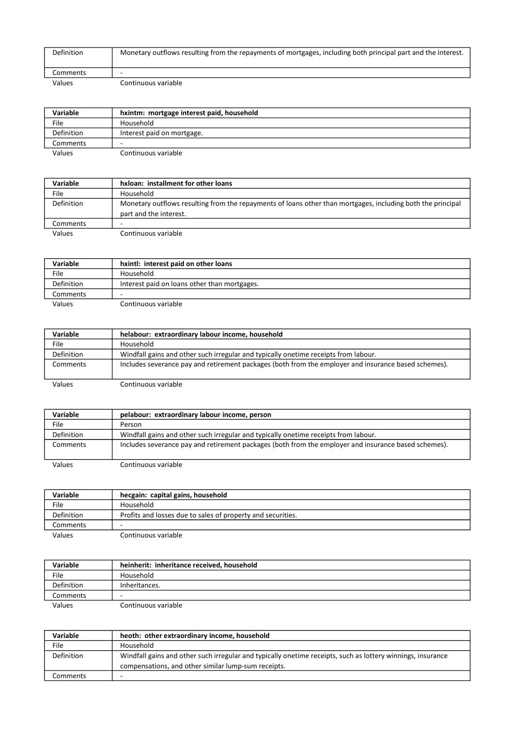| | |
|---|---|
| Definition | Monetary outflows resulting from the repayments of mortgages, including both principal part and the interest. |
| Comments | - |
| Values | Continuous variable |

| Variable | hxintm: mortgage interest paid, household |
|---|---|
| File | Household |
| Definition | Interest paid on mortgage. |
| Comments | - |
| Values | Continuous variable |

| Variable | hxloan: installment for other loans |
|---|---|
| File | Household |
| Definition | Monetary outflows resulting from the repayments of loans other than mortgages, including both the principal part and the interest. |
| Comments | - |
| Values | Continuous variable |

| Variable | hxintl: interest paid on other loans |
|---|---|
| File | Household |
| Definition | Interest paid on loans other than mortgages. |
| Comments | - |
| Values | Continuous variable |

| Variable | helabour: extraordinary labour income, household |
|---|---|
| File | Household |
| Definition | Windfall gains and other such irregular and typically onetime receipts from labour. |
| Comments | Includes severance pay and retirement packages (both from the employer and insurance based schemes). |
| Values | Continuous variable |

| Variable | pelabour: extraordinary labour income, person |
|---|---|
| File | Person |
| Definition | Windfall gains and other such irregular and typically onetime receipts from labour. |
| Comments | Includes severance pay and retirement packages (both from the employer and insurance based schemes). |
| Values | Continuous variable |

| Variable | hecgain: capital gains, household |
|---|---|
| File | Household |
| Definition | Profits and losses due to sales of property and securities. |
| Comments | - |
| Values | Continuous variable |

| Variable | heinherit: inheritance received, household |
|---|---|
| File | Household |
| Definition | Inheritances. |
| Comments | - |
| Values | Continuous variable |

| Variable | heoth: other extraordinary income, household |
|---|---|
| File | Household |
| Definition | Windfall gains and other such irregular and typically onetime receipts, such as lottery winnings, insurance compensations, and other similar lump-sum receipts. |
| Comments | - |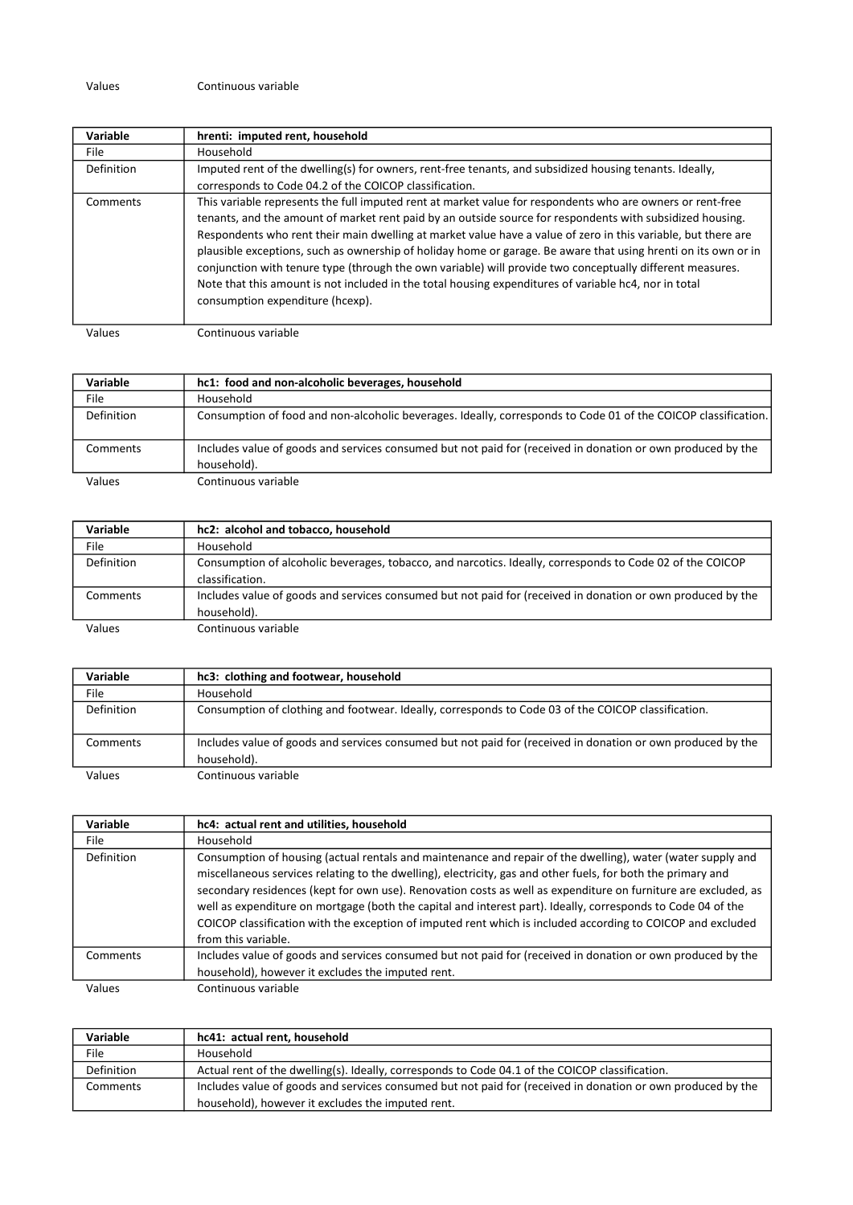| Values | Continuous variable |
|---|---|

| Variable | hrenti: imputed rent, household |
|---|---|
| File | Household |
| Definition | Imputed rent of the dwelling(s) for owners, rent-free tenants, and subsidized housing tenants. Ideally, corresponds to Code 04.2 of the COICOP classification. |
| Comments | This variable represents the full imputed rent at market value for respondents who are owners or rent-free tenants, and the amount of market rent paid by an outside source for respondents with subsidized housing. Respondents who rent their main dwelling at market value have a value of zero in this variable, but there are plausible exceptions, such as ownership of holiday home or garage. Be aware that using hrenti on its own or in conjunction with tenure type (through the own variable) will provide two conceptually different measures. Note that this amount is not included in the total housing expenditures of variable hc4, nor in total consumption expenditure (hcexp). |
| Values | Continuous variable |

| Variable | hc1: food and non-alcoholic beverages, household |
|---|---|
| File | Household |
| Definition | Consumption of food and non-alcoholic beverages. Ideally, corresponds to Code 01 of the COICOP classification. |
| Comments | Includes value of goods and services consumed but not paid for (received in donation or own produced by the household). |
| Values | Continuous variable |

| Variable | hc2: alcohol and tobacco, household |
|---|---|
| File | Household |
| Definition | Consumption of alcoholic beverages, tobacco, and narcotics. Ideally, corresponds to Code 02 of the COICOP classification. |
| Comments | Includes value of goods and services consumed but not paid for (received in donation or own produced by the household). |
| Values | Continuous variable |

| Variable | hc3: clothing and footwear, household |
|---|---|
| File | Household |
| Definition | Consumption of clothing and footwear. Ideally, corresponds to Code 03 of the COICOP classification. |
| Comments | Includes value of goods and services consumed but not paid for (received in donation or own produced by the household). |
| Values | Continuous variable |

| Variable | hc4: actual rent and utilities, household |
|---|---|
| File | Household |
| Definition | Consumption of housing (actual rentals and maintenance and repair of the dwelling), water (water supply and miscellaneous services relating to the dwelling), electricity, gas and other fuels, for both the primary and secondary residences (kept for own use). Renovation costs as well as expenditure on furniture are excluded, as well as expenditure on mortgage (both the capital and interest part). Ideally, corresponds to Code 04 of the COICOP classification with the exception of imputed rent which is included according to COICOP and excluded from this variable. |
| Comments | Includes value of goods and services consumed but not paid for (received in donation or own produced by the household), however it excludes the imputed rent. |
| Values | Continuous variable |

| Variable | hc41: actual rent, household |
|---|---|
| File | Household |
| Definition | Actual rent of the dwelling(s). Ideally, corresponds to Code 04.1 of the COICOP classification. |
| Comments | Includes value of goods and services consumed but not paid for (received in donation or own produced by the household), however it excludes the imputed rent. |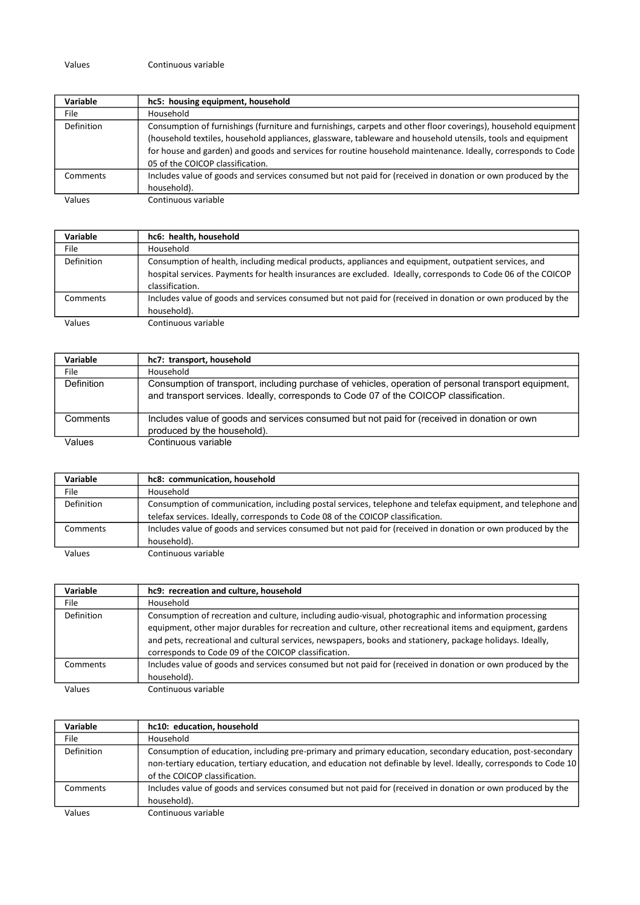| Values | Continuous variable |
|---|---|

| Variable | hc5: housing equipment, household |
|---|---|
| File | Household |
| Definition | Consumption of furnishings (furniture and furnishings, carpets and other floor coverings), household equipment (household textiles, household appliances, glassware, tableware and household utensils, tools and equipment for house and garden) and goods and services for routine household maintenance. Ideally, corresponds to Code 05 of the COICOP classification. |
| Comments | Includes value of goods and services consumed but not paid for (received in donation or own produced by the household). |
| Values | Continuous variable |

| Variable | hc6: health, household |
|---|---|
| File | Household |
| Definition | Consumption of health, including medical products, appliances and equipment, outpatient services, and hospital services. Payments for health insurances are excluded. Ideally, corresponds to Code 06 of the COICOP classification. |
| Comments | Includes value of goods and services consumed but not paid for (received in donation or own produced by the household). |
| Values | Continuous variable |

| Variable | hc7: transport, household |
|---|---|
| File | Household |
| Definition | Consumption of transport, including purchase of vehicles, operation of personal transport equipment, and transport services. Ideally, corresponds to Code 07 of the COICOP classification. |
| Comments | Includes value of goods and services consumed but not paid for (received in donation or own produced by the household). |
| Values | Continuous variable |

| Variable | hc8: communication, household |
|---|---|
| File | Household |
| Definition | Consumption of communication, including postal services, telephone and telefax equipment, and telephone and telefax services. Ideally, corresponds to Code 08 of the COICOP classification. |
| Comments | Includes value of goods and services consumed but not paid for (received in donation or own produced by the household). |
| Values | Continuous variable |

| Variable | hc9: recreation and culture, household |
|---|---|
| File | Household |
| Definition | Consumption of recreation and culture, including audio-visual, photographic and information processing equipment, other major durables for recreation and culture, other recreational items and equipment, gardens and pets, recreational and cultural services, newspapers, books and stationery, package holidays. Ideally, corresponds to Code 09 of the COICOP classification. |
| Comments | Includes value of goods and services consumed but not paid for (received in donation or own produced by the household). |
| Values | Continuous variable |

| Variable | hc10: education, household |
|---|---|
| File | Household |
| Definition | Consumption of education, including pre-primary and primary education, secondary education, post-secondary non-tertiary education, tertiary education, and education not definable by level. Ideally, corresponds to Code 10 of the COICOP classification. |
| Comments | Includes value of goods and services consumed but not paid for (received in donation or own produced by the household). |
| Values | Continuous variable |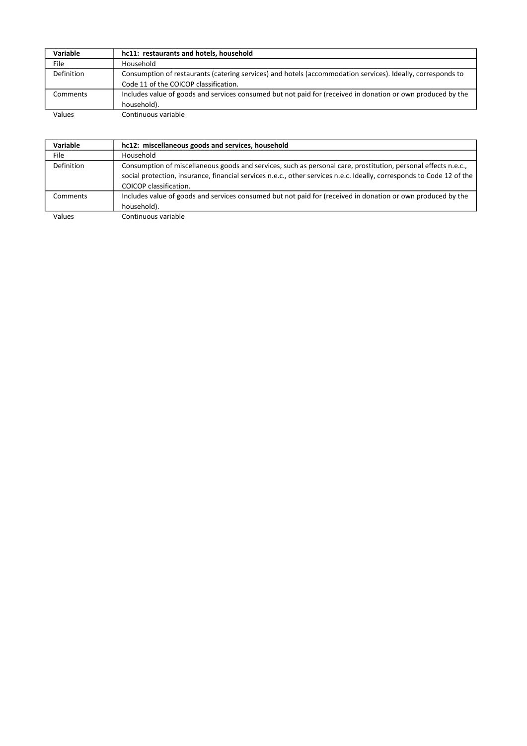| Variable | hc11: restaurants and hotels, household |
|---|---|
| File | Household |
| Definition | Consumption of restaurants (catering services) and hotels (accommodation services). Ideally, corresponds to Code 11 of the COICOP classification. |
| Comments | Includes value of goods and services consumed but not paid for (received in donation or own produced by the household). |
| Values | Continuous variable |

| Variable | hc12: miscellaneous goods and services, household |
|---|---|
| File | Household |
| Definition | Consumption of miscellaneous goods and services, such as personal care, prostitution, personal effects n.e.c., social protection, insurance, financial services n.e.c., other services n.e.c. Ideally, corresponds to Code 12 of the COICOP classification. |
| Comments | Includes value of goods and services consumed but not paid for (received in donation or own produced by the household). |
| Values | Continuous variable |